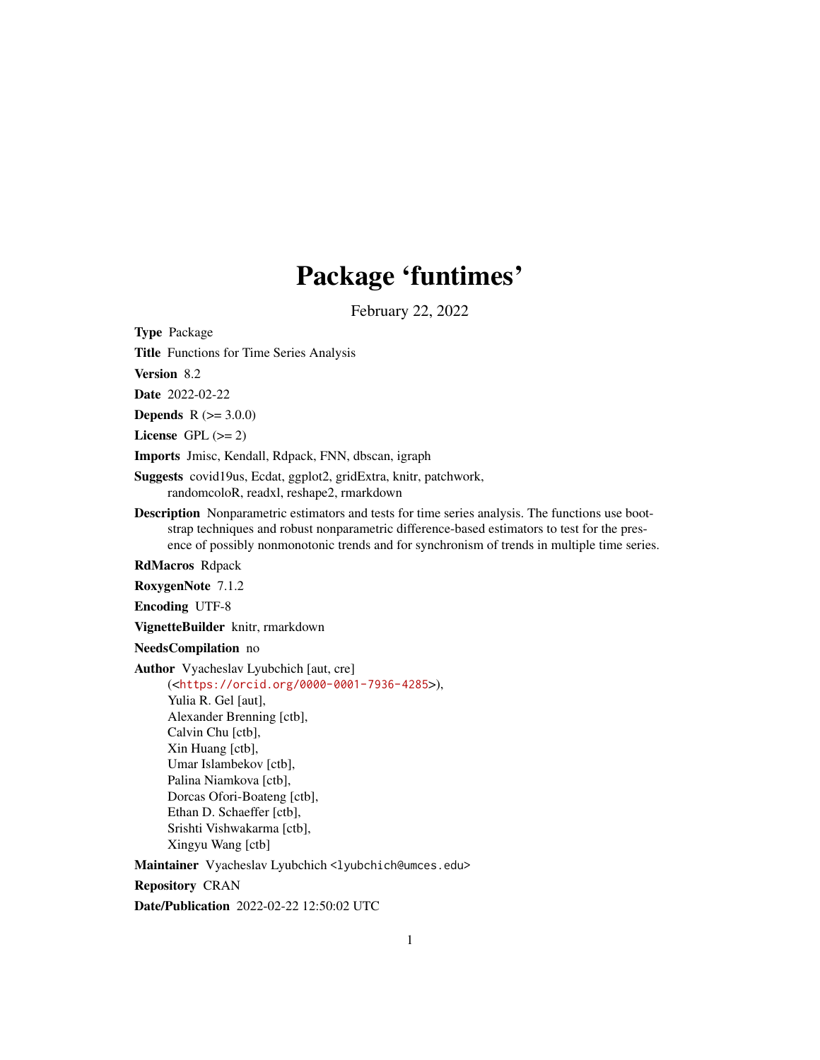# Package 'funtimes'

February 22, 2022

**Type** Package

**Title** Functions for Time Series Analysis

**Version** 8.2

**Date** 2022-02-22

**Depends** R (>= 3.0.0)

**License** GPL (>= 2)

**Imports** Jmisc, Kendall, Rdpack, FNN, dbscan, igraph

**Suggests** covid19us, Ecdat, ggplot2, gridExtra, knitr, patchwork, randomcoloR, readxl, reshape2, rmarkdown

**Description** Nonparametric estimators and tests for time series analysis. The functions use bootstrap techniques and robust nonparametric difference-based estimators to test for the presence of possibly nonmonotonic trends and for synchronism of trends in multiple time series.

**RdMacros** Rdpack

**RoxygenNote** 7.1.2

**Encoding** UTF-8

**VignetteBuilder** knitr, rmarkdown

**NeedsCompilation** no

**Author** Vyacheslav Lyubchich [aut, cre] (<https://orcid.org/0000-0001-7936-4285>), Yulia R. Gel [aut], Alexander Brenning [ctb], Calvin Chu [ctb], Xin Huang [ctb], Umar Islambekov [ctb], Palina Niamkova [ctb], Dorcas Ofori-Boateng [ctb], Ethan D. Schaeffer [ctb], Srishti Vishwakarma [ctb], Xingyu Wang [ctb]

**Maintainer** Vyacheslav Lyubchich <lyubchich@umces.edu>

**Repository** CRAN

**Date/Publication** 2022-02-22 12:50:02 UTC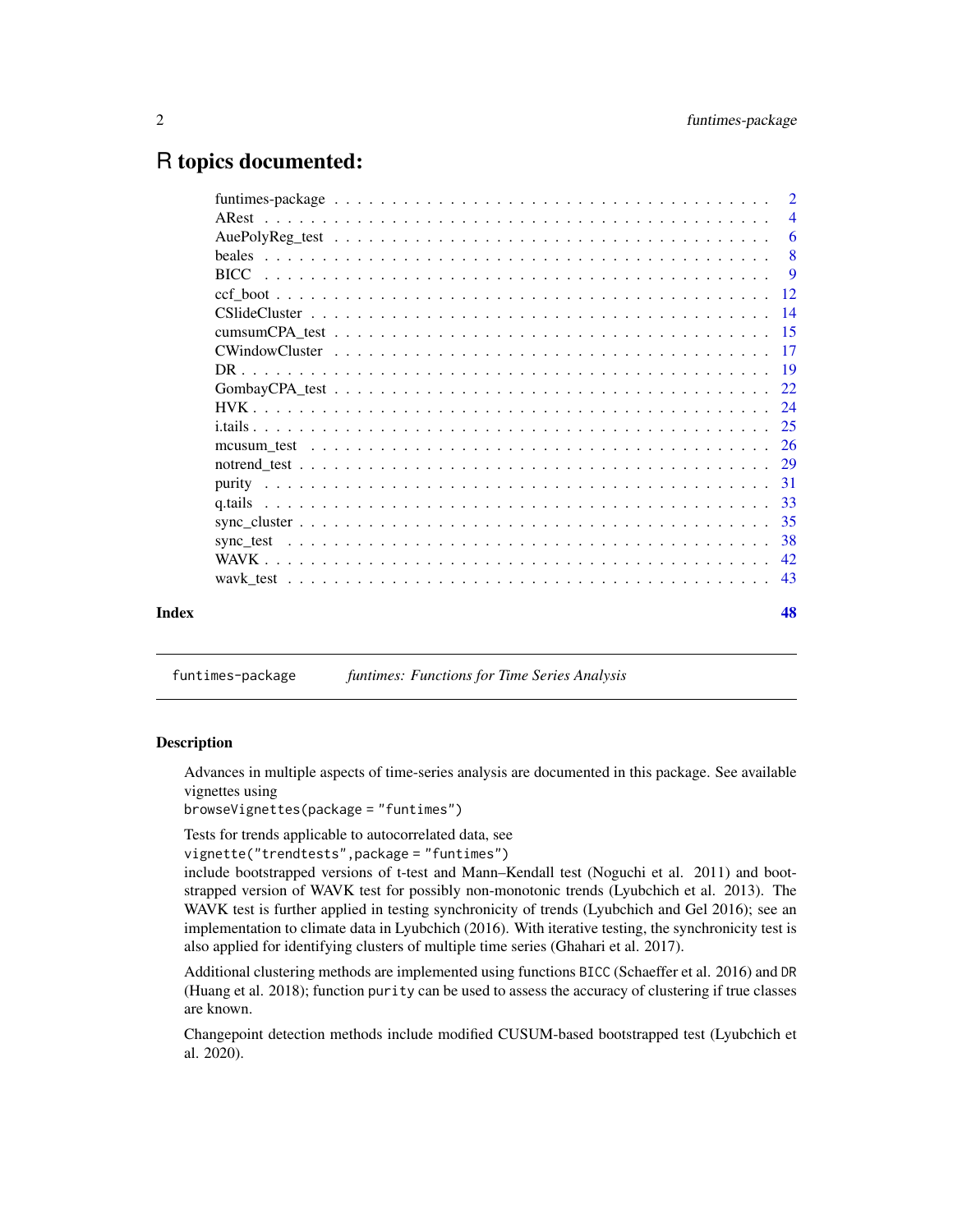# R topics documented:

| | |
|---|---|
| funtimes-package | 2 |
| ARest | 4 |
| AuePolyReg_test | 6 |
| beales | 8 |
| BICC | 9 |
| ccf_boot | 12 |
| CSlideCluster | 14 |
| cumsumCPA_test | 15 |
| CWindowCluster | 17 |
| DR | 19 |
| GombayCPA_test | 22 |
| HVK | 24 |
| i.tails | 25 |
| mcusum_test | 26 |
| notrend_test | 29 |
| purity | 31 |
| q.tails | 33 |
| sync_cluster | 35 |
| sync_test | 38 |
| WAVK | 42 |
| wavk_test | 43 |
| **Index** | **48** |

---

## funtimes-package — *funtimes: Functions for Time Series Analysis*

### Description

Advances in multiple aspects of time-series analysis are documented in this package. See available vignettes using

```
browseVignettes(package = "funtimes")
```

Tests for trends applicable to autocorrelated data, see

```
vignette("trendtests",package = "funtimes")
```

include bootstrapped versions of t-test and Mann–Kendall test (Noguchi et al. 2011) and bootstrapped version of WAVK test for possibly non-monotonic trends (Lyubchich et al. 2013). The WAVK test is further applied in testing synchronicity of trends (Lyubchich and Gel 2016); see an implementation to climate data in Lyubchich (2016). With iterative testing, the synchronicity test is also applied for identifying clusters of multiple time series (Ghahari et al. 2017).

Additional clustering methods are implemented using functions `BICC` (Schaeffer et al. 2016) and `DR` (Huang et al. 2018); function `purity` can be used to assess the accuracy of clustering if true classes are known.

Changepoint detection methods include modified CUSUM-based bootstrapped test (Lyubchich et al. 2020).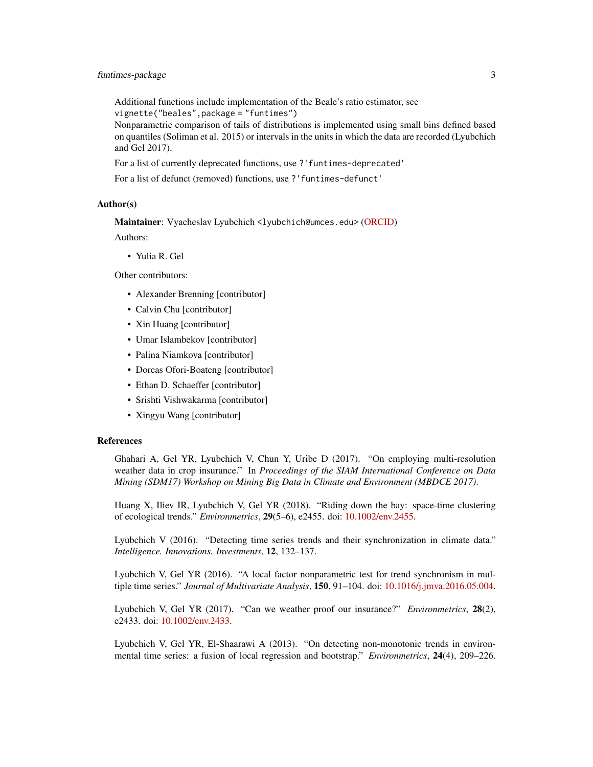Additional functions include implementation of the Beale's ratio estimator, see
`vignette("beales",package = "funtimes")`
Nonparametric comparison of tails of distributions is implemented using small bins defined based on quantiles (Soliman et al. 2015) or intervals in the units in which the data are recorded (Lyubchich and Gel 2017).

For a list of currently deprecated functions, use `?'funtimes-deprecated'`

For a list of defunct (removed) functions, use `?'funtimes-defunct'`

### Author(s)

**Maintainer**: Vyacheslav Lyubchich <lyubchich@umces.edu> (ORCID)

Authors:

- Yulia R. Gel

Other contributors:

- Alexander Brenning [contributor]
- Calvin Chu [contributor]
- Xin Huang [contributor]
- Umar Islambekov [contributor]
- Palina Niamkova [contributor]
- Dorcas Ofori-Boateng [contributor]
- Ethan D. Schaeffer [contributor]
- Srishti Vishwakarma [contributor]
- Xingyu Wang [contributor]

### References

Ghahari A, Gel YR, Lyubchich V, Chun Y, Uribe D (2017). "On employing multi-resolution weather data in crop insurance." In *Proceedings of the SIAM International Conference on Data Mining (SDM17) Workshop on Mining Big Data in Climate and Environment (MBDCE 2017).*

Huang X, Iliev IR, Lyubchich V, Gel YR (2018). "Riding down the bay: space-time clustering of ecological trends." *Environmetrics*, **29**(5–6), e2455. doi: 10.1002/env.2455.

Lyubchich V (2016). "Detecting time series trends and their synchronization in climate data." *Intelligence. Innovations. Investments*, **12**, 132–137.

Lyubchich V, Gel YR (2016). "A local factor nonparametric test for trend synchronism in multiple time series." *Journal of Multivariate Analysis*, **150**, 91–104. doi: 10.1016/j.jmva.2016.05.004.

Lyubchich V, Gel YR (2017). "Can we weather proof our insurance?" *Environmetrics*, **28**(2), e2433. doi: 10.1002/env.2433.

Lyubchich V, Gel YR, El-Shaarawi A (2013). "On detecting non-monotonic trends in environmental time series: a fusion of local regression and bootstrap." *Environmetrics*, **24**(4), 209–226.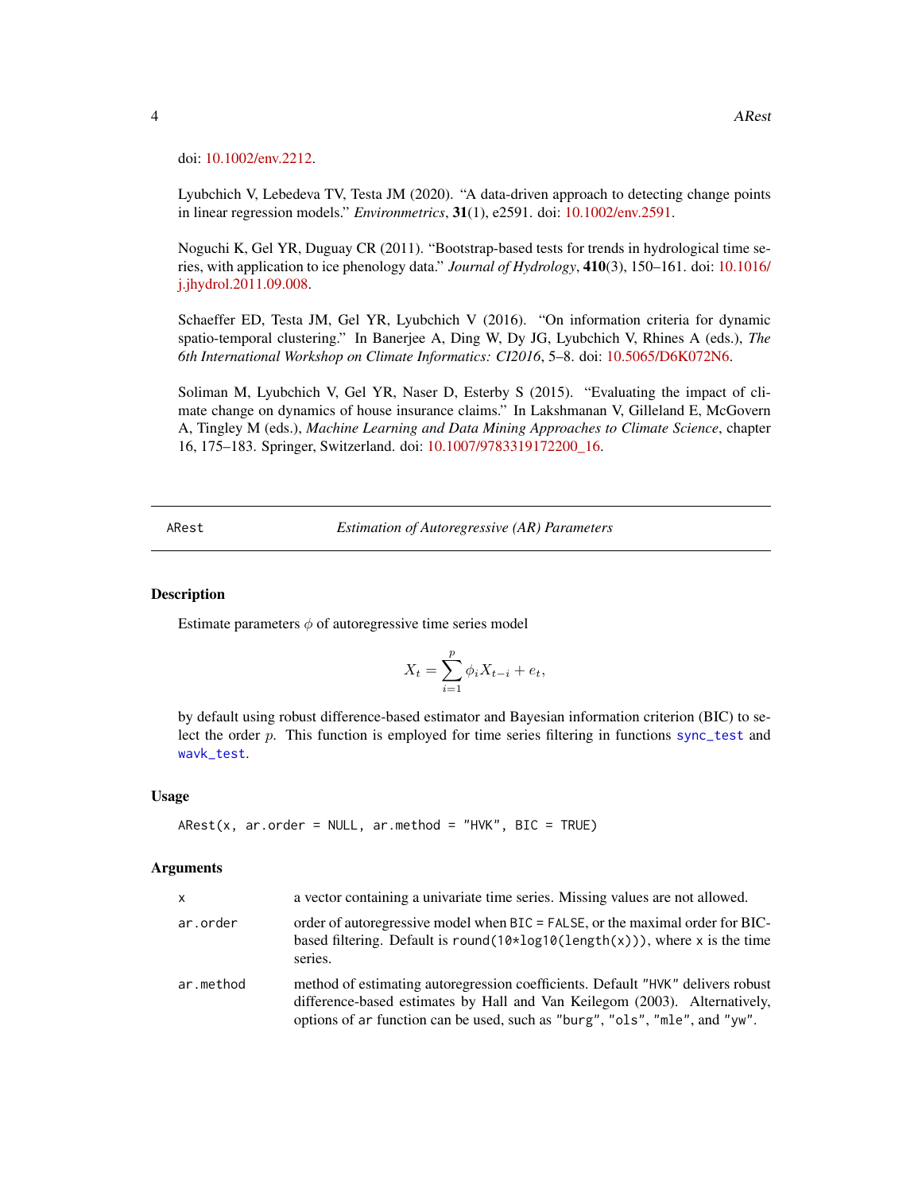doi: 10.1002/env.2212.

Lyubchich V, Lebedeva TV, Testa JM (2020). "A data-driven approach to detecting change points in linear regression models." *Environmetrics*, **31**(1), e2591. doi: 10.1002/env.2591.

Noguchi K, Gel YR, Duguay CR (2011). "Bootstrap-based tests for trends in hydrological time series, with application to ice phenology data." *Journal of Hydrology*, **410**(3), 150–161. doi: 10.1016/j.jhydrol.2011.09.008.

Schaeffer ED, Testa JM, Gel YR, Lyubchich V (2016). "On information criteria for dynamic spatio-temporal clustering." In Banerjee A, Ding W, Dy JG, Lyubchich V, Rhines A (eds.), *The 6th International Workshop on Climate Informatics: CI2016*, 5–8. doi: 10.5065/D6K072N6.

Soliman M, Lyubchich V, Gel YR, Naser D, Esterby S (2015). "Evaluating the impact of climate change on dynamics of house insurance claims." In Lakshmanan V, Gilleland E, McGovern A, Tingley M (eds.), *Machine Learning and Data Mining Approaches to Climate Science*, chapter 16, 175–183. Springer, Switzerland. doi: 10.1007/9783319172200_16.

---

## ARest — *Estimation of Autoregressive (AR) Parameters*

### Description

Estimate parameters $\phi$ of autoregressive time series model

$$X_t = \sum_{i=1}^{p} \phi_i X_{t-i} + e_t,$$

by default using robust difference-based estimator and Bayesian information criterion (BIC) to select the order $p$. This function is employed for time series filtering in functions `sync_test` and `wavk_test`.

### Usage

```
ARest(x, ar.order = NULL, ar.method = "HVK", BIC = TRUE)
```

### Arguments

| | |
|---|---|
| `x` | a vector containing a univariate time series. Missing values are not allowed. |
| `ar.order` | order of autoregressive model when `BIC = FALSE`, or the maximal order for BIC-based filtering. Default is `round(10*log10(length(x)))`, where `x` is the time series. |
| `ar.method` | method of estimating autoregression coefficients. Default `"HVK"` delivers robust difference-based estimates by Hall and Van Keilegom (2003). Alternatively, options of `ar` function can be used, such as `"burg"`, `"ols"`, `"mle"`, and `"yw"`. |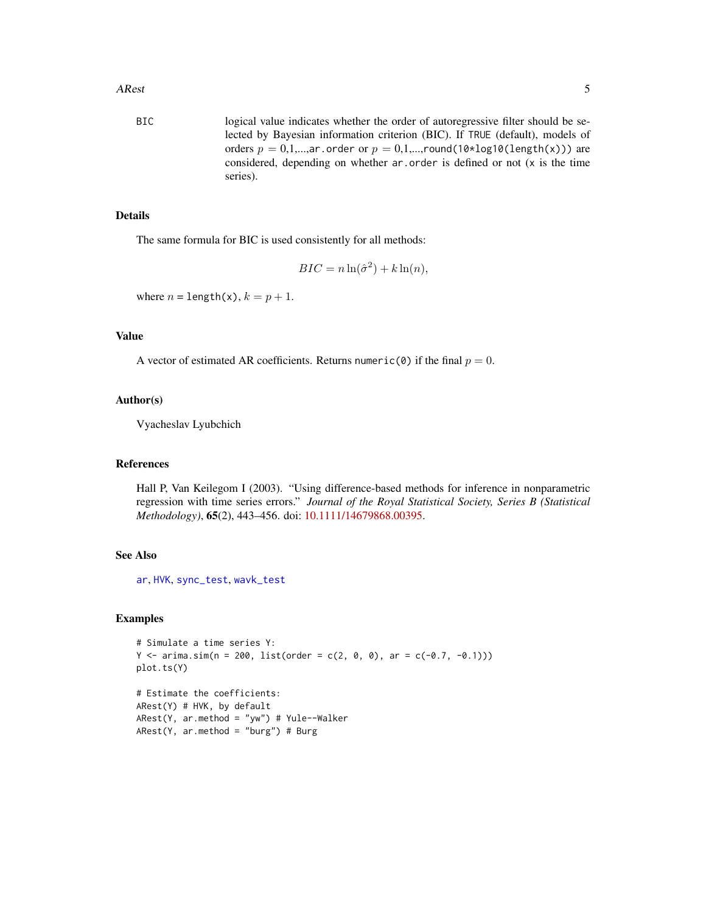BIC logical value indicates whether the order of autoregressive filter should be selected by Bayesian information criterion (BIC). If `TRUE` (default), models of orders $p$ = 0,1,...,`ar.order` or $p$ = 0,1,...,`round(10*log10(length(x)))` are considered, depending on whether `ar.order` is defined or not (`x` is the time series).

## Details

The same formula for BIC is used consistently for all methods:

$$BIC = n\ln(\hat{\sigma}^2) + k\ln(n),$$

where $n$ = `length(x)`, $k = p + 1$.

## Value

A vector of estimated AR coefficients. Returns `numeric(0)` if the final $p = 0$.

## Author(s)

Vyacheslav Lyubchich

## References

Hall P, Van Keilegom I (2003). "Using difference-based methods for inference in nonparametric regression with time series errors." *Journal of the Royal Statistical Society, Series B (Statistical Methodology)*, **65**(2), 443–456. doi: 10.1111/14679868.00395.

## See Also

`ar`, `HVK`, `sync_test`, `wavk_test`

## Examples

```
# Simulate a time series Y:
Y <- arima.sim(n = 200, list(order = c(2, 0, 0), ar = c(-0.7, -0.1)))
plot.ts(Y)

# Estimate the coefficients:
ARest(Y) # HVK, by default
ARest(Y, ar.method = "yw") # Yule--Walker
ARest(Y, ar.method = "burg") # Burg
```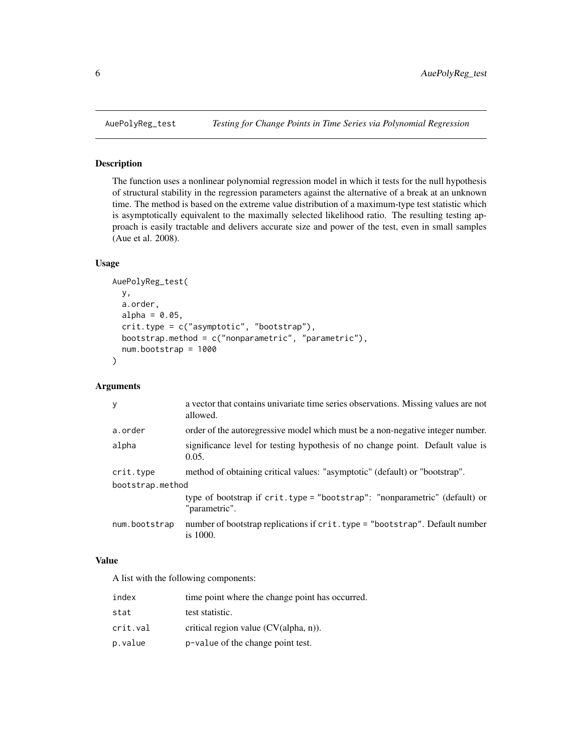# AuePolyReg_test — *Testing for Change Points in Time Series via Polynomial Regression*

## Description

The function uses a nonlinear polynomial regression model in which it tests for the null hypothesis of structural stability in the regression parameters against the alternative of a break at an unknown time. The method is based on the extreme value distribution of a maximum-type test statistic which is asymptotically equivalent to the maximally selected likelihood ratio. The resulting testing approach is easily tractable and delivers accurate size and power of the test, even in small samples (Aue et al. 2008).

## Usage

```
AuePolyReg_test(
  y,
  a.order,
  alpha = 0.05,
  crit.type = c("asymptotic", "bootstrap"),
  bootstrap.method = c("nonparametric", "parametric"),
  num.bootstrap = 1000
)
```

## Arguments

| Argument | Description |
|---|---|
| `y` | a vector that contains univariate time series observations. Missing values are not allowed. |
| `a.order` | order of the autoregressive model which must be a non-negative integer number. |
| `alpha` | significance level for testing hypothesis of no change point. Default value is 0.05. |
| `crit.type` | method of obtaining critical values: "asymptotic" (default) or "bootstrap". |
| `bootstrap.method` | type of bootstrap if `crit.type = "bootstrap"`: "nonparametric" (default) or "parametric". |
| `num.bootstrap` | number of bootstrap replications if `crit.type = "bootstrap"`. Default number is 1000. |

## Value

A list with the following components:

| Component | Description |
|---|---|
| `index` | time point where the change point has occurred. |
| `stat` | test statistic. |
| `crit.val` | critical region value (CV(alpha, n)). |
| `p.value` | p-value of the change point test. |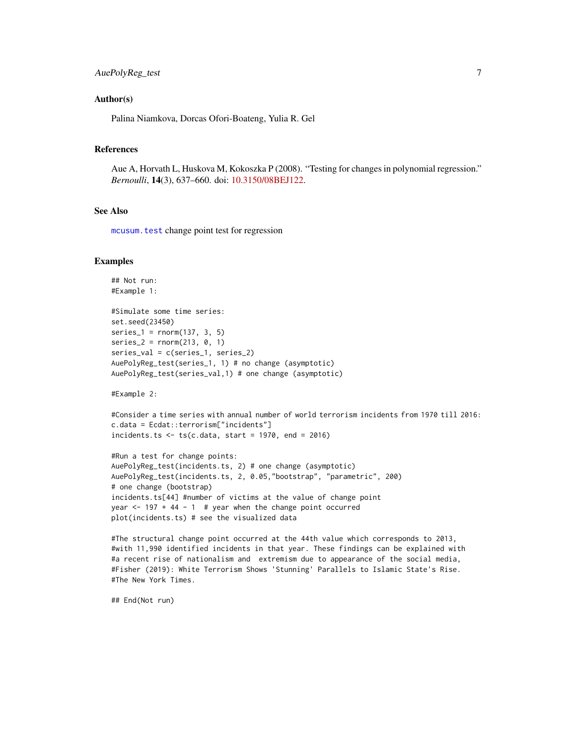### Author(s)

Palina Niamkova, Dorcas Ofori-Boateng, Yulia R. Gel

### References

Aue A, Horvath L, Huskova M, Kokoszka P (2008). "Testing for changes in polynomial regression." *Bernoulli*, **14**(3), 637–660. doi: 10.3150/08BEJ122.

### See Also

`mcusum.test` change point test for regression

### Examples

```
## Not run:
#Example 1:

#Simulate some time series:
set.seed(23450)
series_1 = rnorm(137, 3, 5)
series_2 = rnorm(213, 0, 1)
series_val = c(series_1, series_2)
AuePolyReg_test(series_1, 1) # no change (asymptotic)
AuePolyReg_test(series_val,1) # one change (asymptotic)

#Example 2:

#Consider a time series with annual number of world terrorism incidents from 1970 till 2016:
c.data = Ecdat::terrorism["incidents"]
incidents.ts <- ts(c.data, start = 1970, end = 2016)

#Run a test for change points:
AuePolyReg_test(incidents.ts, 2) # one change (asymptotic)
AuePolyReg_test(incidents.ts, 2, 0.05,"bootstrap", "parametric", 200)
# one change (bootstrap)
incidents.ts[44] #number of victims at the value of change point
year <- 197 + 44 - 1  # year when the change point occurred
plot(incidents.ts) # see the visualized data

#The structural change point occurred at the 44th value which corresponds to 2013,
#with 11,990 identified incidents in that year. These findings can be explained with
#a recent rise of nationalism and  extremism due to appearance of the social media,
#Fisher (2019): White Terrorism Shows 'Stunning' Parallels to Islamic State's Rise.
#The New York Times.

## End(Not run)
```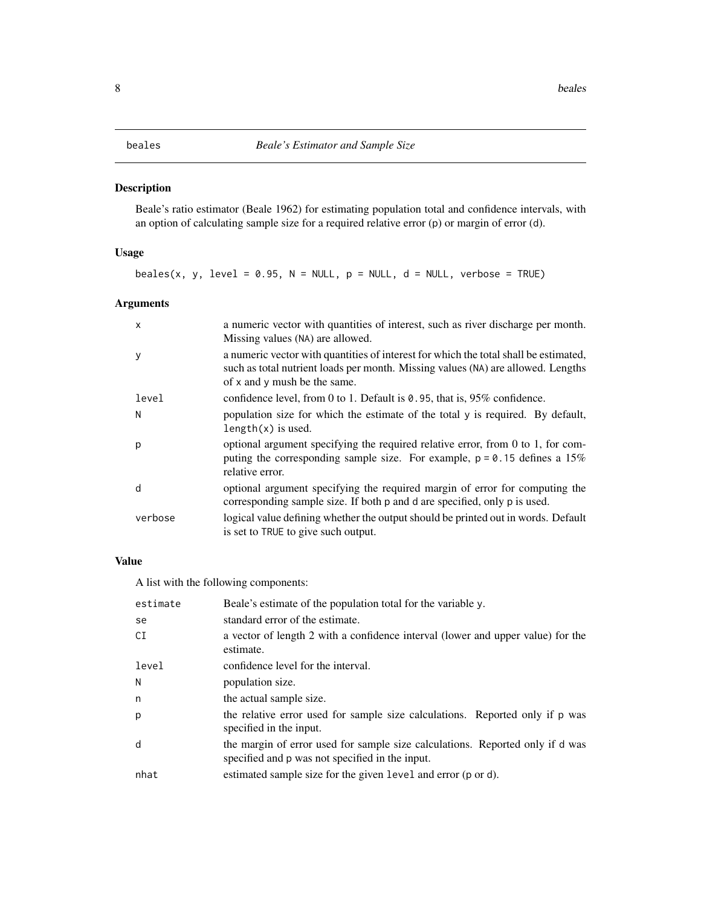`beales` *Beale's Estimator and Sample Size*

## Description

Beale's ratio estimator (Beale 1962) for estimating population total and confidence intervals, with an option of calculating sample size for a required relative error (p) or margin of error (d).

## Usage

```
beales(x, y, level = 0.95, N = NULL, p = NULL, d = NULL, verbose = TRUE)
```

## Arguments

| | |
|---|---|
| x | a numeric vector with quantities of interest, such as river discharge per month. Missing values (NA) are allowed. |
| y | a numeric vector with quantities of interest for which the total shall be estimated, such as total nutrient loads per month. Missing values (NA) are allowed. Lengths of x and y mush be the same. |
| level | confidence level, from 0 to 1. Default is 0.95, that is, 95% confidence. |
| N | population size for which the estimate of the total y is required. By default, length(x) is used. |
| p | optional argument specifying the required relative error, from 0 to 1, for computing the corresponding sample size. For example, p = 0.15 defines a 15% relative error. |
| d | optional argument specifying the required margin of error for computing the corresponding sample size. If both p and d are specified, only p is used. |
| verbose | logical value defining whether the output should be printed out in words. Default is set to TRUE to give such output. |

## Value

A list with the following components:

| | |
|---|---|
| estimate | Beale's estimate of the population total for the variable y. |
| se | standard error of the estimate. |
| CI | a vector of length 2 with a confidence interval (lower and upper value) for the estimate. |
| level | confidence level for the interval. |
| N | population size. |
| n | the actual sample size. |
| p | the relative error used for sample size calculations. Reported only if p was specified in the input. |
| d | the margin of error used for sample size calculations. Reported only if d was specified and p was not specified in the input. |
| nhat | estimated sample size for the given level and error (p or d). |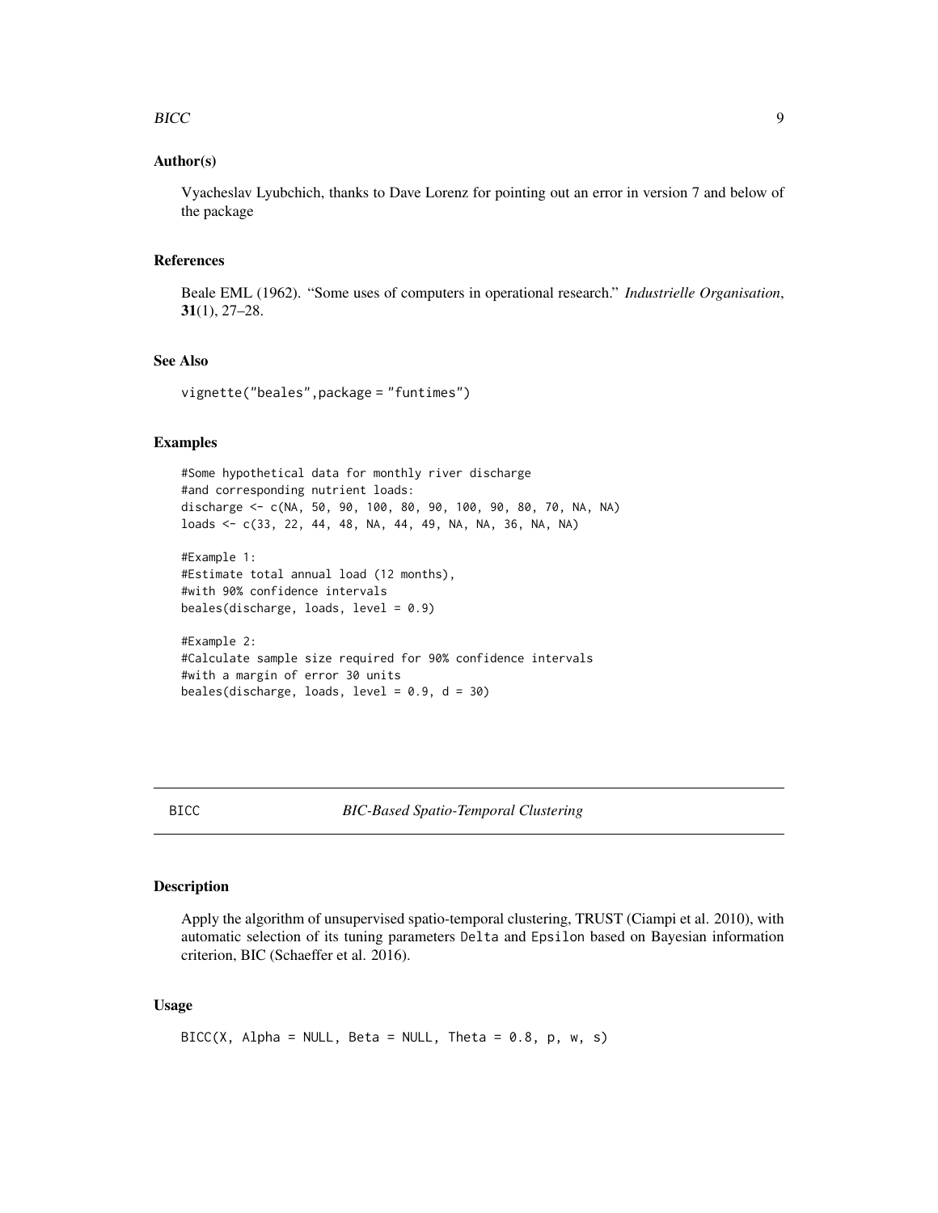### Author(s)

Vyacheslav Lyubchich, thanks to Dave Lorenz for pointing out an error in version 7 and below of the package

### References

Beale EML (1962). "Some uses of computers in operational research." *Industrielle Organisation*, **31**(1), 27–28.

### See Also

```
vignette("beales",package = "funtimes")
```

### Examples

```
#Some hypothetical data for monthly river discharge
#and corresponding nutrient loads:
discharge <- c(NA, 50, 90, 100, 80, 90, 100, 90, 80, 70, NA, NA)
loads <- c(33, 22, 44, 48, NA, 44, 49, NA, NA, 36, NA, NA)

#Example 1:
#Estimate total annual load (12 months),
#with 90% confidence intervals
beales(discharge, loads, level = 0.9)

#Example 2:
#Calculate sample size required for 90% confidence intervals
#with a margin of error 30 units
beales(discharge, loads, level = 0.9, d = 30)
```

---

## BICC — *BIC-Based Spatio-Temporal Clustering*

---

### Description

Apply the algorithm of unsupervised spatio-temporal clustering, TRUST (Ciampi et al. 2010), with automatic selection of its tuning parameters Delta and Epsilon based on Bayesian information criterion, BIC (Schaeffer et al. 2016).

### Usage

```
BICC(X, Alpha = NULL, Beta = NULL, Theta = 0.8, p, w, s)
```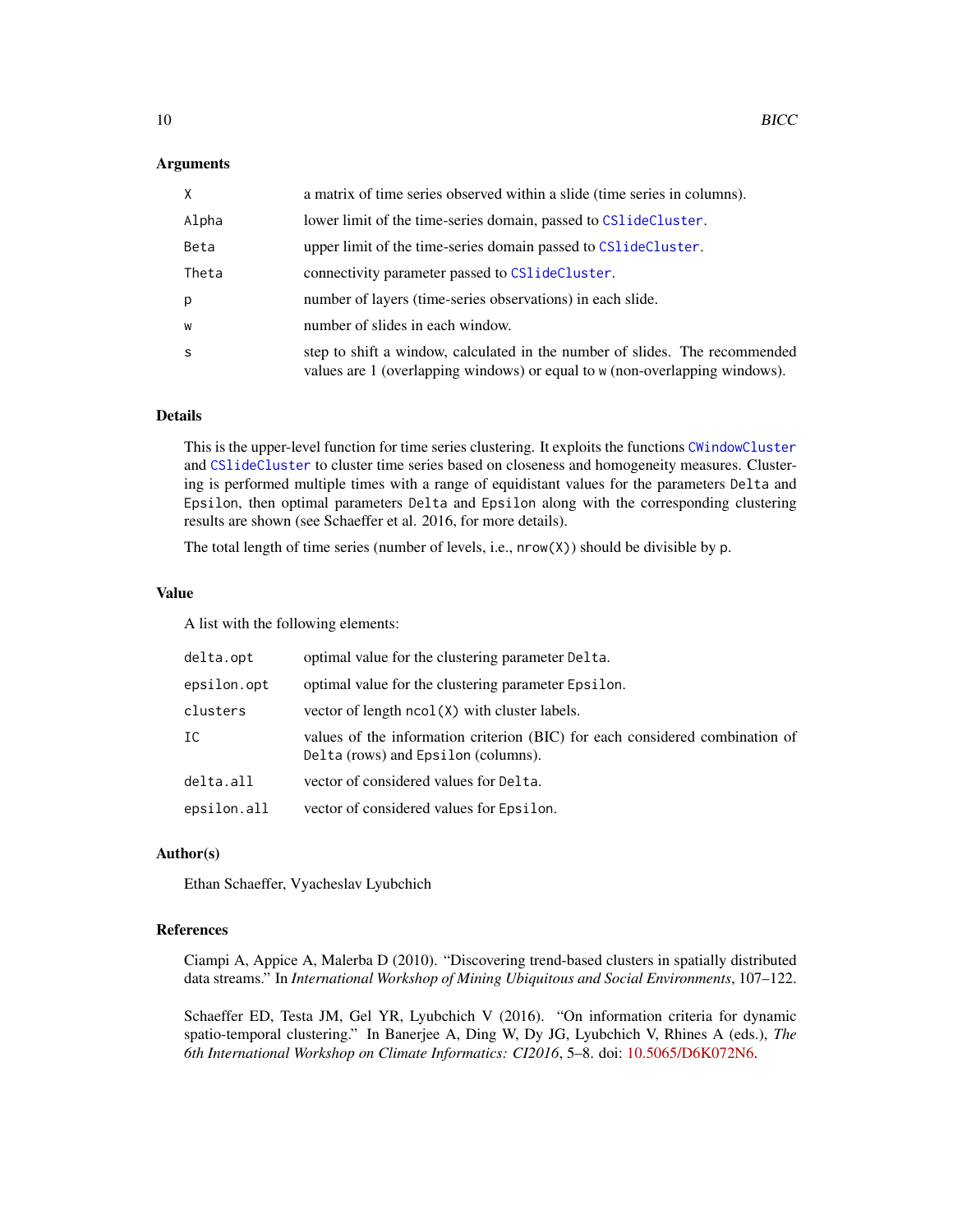### Arguments

| | |
|---|---|
| `X` | a matrix of time series observed within a slide (time series in columns). |
| `Alpha` | lower limit of the time-series domain, passed to `CSlideCluster`. |
| `Beta` | upper limit of the time-series domain passed to `CSlideCluster`. |
| `Theta` | connectivity parameter passed to `CSlideCluster`. |
| `p` | number of layers (time-series observations) in each slide. |
| `w` | number of slides in each window. |
| `s` | step to shift a window, calculated in the number of slides. The recommended values are 1 (overlapping windows) or equal to `w` (non-overlapping windows). |

### Details

This is the upper-level function for time series clustering. It exploits the functions `CWindowCluster` and `CSlideCluster` to cluster time series based on closeness and homogeneity measures. Clustering is performed multiple times with a range of equidistant values for the parameters `Delta` and `Epsilon`, then optimal parameters `Delta` and `Epsilon` along with the corresponding clustering results are shown (see Schaeffer et al. 2016, for more details).

The total length of time series (number of levels, i.e., `nrow(X)`) should be divisible by `p`.

### Value

A list with the following elements:

| | |
|---|---|
| `delta.opt` | optimal value for the clustering parameter `Delta`. |
| `epsilon.opt` | optimal value for the clustering parameter `Epsilon`. |
| `clusters` | vector of length `ncol(X)` with cluster labels. |
| `IC` | values of the information criterion (BIC) for each considered combination of `Delta` (rows) and `Epsilon` (columns). |
| `delta.all` | vector of considered values for `Delta`. |
| `epsilon.all` | vector of considered values for `Epsilon`. |

### Author(s)

Ethan Schaeffer, Vyacheslav Lyubchich

### References

Ciampi A, Appice A, Malerba D (2010). "Discovering trend-based clusters in spatially distributed data streams." In *International Workshop of Mining Ubiquitous and Social Environments*, 107–122.

Schaeffer ED, Testa JM, Gel YR, Lyubchich V (2016). "On information criteria for dynamic spatio-temporal clustering." In Banerjee A, Ding W, Dy JG, Lyubchich V, Rhines A (eds.), *The 6th International Workshop on Climate Informatics: CI2016*, 5–8. doi: 10.5065/D6K072N6.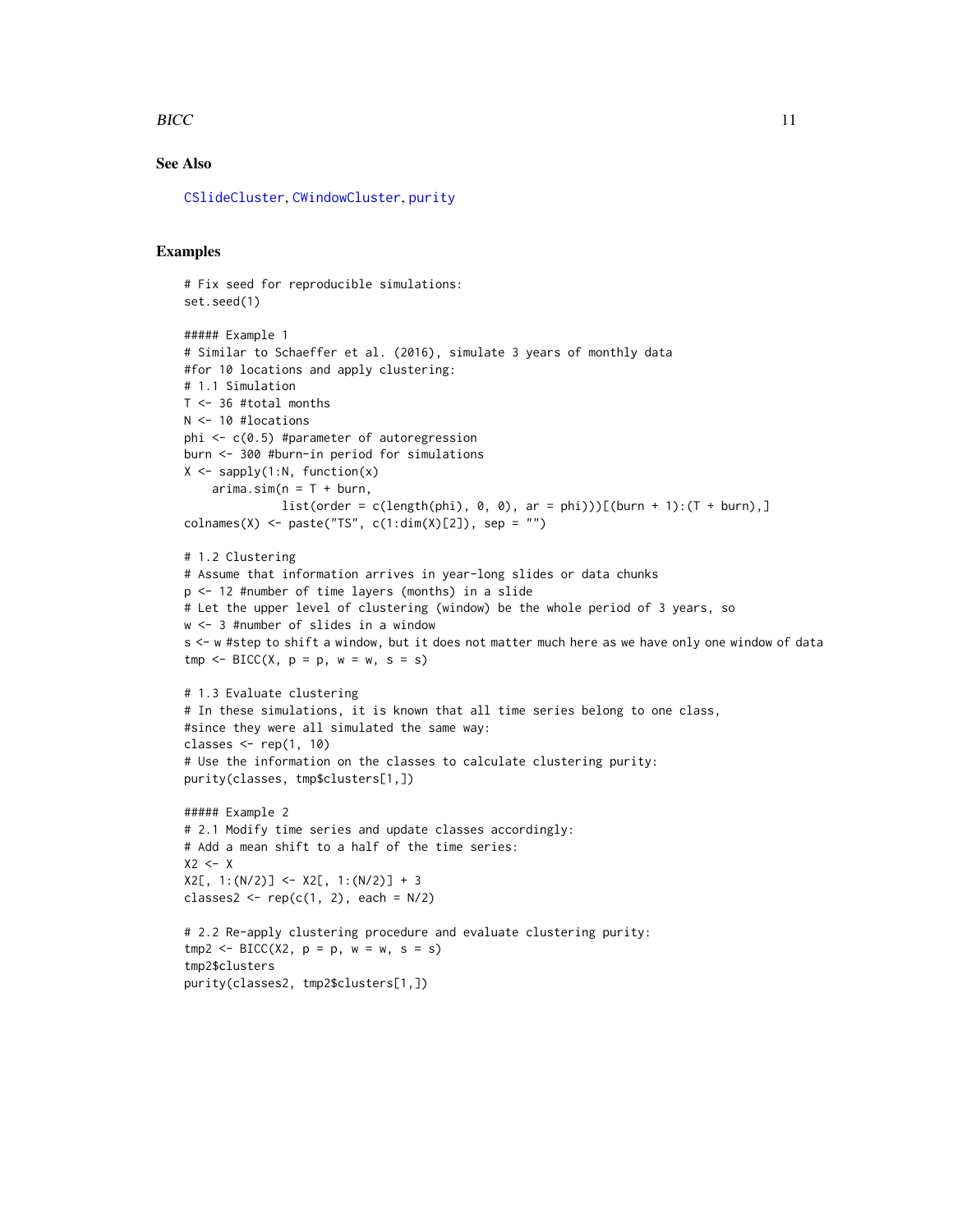## See Also

CSlideCluster, CWindowCluster, purity

## Examples

```
# Fix seed for reproducible simulations:
set.seed(1)

##### Example 1
# Similar to Schaeffer et al. (2016), simulate 3 years of monthly data
#for 10 locations and apply clustering:
# 1.1 Simulation
T <- 36 #total months
N <- 10 #locations
phi <- c(0.5) #parameter of autoregression
burn <- 300 #burn-in period for simulations
X <- sapply(1:N, function(x)
    arima.sim(n = T + burn,
              list(order = c(length(phi), 0, 0), ar = phi)))[(burn + 1):(T + burn),]
colnames(X) <- paste("TS", c(1:dim(X)[2]), sep = "")

# 1.2 Clustering
# Assume that information arrives in year-long slides or data chunks
p <- 12 #number of time layers (months) in a slide
# Let the upper level of clustering (window) be the whole period of 3 years, so
w <- 3 #number of slides in a window
s <- w #step to shift a window, but it does not matter much here as we have only one window of data
tmp <- BICC(X, p = p, w = w, s = s)

# 1.3 Evaluate clustering
# In these simulations, it is known that all time series belong to one class,
#since they were all simulated the same way:
classes <- rep(1, 10)
# Use the information on the classes to calculate clustering purity:
purity(classes, tmp$clusters[1,])

##### Example 2
# 2.1 Modify time series and update classes accordingly:
# Add a mean shift to a half of the time series:
X2 <- X
X2[, 1:(N/2)] <- X2[, 1:(N/2)] + 3
classes2 <- rep(c(1, 2), each = N/2)

# 2.2 Re-apply clustering procedure and evaluate clustering purity:
tmp2 <- BICC(X2, p = p, w = w, s = s)
tmp2$clusters
purity(classes2, tmp2$clusters[1,])
```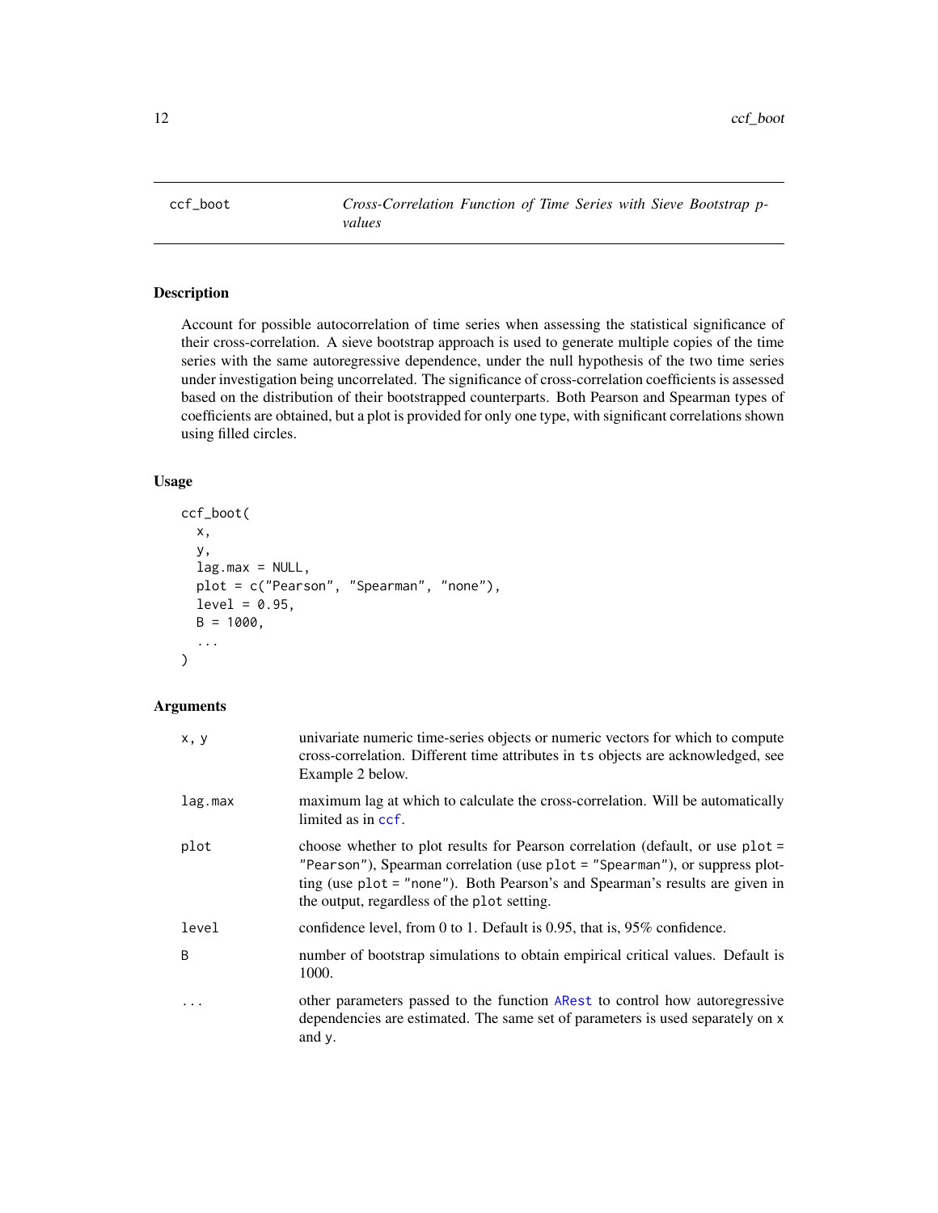# ccf_boot — *Cross-Correlation Function of Time Series with Sieve Bootstrap p-values*

## Description

Account for possible autocorrelation of time series when assessing the statistical significance of their cross-correlation. A sieve bootstrap approach is used to generate multiple copies of the time series with the same autoregressive dependence, under the null hypothesis of the two time series under investigation being uncorrelated. The significance of cross-correlation coefficients is assessed based on the distribution of their bootstrapped counterparts. Both Pearson and Spearman types of coefficients are obtained, but a plot is provided for only one type, with significant correlations shown using filled circles.

## Usage

```
ccf_boot(
  x,
  y,
  lag.max = NULL,
  plot = c("Pearson", "Spearman", "none"),
  level = 0.95,
  B = 1000,
  ...
)
```

## Arguments

| Argument | Description |
|---|---|
| `x, y` | univariate numeric time-series objects or numeric vectors for which to compute cross-correlation. Different time attributes in `ts` objects are acknowledged, see Example 2 below. |
| `lag.max` | maximum lag at which to calculate the cross-correlation. Will be automatically limited as in `ccf`. |
| `plot` | choose whether to plot results for Pearson correlation (default, or use `plot = "Pearson"`), Spearman correlation (use `plot = "Spearman"`), or suppress plotting (use `plot = "none"`). Both Pearson's and Spearman's results are given in the output, regardless of the `plot` setting. |
| `level` | confidence level, from 0 to 1. Default is 0.95, that is, 95% confidence. |
| `B` | number of bootstrap simulations to obtain empirical critical values. Default is 1000. |
| `...` | other parameters passed to the function `ARest` to control how autoregressive dependencies are estimated. The same set of parameters is used separately on `x` and `y`. |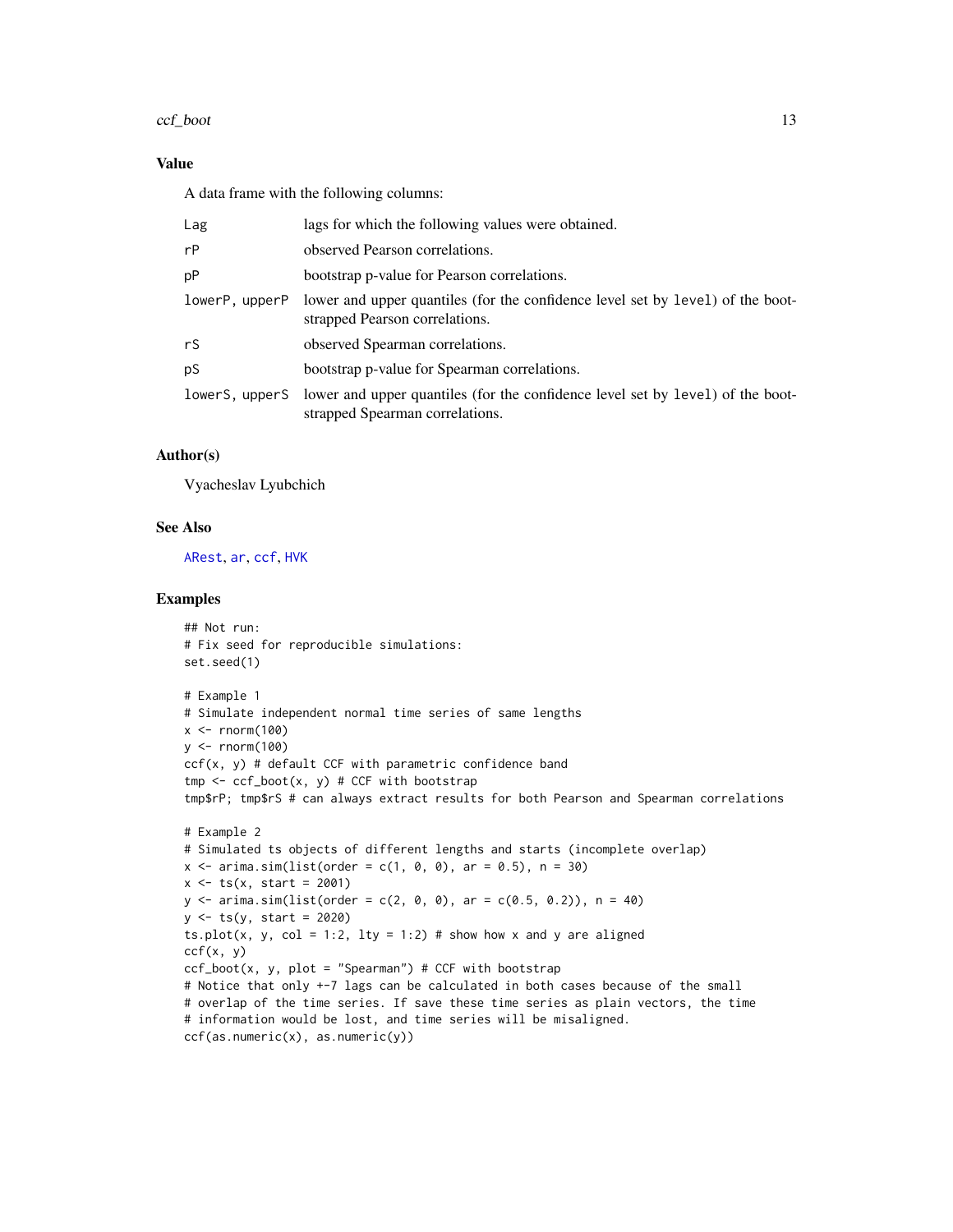## Value

A data frame with the following columns:

| | |
|---|---|
| Lag | lags for which the following values were obtained. |
| rP | observed Pearson correlations. |
| pP | bootstrap p-value for Pearson correlations. |
| lowerP, upperP | lower and upper quantiles (for the confidence level set by level) of the bootstrapped Pearson correlations. |
| rS | observed Spearman correlations. |
| pS | bootstrap p-value for Spearman correlations. |
| lowerS, upperS | lower and upper quantiles (for the confidence level set by level) of the bootstrapped Spearman correlations. |

## Author(s)

Vyacheslav Lyubchich

## See Also

ARest, ar, ccf, HVK

## Examples

```
## Not run:
# Fix seed for reproducible simulations:
set.seed(1)

# Example 1
# Simulate independent normal time series of same lengths
x <- rnorm(100)
y <- rnorm(100)
ccf(x, y) # default CCF with parametric confidence band
tmp <- ccf_boot(x, y) # CCF with bootstrap
tmp$rP; tmp$rS # can always extract results for both Pearson and Spearman correlations

# Example 2
# Simulated ts objects of different lengths and starts (incomplete overlap)
x <- arima.sim(list(order = c(1, 0, 0), ar = 0.5), n = 30)
x <- ts(x, start = 2001)
y <- arima.sim(list(order = c(2, 0, 0), ar = c(0.5, 0.2)), n = 40)
y <- ts(y, start = 2020)
ts.plot(x, y, col = 1:2, lty = 1:2) # show how x and y are aligned
ccf(x, y)
ccf_boot(x, y, plot = "Spearman") # CCF with bootstrap
# Notice that only +-7 lags can be calculated in both cases because of the small
# overlap of the time series. If save these time series as plain vectors, the time
# information would be lost, and time series will be misaligned.
ccf(as.numeric(x), as.numeric(y))
```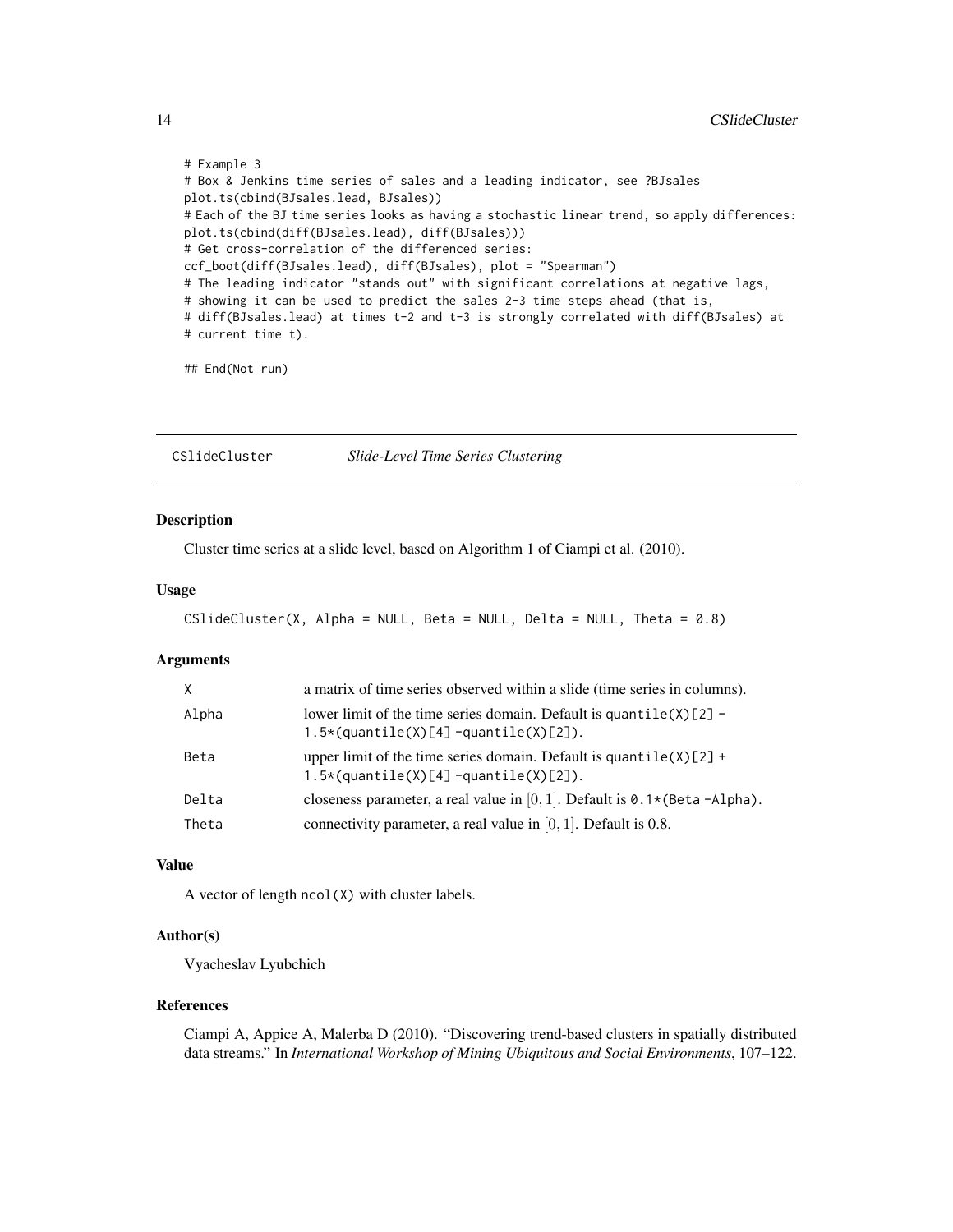```
# Example 3
# Box & Jenkins time series of sales and a leading indicator, see ?BJsales
plot.ts(cbind(BJsales.lead, BJsales))
# Each of the BJ time series looks as having a stochastic linear trend, so apply differences:
plot.ts(cbind(diff(BJsales.lead), diff(BJsales)))
# Get cross-correlation of the differenced series:
ccf_boot(diff(BJsales.lead), diff(BJsales), plot = "Spearman")
# The leading indicator "stands out" with significant correlations at negative lags,
# showing it can be used to predict the sales 2-3 time steps ahead (that is,
# diff(BJsales.lead) at times t-2 and t-3 is strongly correlated with diff(BJsales) at
# current time t).

## End(Not run)
```

## CSlideCluster *Slide-Level Time Series Clustering*

### Description

Cluster time series at a slide level, based on Algorithm 1 of Ciampi et al. (2010).

### Usage

```
CSlideCluster(X, Alpha = NULL, Beta = NULL, Delta = NULL, Theta = 0.8)
```

### Arguments

| | |
|---|---|
| X | a matrix of time series observed within a slide (time series in columns). |
| Alpha | lower limit of the time series domain. Default is `quantile(X)[2] - 1.5*(quantile(X)[4] -quantile(X)[2])`. |
| Beta | upper limit of the time series domain. Default is `quantile(X)[2] + 1.5*(quantile(X)[4] -quantile(X)[2])`. |
| Delta | closeness parameter, a real value in $[0, 1]$. Default is `0.1*(Beta -Alpha)`. |
| Theta | connectivity parameter, a real value in $[0, 1]$. Default is 0.8. |

### Value

A vector of length `ncol(X)` with cluster labels.

### Author(s)

Vyacheslav Lyubchich

### References

Ciampi A, Appice A, Malerba D (2010). "Discovering trend-based clusters in spatially distributed data streams." In *International Workshop of Mining Ubiquitous and Social Environments*, 107–122.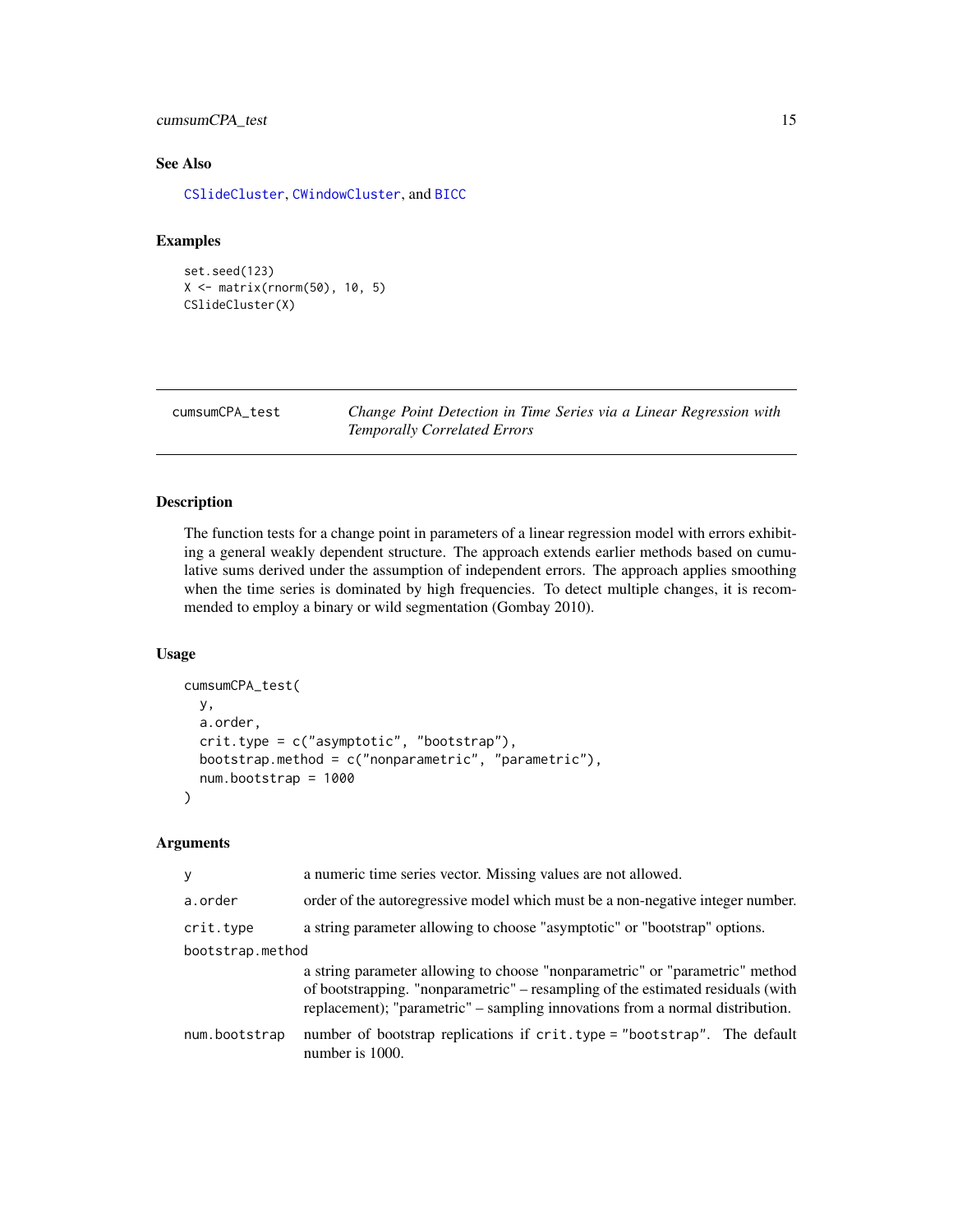## See Also

CSlideCluster, CWindowCluster, and BICC

## Examples

```
set.seed(123)
X <- matrix(rnorm(50), 10, 5)
CSlideCluster(X)
```

---

# cumsumCPA_test — *Change Point Detection in Time Series via a Linear Regression with Temporally Correlated Errors*

---

## Description

The function tests for a change point in parameters of a linear regression model with errors exhibiting a general weakly dependent structure. The approach extends earlier methods based on cumulative sums derived under the assumption of independent errors. The approach applies smoothing when the time series is dominated by high frequencies. To detect multiple changes, it is recommended to employ a binary or wild segmentation (Gombay 2010).

## Usage

```
cumsumCPA_test(
  y,
  a.order,
  crit.type = c("asymptotic", "bootstrap"),
  bootstrap.method = c("nonparametric", "parametric"),
  num.bootstrap = 1000
)
```

## Arguments

| Argument | Description |
|---|---|
| `y` | a numeric time series vector. Missing values are not allowed. |
| `a.order` | order of the autoregressive model which must be a non-negative integer number. |
| `crit.type` | a string parameter allowing to choose "asymptotic" or "bootstrap" options. |
| `bootstrap.method` | a string parameter allowing to choose "nonparametric" or "parametric" method of bootstrapping. "nonparametric" – resampling of the estimated residuals (with replacement); "parametric" – sampling innovations from a normal distribution. |
| `num.bootstrap` | number of bootstrap replications if `crit.type = "bootstrap"`. The default number is 1000. |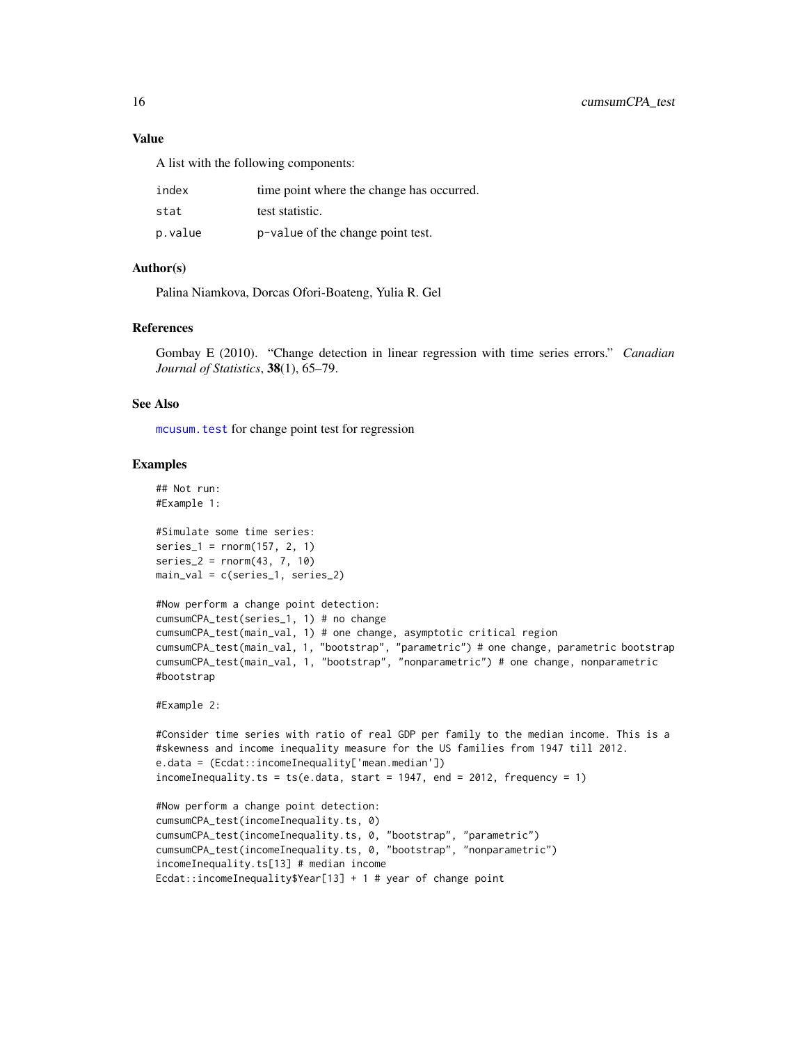### Value

A list with the following components:

| | |
|---|---|
| `index` | time point where the change has occurred. |
| `stat` | test statistic. |
| `p.value` | `p-value` of the change point test. |

### Author(s)

Palina Niamkova, Dorcas Ofori-Boateng, Yulia R. Gel

### References

Gombay E (2010). "Change detection in linear regression with time series errors." *Canadian Journal of Statistics*, **38**(1), 65–79.

### See Also

`mcusum.test` for change point test for regression

### Examples

```
## Not run:
#Example 1:

#Simulate some time series:
series_1 = rnorm(157, 2, 1)
series_2 = rnorm(43, 7, 10)
main_val = c(series_1, series_2)

#Now perform a change point detection:
cumsumCPA_test(series_1, 1) # no change
cumsumCPA_test(main_val, 1) # one change, asymptotic critical region
cumsumCPA_test(main_val, 1, "bootstrap", "parametric") # one change, parametric bootstrap
cumsumCPA_test(main_val, 1, "bootstrap", "nonparametric") # one change, nonparametric
#bootstrap

#Example 2:

#Consider time series with ratio of real GDP per family to the median income. This is a
#skewness and income inequality measure for the US families from 1947 till 2012.
e.data = (Ecdat::incomeInequality['mean.median'])
incomeInequality.ts = ts(e.data, start = 1947, end = 2012, frequency = 1)

#Now perform a change point detection:
cumsumCPA_test(incomeInequality.ts, 0)
cumsumCPA_test(incomeInequality.ts, 0, "bootstrap", "parametric")
cumsumCPA_test(incomeInequality.ts, 0, "bootstrap", "nonparametric")
incomeInequality.ts[13] # median income
Ecdat::incomeInequality$Year[13] + 1 # year of change point
```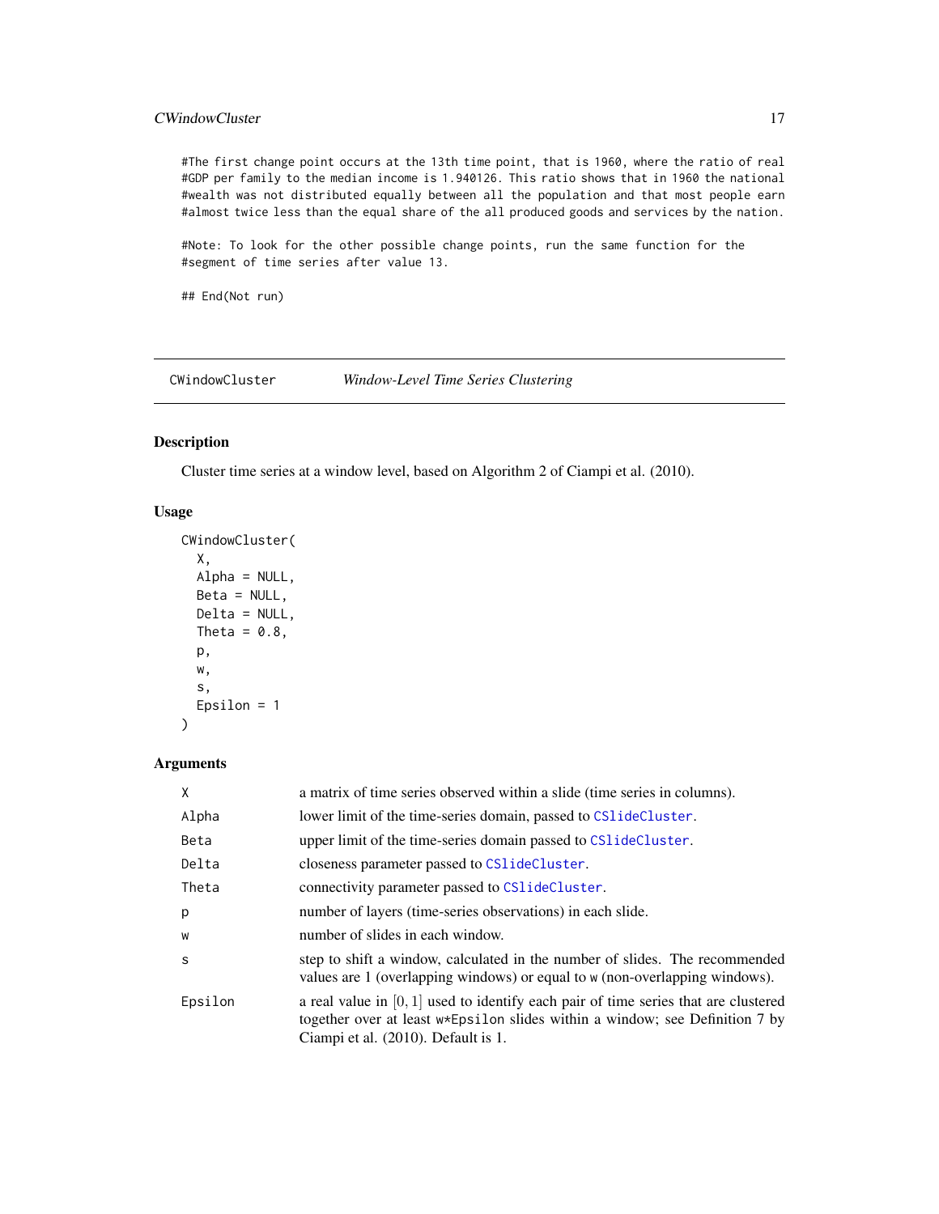```
#The first change point occurs at the 13th time point, that is 1960, where the ratio of real
#GDP per family to the median income is 1.940126. This ratio shows that in 1960 the national
#wealth was not distributed equally between all the population and that most people earn
#almost twice less than the equal share of the all produced goods and services by the nation.

#Note: To look for the other possible change points, run the same function for the
#segment of time series after value 13.

## End(Not run)
```

---

CWindowCluster *Window-Level Time Series Clustering*

---

## Description

Cluster time series at a window level, based on Algorithm 2 of Ciampi et al. (2010).

## Usage

```
CWindowCluster(
  X,
  Alpha = NULL,
  Beta = NULL,
  Delta = NULL,
  Theta = 0.8,
  p,
  w,
  s,
  Epsilon = 1
)
```

## Arguments

| | |
|---|---|
| X | a matrix of time series observed within a slide (time series in columns). |
| Alpha | lower limit of the time-series domain, passed to CSlideCluster. |
| Beta | upper limit of the time-series domain passed to CSlideCluster. |
| Delta | closeness parameter passed to CSlideCluster. |
| Theta | connectivity parameter passed to CSlideCluster. |
| p | number of layers (time-series observations) in each slide. |
| w | number of slides in each window. |
| s | step to shift a window, calculated in the number of slides. The recommended values are 1 (overlapping windows) or equal to w (non-overlapping windows). |
| Epsilon | a real value in $[0, 1]$ used to identify each pair of time series that are clustered together over at least w*Epsilon slides within a window; see Definition 7 by Ciampi et al. (2010). Default is 1. |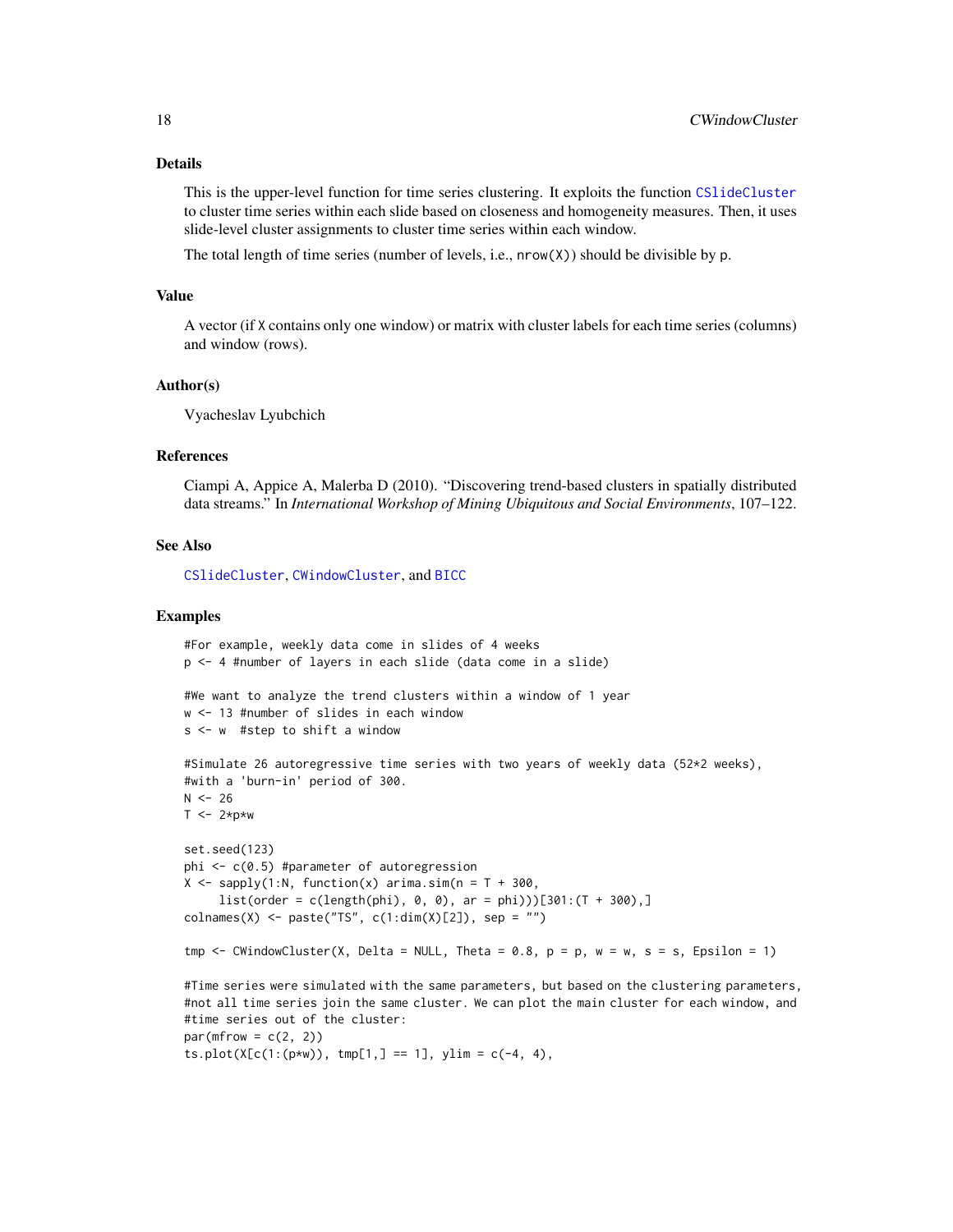### Details

This is the upper-level function for time series clustering. It exploits the function `CSlideCluster` to cluster time series within each slide based on closeness and homogeneity measures. Then, it uses slide-level cluster assignments to cluster time series within each window.

The total length of time series (number of levels, i.e., `nrow(X)`) should be divisible by `p`.

### Value

A vector (if `X` contains only one window) or matrix with cluster labels for each time series (columns) and window (rows).

### Author(s)

Vyacheslav Lyubchich

### References

Ciampi A, Appice A, Malerba D (2010). "Discovering trend-based clusters in spatially distributed data streams." In *International Workshop of Mining Ubiquitous and Social Environments*, 107–122.

### See Also

`CSlideCluster`, `CWindowCluster`, and `BICC`

### Examples

```
#For example, weekly data come in slides of 4 weeks
p <- 4 #number of layers in each slide (data come in a slide)

#We want to analyze the trend clusters within a window of 1 year
w <- 13 #number of slides in each window
s <- w  #step to shift a window

#Simulate 26 autoregressive time series with two years of weekly data (52*2 weeks),
#with a 'burn-in' period of 300.
N <- 26
T <- 2*p*w

set.seed(123)
phi <- c(0.5) #parameter of autoregression
X <- sapply(1:N, function(x) arima.sim(n = T + 300,
     list(order = c(length(phi), 0, 0), ar = phi)))[301:(T + 300),]
colnames(X) <- paste("TS", c(1:dim(X)[2]), sep = "")

tmp <- CWindowCluster(X, Delta = NULL, Theta = 0.8, p = p, w = w, s = s, Epsilon = 1)

#Time series were simulated with the same parameters, but based on the clustering parameters,
#not all time series join the same cluster. We can plot the main cluster for each window, and
#time series out of the cluster:
par(mfrow = c(2, 2))
ts.plot(X[c(1:(p*w)), tmp[1,] == 1], ylim = c(-4, 4),
```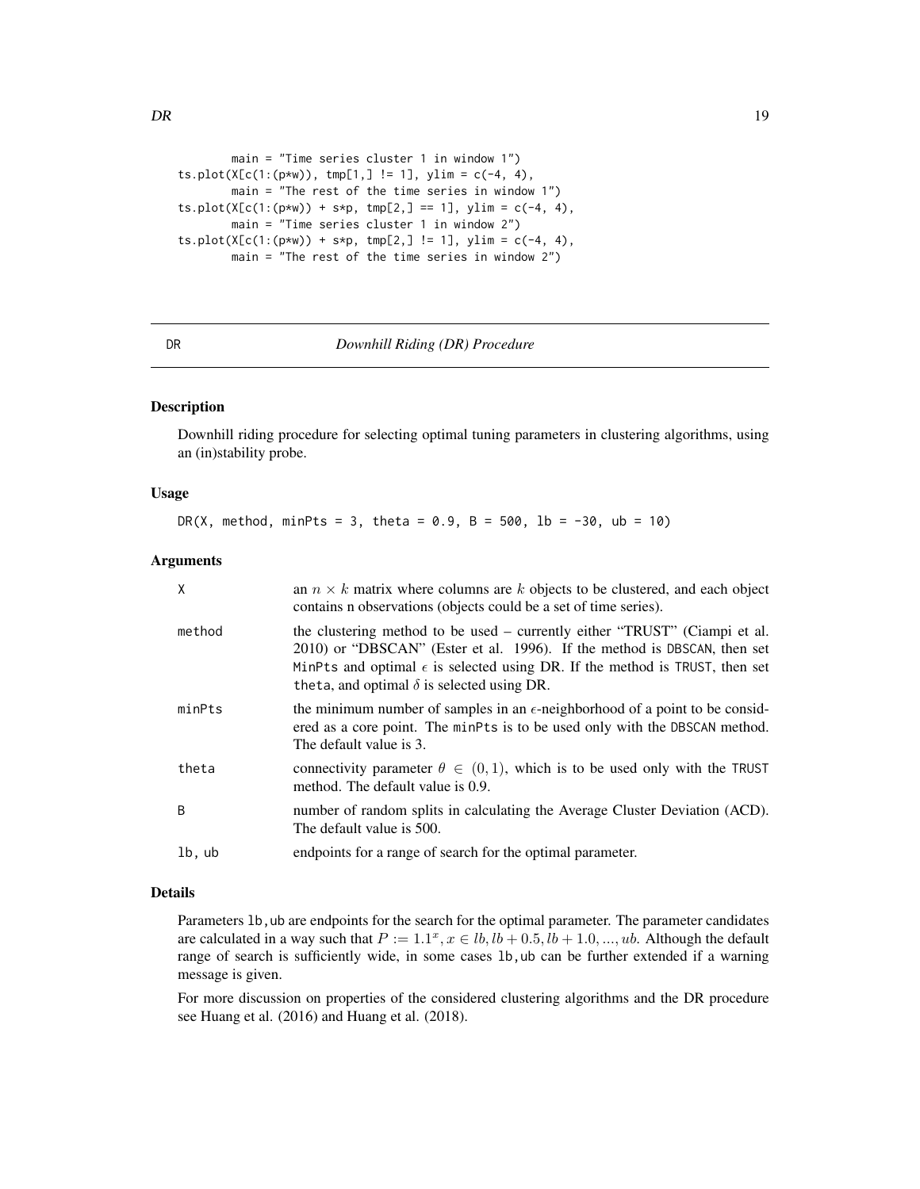```
        main = "Time series cluster 1 in window 1")
ts.plot(X[c(1:(p*w)), tmp[1,] != 1], ylim = c(-4, 4),
        main = "The rest of the time series in window 1")
ts.plot(X[c(1:(p*w)) + s*p, tmp[2,] == 1], ylim = c(-4, 4),
        main = "Time series cluster 1 in window 2")
ts.plot(X[c(1:(p*w)) + s*p, tmp[2,] != 1], ylim = c(-4, 4),
        main = "The rest of the time series in window 2")
```

---

# DR — *Downhill Riding (DR) Procedure*

## Description

Downhill riding procedure for selecting optimal tuning parameters in clustering algorithms, using an (in)stability probe.

## Usage

```
DR(X, method, minPts = 3, theta = 0.9, B = 500, lb = -30, ub = 10)
```

## Arguments

| | |
|---|---|
| `X` | an $n \times k$ matrix where columns are $k$ objects to be clustered, and each object contains n observations (objects could be a set of time series). |
| `method` | the clustering method to be used – currently either "TRUST" (Ciampi et al. 2010) or "DBSCAN" (Ester et al. 1996). If the method is `DBSCAN`, then set `MinPts` and optimal $\epsilon$ is selected using DR. If the method is `TRUST`, then set `theta`, and optimal $\delta$ is selected using DR. |
| `minPts` | the minimum number of samples in an $\epsilon$-neighborhood of a point to be considered as a core point. The `minPts` is to be used only with the `DBSCAN` method. The default value is 3. |
| `theta` | connectivity parameter $\theta \in (0, 1)$, which is to be used only with the `TRUST` method. The default value is 0.9. |
| `B` | number of random splits in calculating the Average Cluster Deviation (ACD). The default value is 500. |
| `lb, ub` | endpoints for a range of search for the optimal parameter. |

## Details

Parameters `lb,ub` are endpoints for the search for the optimal parameter. The parameter candidates are calculated in a way such that $P := 1.1^x, x \in lb, lb + 0.5, lb + 1.0, ..., ub$. Although the default range of search is sufficiently wide, in some cases `lb,ub` can be further extended if a warning message is given.

For more discussion on properties of the considered clustering algorithms and the DR procedure see Huang et al. (2016) and Huang et al. (2018).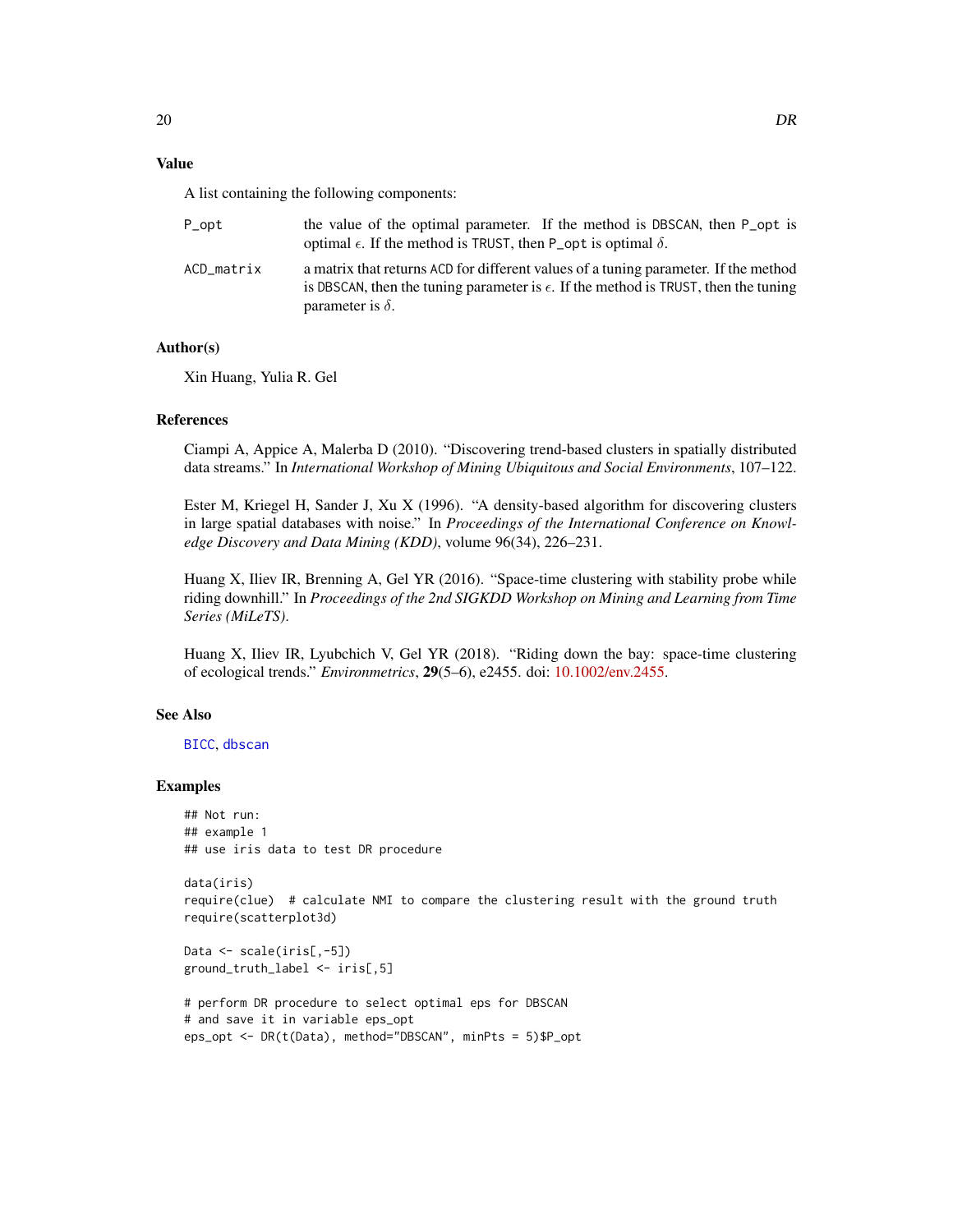### Value

A list containing the following components:

- `P_opt` — the value of the optimal parameter. If the method is `DBSCAN`, then `P_opt` is optimal $\epsilon$. If the method is `TRUST`, then `P_opt` is optimal $\delta$.
- `ACD_matrix` — a matrix that returns `ACD` for different values of a tuning parameter. If the method is `DBSCAN`, then the tuning parameter is $\epsilon$. If the method is `TRUST`, then the tuning parameter is $\delta$.

### Author(s)

Xin Huang, Yulia R. Gel

### References

Ciampi A, Appice A, Malerba D (2010). "Discovering trend-based clusters in spatially distributed data streams." In *International Workshop of Mining Ubiquitous and Social Environments*, 107–122.

Ester M, Kriegel H, Sander J, Xu X (1996). "A density-based algorithm for discovering clusters in large spatial databases with noise." In *Proceedings of the International Conference on Knowledge Discovery and Data Mining (KDD)*, volume 96(34), 226–231.

Huang X, Iliev IR, Brenning A, Gel YR (2016). "Space-time clustering with stability probe while riding downhill." In *Proceedings of the 2nd SIGKDD Workshop on Mining and Learning from Time Series (MiLeTS)*.

Huang X, Iliev IR, Lyubchich V, Gel YR (2018). "Riding down the bay: space-time clustering of ecological trends." *Environmetrics*, **29**(5–6), e2455. doi: 10.1002/env.2455.

### See Also

`BICC`, `dbscan`

### Examples

```
## Not run:
## example 1
## use iris data to test DR procedure

data(iris)
require(clue)  # calculate NMI to compare the clustering result with the ground truth
require(scatterplot3d)

Data <- scale(iris[,-5])
ground_truth_label <- iris[,5]

# perform DR procedure to select optimal eps for DBSCAN
# and save it in variable eps_opt
eps_opt <- DR(t(Data), method="DBSCAN", minPts = 5)$P_opt
```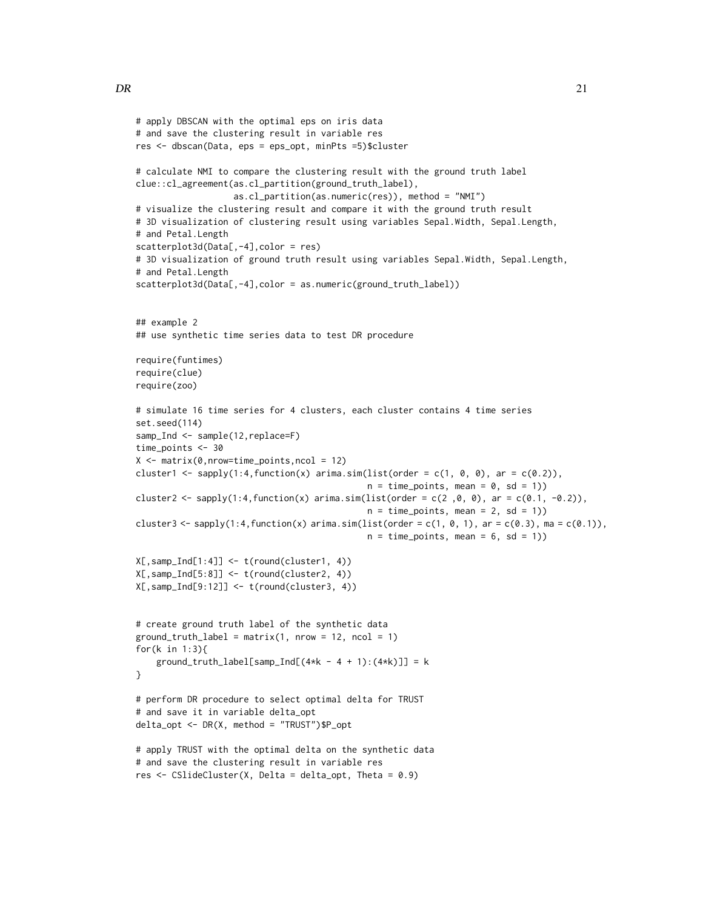```
# apply DBSCAN with the optimal eps on iris data
# and save the clustering result in variable res
res <- dbscan(Data, eps = eps_opt, minPts =5)$cluster

# calculate NMI to compare the clustering result with the ground truth label
clue::cl_agreement(as.cl_partition(ground_truth_label),
                   as.cl_partition(as.numeric(res)), method = "NMI")
# visualize the clustering result and compare it with the ground truth result
# 3D visualization of clustering result using variables Sepal.Width, Sepal.Length,
# and Petal.Length
scatterplot3d(Data[,-4],color = res)
# 3D visualization of ground truth result using variables Sepal.Width, Sepal.Length,
# and Petal.Length
scatterplot3d(Data[,-4],color = as.numeric(ground_truth_label))


## example 2
## use synthetic time series data to test DR procedure

require(funtimes)
require(clue)
require(zoo)

# simulate 16 time series for 4 clusters, each cluster contains 4 time series
set.seed(114)
samp_Ind <- sample(12,replace=F)
time_points <- 30
X <- matrix(0,nrow=time_points,ncol = 12)
cluster1 <- sapply(1:4,function(x) arima.sim(list(order = c(1, 0, 0), ar = c(0.2)),
                                             n = time_points, mean = 0, sd = 1))
cluster2 <- sapply(1:4,function(x) arima.sim(list(order = c(2 ,0, 0), ar = c(0.1, -0.2)),
                                             n = time_points, mean = 2, sd = 1))
cluster3 <- sapply(1:4,function(x) arima.sim(list(order = c(1, 0, 1), ar = c(0.3), ma = c(0.1)),
                                             n = time_points, mean = 6, sd = 1))

X[,samp_Ind[1:4]] <- t(round(cluster1, 4))
X[,samp_Ind[5:8]] <- t(round(cluster2, 4))
X[,samp_Ind[9:12]] <- t(round(cluster3, 4))


# create ground truth label of the synthetic data
ground_truth_label = matrix(1, nrow = 12, ncol = 1)
for(k in 1:3){
    ground_truth_label[samp_Ind[(4*k - 4 + 1):(4*k)]] = k
}

# perform DR procedure to select optimal delta for TRUST
# and save it in variable delta_opt
delta_opt <- DR(X, method = "TRUST")$P_opt

# apply TRUST with the optimal delta on the synthetic data
# and save the clustering result in variable res
res <- CSlideCluster(X, Delta = delta_opt, Theta = 0.9)
```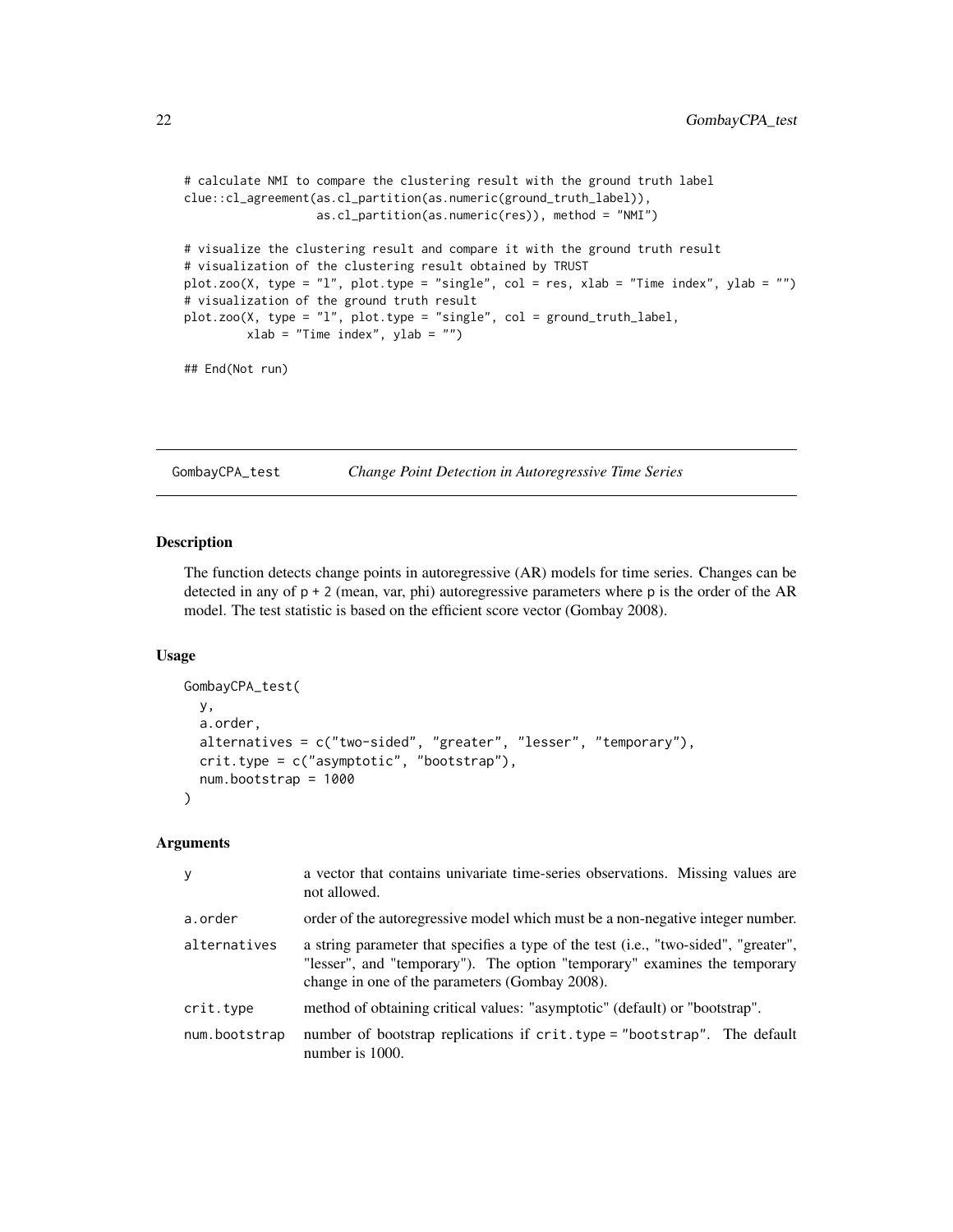```
# calculate NMI to compare the clustering result with the ground truth label
clue::cl_agreement(as.cl_partition(as.numeric(ground_truth_label)),
                   as.cl_partition(as.numeric(res)), method = "NMI")

# visualize the clustering result and compare it with the ground truth result
# visualization of the clustering result obtained by TRUST
plot.zoo(X, type = "l", plot.type = "single", col = res, xlab = "Time index", ylab = "")
# visualization of the ground truth result
plot.zoo(X, type = "l", plot.type = "single", col = ground_truth_label,
         xlab = "Time index", ylab = "")

## End(Not run)
```

## GombayCPA_test *Change Point Detection in Autoregressive Time Series*

### Description

The function detects change points in autoregressive (AR) models for time series. Changes can be detected in any of p + 2 (mean, var, phi) autoregressive parameters where p is the order of the AR model. The test statistic is based on the efficient score vector (Gombay 2008).

### Usage

```
GombayCPA_test(
  y,
  a.order,
  alternatives = c("two-sided", "greater", "lesser", "temporary"),
  crit.type = c("asymptotic", "bootstrap"),
  num.bootstrap = 1000
)
```

### Arguments

| | |
|---|---|
| y | a vector that contains univariate time-series observations. Missing values are not allowed. |
| a.order | order of the autoregressive model which must be a non-negative integer number. |
| alternatives | a string parameter that specifies a type of the test (i.e., "two-sided", "greater", "lesser", and "temporary"). The option "temporary" examines the temporary change in one of the parameters (Gombay 2008). |
| crit.type | method of obtaining critical values: "asymptotic" (default) or "bootstrap". |
| num.bootstrap | number of bootstrap replications if crit.type = "bootstrap". The default number is 1000. |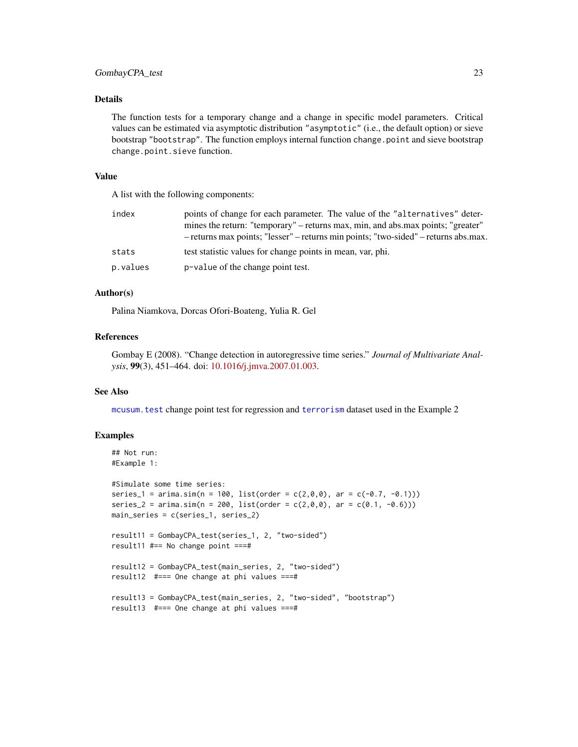### Details

The function tests for a temporary change and a change in specific model parameters. Critical values can be estimated via asymptotic distribution `"asymptotic"` (i.e., the default option) or sieve bootstrap `"bootstrap"`. The function employs internal function `change.point` and sieve bootstrap `change.point.sieve` function.

### Value

A list with the following components:

| | |
|---|---|
| `index` | points of change for each parameter. The value of the `"alternatives"` determines the return: "temporary" – returns max, min, and abs.max points; "greater" – returns max points; "lesser" – returns min points; "two-sided" – returns abs.max. |
| `stats` | test statistic values for change points in mean, var, phi. |
| `p.values` | `p-value` of the change point test. |

### Author(s)

Palina Niamkova, Dorcas Ofori-Boateng, Yulia R. Gel

### References

Gombay E (2008). "Change detection in autoregressive time series." *Journal of Multivariate Analysis*, **99**(3), 451–464. doi: 10.1016/j.jmva.2007.01.003.

### See Also

`mcusum.test` change point test for regression and `terrorism` dataset used in the Example 2

### Examples

```
## Not run:
#Example 1:

#Simulate some time series:
series_1 = arima.sim(n = 100, list(order = c(2,0,0), ar = c(-0.7, -0.1)))
series_2 = arima.sim(n = 200, list(order = c(2,0,0), ar = c(0.1, -0.6)))
main_series = c(series_1, series_2)

result11 = GombayCPA_test(series_1, 2, "two-sided")
result11 #== No change point ===#

result12 = GombayCPA_test(main_series, 2, "two-sided")
result12  #=== One change at phi values ===#

result13 = GombayCPA_test(main_series, 2, "two-sided", "bootstrap")
result13  #=== One change at phi values ===#
```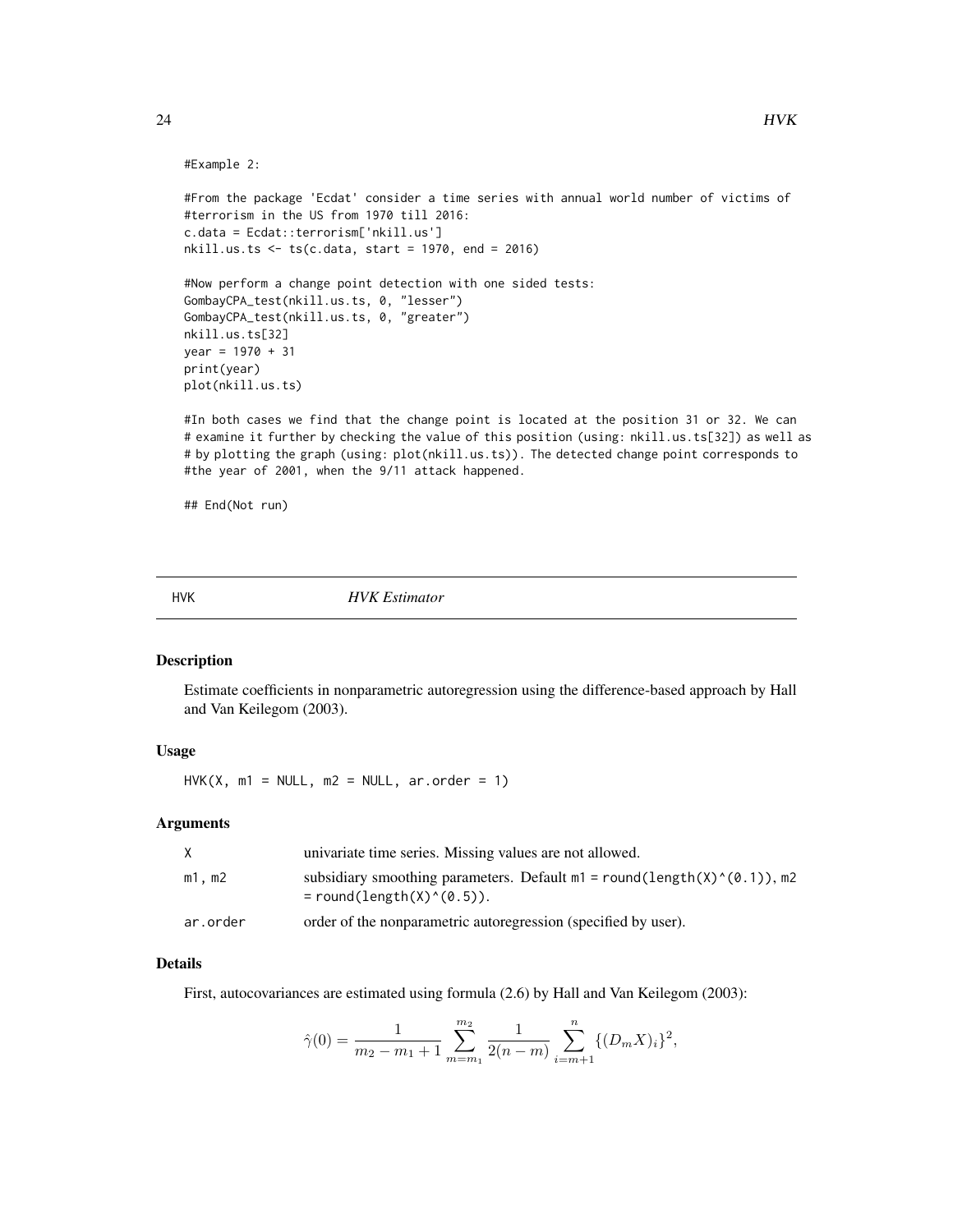```
#Example 2:

#From the package 'Ecdat' consider a time series with annual world number of victims of
#terrorism in the US from 1970 till 2016:
c.data = Ecdat::terrorism['nkill.us']
nkill.us.ts <- ts(c.data, start = 1970, end = 2016)

#Now perform a change point detection with one sided tests:
GombayCPA_test(nkill.us.ts, 0, "lesser")
GombayCPA_test(nkill.us.ts, 0, "greater")
nkill.us.ts[32]
year = 1970 + 31
print(year)
plot(nkill.us.ts)

#In both cases we find that the change point is located at the position 31 or 32. We can
# examine it further by checking the value of this position (using: nkill.us.ts[32]) as well as
# by plotting the graph (using: plot(nkill.us.ts)). The detected change point corresponds to
#the year of 2001, when the 9/11 attack happened.

## End(Not run)
```

## HVK — *HVK Estimator*

### Description

Estimate coefficients in nonparametric autoregression using the difference-based approach by Hall and Van Keilegom (2003).

### Usage

```
HVK(X, m1 = NULL, m2 = NULL, ar.order = 1)
```

### Arguments

| | |
|---|---|
| X | univariate time series. Missing values are not allowed. |
| m1, m2 | subsidiary smoothing parameters. Default m1 = round(length(X)^(0.1)), m2 = round(length(X)^(0.5)). |
| ar.order | order of the nonparametric autoregression (specified by user). |

### Details

First, autocovariances are estimated using formula (2.6) by Hall and Van Keilegom (2003):

$$\hat{\gamma}(0) = \frac{1}{m_2 - m_1 + 1} \sum_{m=m_1}^{m_2} \frac{1}{2(n-m)} \sum_{i=m+1}^{n} \{(D_m X)_i\}^2,$$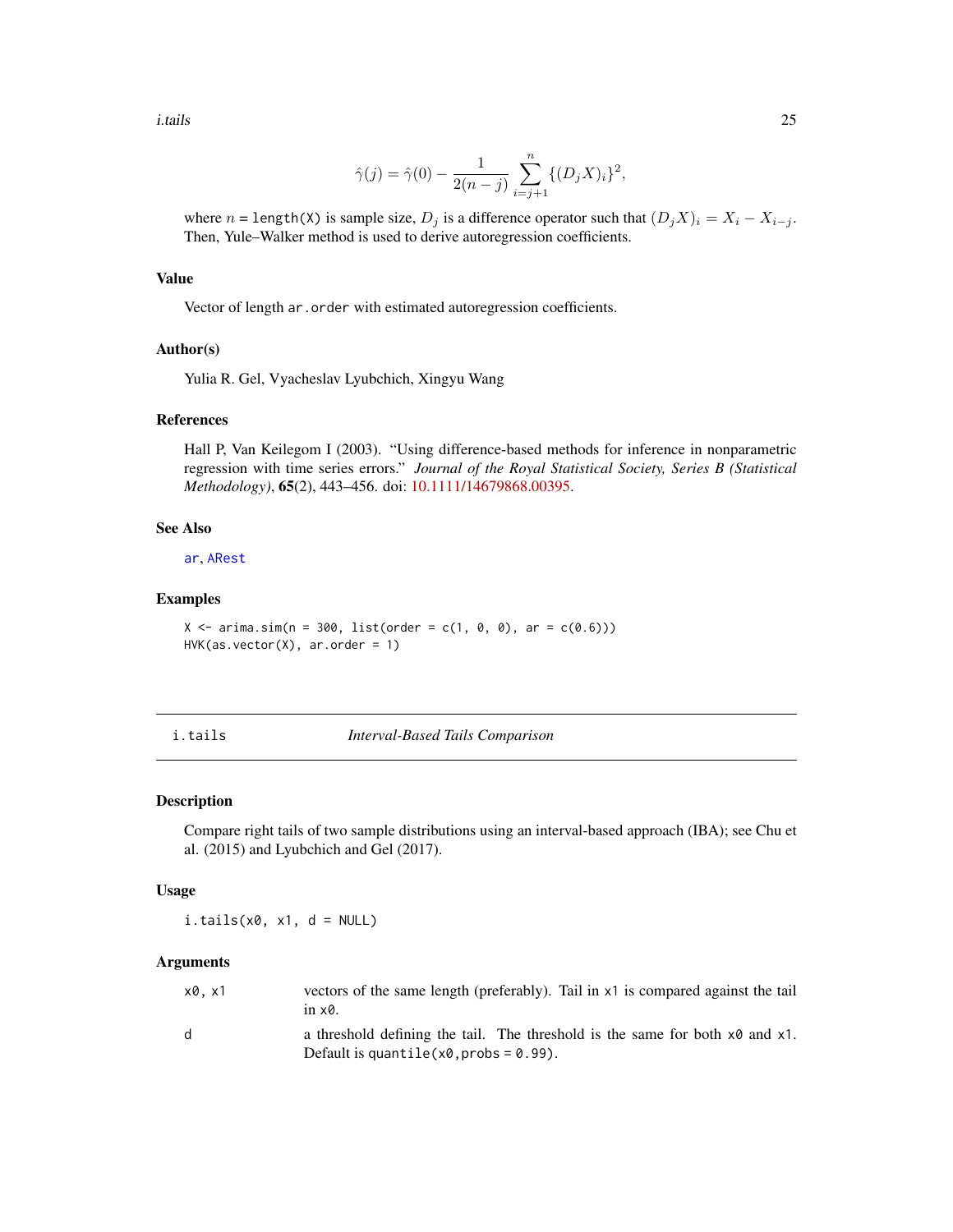$$\hat{\gamma}(j) = \hat{\gamma}(0) - \frac{1}{2(n-j)} \sum_{i=j+1}^{n} \{(D_j X)_i\}^2,$$

where $n$ = `length(X)` is sample size, $D_j$ is a difference operator such that $(D_j X)_i = X_i - X_{i-j}$. Then, Yule–Walker method is used to derive autoregression coefficients.

### Value

Vector of length `ar.order` with estimated autoregression coefficients.

### Author(s)

Yulia R. Gel, Vyacheslav Lyubchich, Xingyu Wang

### References

Hall P, Van Keilegom I (2003). "Using difference-based methods for inference in nonparametric regression with time series errors." *Journal of the Royal Statistical Society, Series B (Statistical Methodology)*, **65**(2), 443–456. doi: 10.1111/14679868.00395.

### See Also

`ar`, `ARest`

### Examples

```
X <- arima.sim(n = 300, list(order = c(1, 0, 0), ar = c(0.6)))
HVK(as.vector(X), ar.order = 1)
```

---

## i.tails *Interval-Based Tails Comparison*

---

### Description

Compare right tails of two sample distributions using an interval-based approach (IBA); see Chu et al. (2015) and Lyubchich and Gel (2017).

### Usage

```
i.tails(x0, x1, d = NULL)
```

### Arguments

| | |
|---|---|
| `x0, x1` | vectors of the same length (preferably). Tail in `x1` is compared against the tail in `x0`. |
| `d` | a threshold defining the tail. The threshold is the same for both `x0` and `x1`. Default is `quantile(x0,probs = 0.99)`. |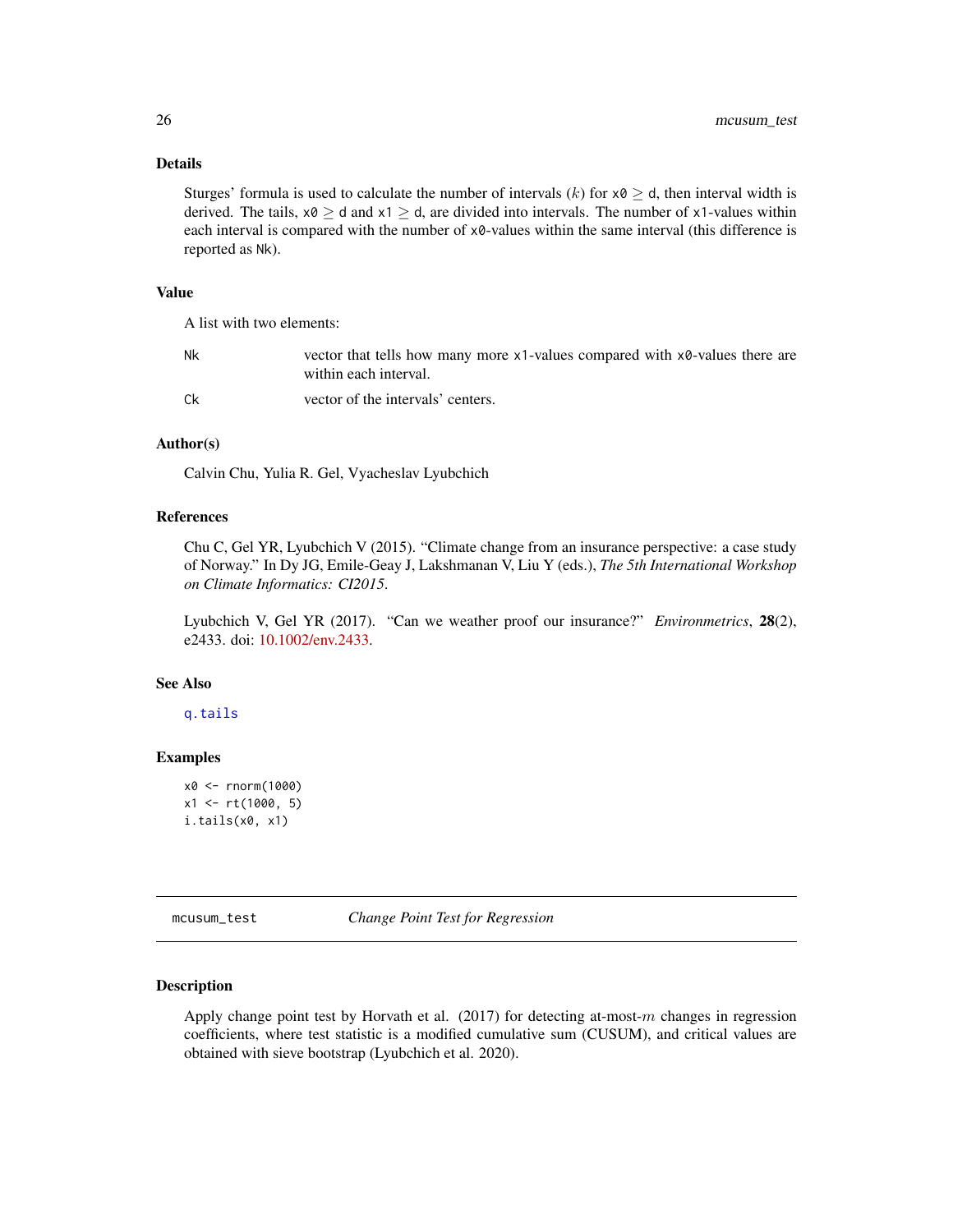### Details

Sturges' formula is used to calculate the number of intervals ($k$) for `x0` $\geq$ `d`, then interval width is derived. The tails, `x0` $\geq$ `d` and `x1` $\geq$ `d`, are divided into intervals. The number of `x1`-values within each interval is compared with the number of `x0`-values within the same interval (this difference is reported as `Nk`).

### Value

A list with two elements:

| | |
|---|---|
| `Nk` | vector that tells how many more `x1`-values compared with `x0`-values there are within each interval. |
| `Ck` | vector of the intervals' centers. |

### Author(s)

Calvin Chu, Yulia R. Gel, Vyacheslav Lyubchich

### References

Chu C, Gel YR, Lyubchich V (2015). "Climate change from an insurance perspective: a case study of Norway." In Dy JG, Emile-Geay J, Lakshmanan V, Liu Y (eds.), *The 5th International Workshop on Climate Informatics: CI2015*.

Lyubchich V, Gel YR (2017). "Can we weather proof our insurance?" *Environmetrics*, **28**(2), e2433. doi: 10.1002/env.2433.

### See Also

`q.tails`

### Examples

```
x0 <- rnorm(1000)
x1 <- rt(1000, 5)
i.tails(x0, x1)
```

---

## mcusum_test — *Change Point Test for Regression*

---

### Description

Apply change point test by Horvath et al. (2017) for detecting at-most-$m$ changes in regression coefficients, where test statistic is a modified cumulative sum (CUSUM), and critical values are obtained with sieve bootstrap (Lyubchich et al. 2020).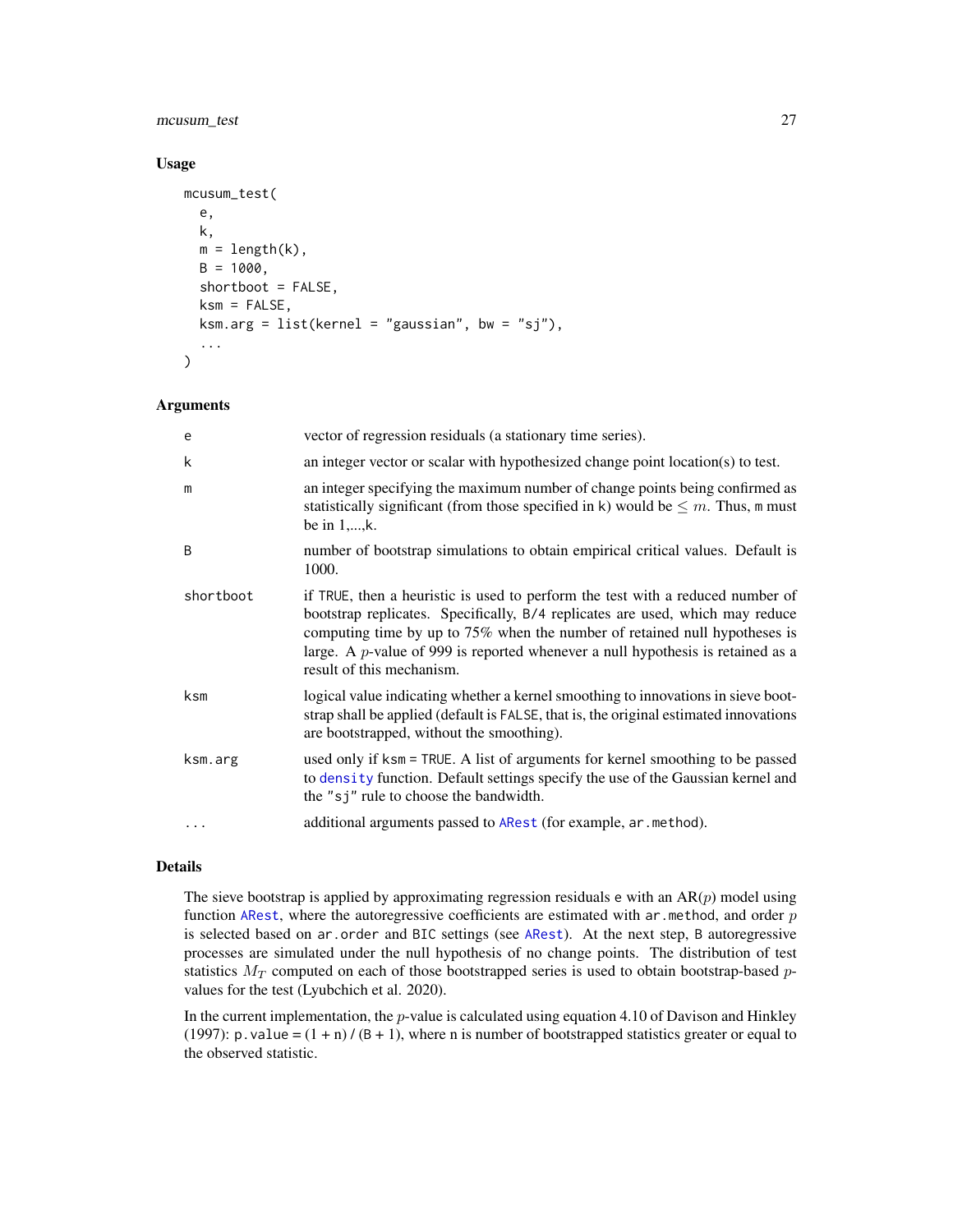### Usage

```
mcusum_test(
  e,
  k,
  m = length(k),
  B = 1000,
  shortboot = FALSE,
  ksm = FALSE,
  ksm.arg = list(kernel = "gaussian", bw = "sj"),
  ...
)
```

### Arguments

| | |
|---|---|
| e | vector of regression residuals (a stationary time series). |
| k | an integer vector or scalar with hypothesized change point location(s) to test. |
| m | an integer specifying the maximum number of change points being confirmed as statistically significant (from those specified in k) would be $\leq m$. Thus, m must be in 1,...,k. |
| B | number of bootstrap simulations to obtain empirical critical values. Default is 1000. |
| shortboot | if TRUE, then a heuristic is used to perform the test with a reduced number of bootstrap replicates. Specifically, B/4 replicates are used, which may reduce computing time by up to 75% when the number of retained null hypotheses is large. A $p$-value of 999 is reported whenever a null hypothesis is retained as a result of this mechanism. |
| ksm | logical value indicating whether a kernel smoothing to innovations in sieve bootstrap shall be applied (default is FALSE, that is, the original estimated innovations are bootstrapped, without the smoothing). |
| ksm.arg | used only if ksm = TRUE. A list of arguments for kernel smoothing to be passed to density function. Default settings specify the use of the Gaussian kernel and the "sj" rule to choose the bandwidth. |
| ... | additional arguments passed to ARest (for example, ar.method). |

### Details

The sieve bootstrap is applied by approximating regression residuals e with an AR($p$) model using function ARest, where the autoregressive coefficients are estimated with ar.method, and order $p$ is selected based on ar.order and BIC settings (see ARest). At the next step, B autoregressive processes are simulated under the null hypothesis of no change points. The distribution of test statistics $M_T$ computed on each of those bootstrapped series is used to obtain bootstrap-based $p$-values for the test (Lyubchich et al. 2020).

In the current implementation, the $p$-value is calculated using equation 4.10 of Davison and Hinkley (1997): p.value = (1 + n) / (B + 1), where n is number of bootstrapped statistics greater or equal to the observed statistic.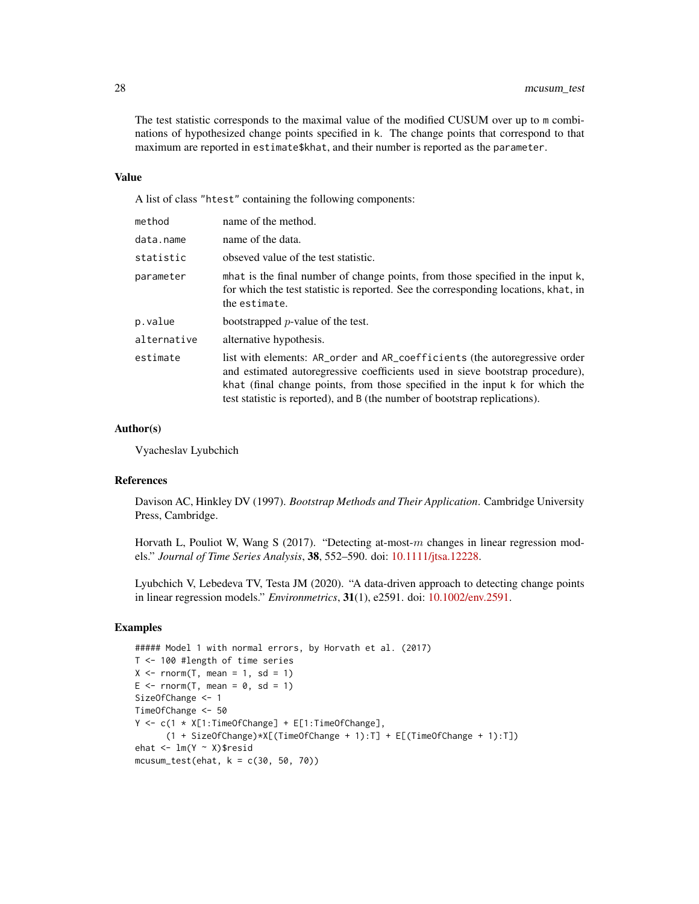The test statistic corresponds to the maximal value of the modified CUSUM over up to m combinations of hypothesized change points specified in k. The change points that correspond to that maximum are reported in estimate$khat, and their number is reported as the parameter.

## Value

A list of class "htest" containing the following components:

| | |
|---|---|
| method | name of the method. |
| data.name | name of the data. |
| statistic | obseved value of the test statistic. |
| parameter | mhat is the final number of change points, from those specified in the input k, for which the test statistic is reported. See the corresponding locations, khat, in the estimate. |
| p.value | bootstrapped $p$-value of the test. |
| alternative | alternative hypothesis. |
| estimate | list with elements: AR_order and AR_coefficients (the autoregressive order and estimated autoregressive coefficients used in sieve bootstrap procedure), khat (final change points, from those specified in the input k for which the test statistic is reported), and B (the number of bootstrap replications). |

## Author(s)

Vyacheslav Lyubchich

## References

Davison AC, Hinkley DV (1997). *Bootstrap Methods and Their Application*. Cambridge University Press, Cambridge.

Horvath L, Pouliot W, Wang S (2017). "Detecting at-most-$m$ changes in linear regression models." *Journal of Time Series Analysis*, **38**, 552–590. doi: 10.1111/jtsa.12228.

Lyubchich V, Lebedeva TV, Testa JM (2020). "A data-driven approach to detecting change points in linear regression models." *Environmetrics*, **31**(1), e2591. doi: 10.1002/env.2591.

## Examples

```
##### Model 1 with normal errors, by Horvath et al. (2017)
T <- 100 #length of time series
X <- rnorm(T, mean = 1, sd = 1)
E <- rnorm(T, mean = 0, sd = 1)
SizeOfChange <- 1
TimeOfChange <- 50
Y <- c(1 * X[1:TimeOfChange] + E[1:TimeOfChange],
      (1 + SizeOfChange)*X[(TimeOfChange + 1):T] + E[(TimeOfChange + 1):T])
ehat <- lm(Y ~ X)$resid
mcusum_test(ehat, k = c(30, 50, 70))
```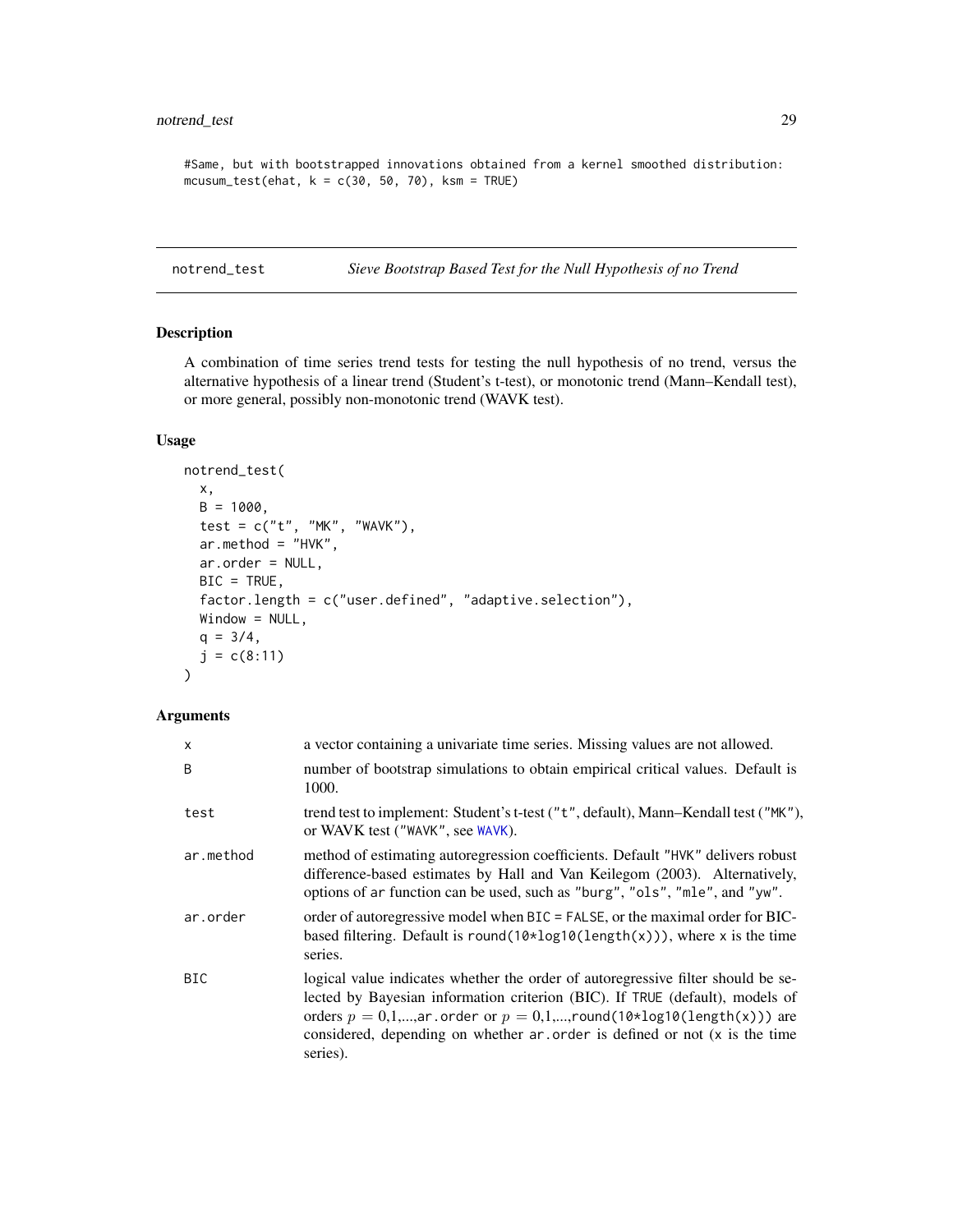```
#Same, but with bootstrapped innovations obtained from a kernel smoothed distribution:
mcusum_test(ehat, k = c(30, 50, 70), ksm = TRUE)
```

## notrend_test — *Sieve Bootstrap Based Test for the Null Hypothesis of no Trend*

### Description

A combination of time series trend tests for testing the null hypothesis of no trend, versus the alternative hypothesis of a linear trend (Student's t-test), or monotonic trend (Mann–Kendall test), or more general, possibly non-monotonic trend (WAVK test).

### Usage

```
notrend_test(
  x,
  B = 1000,
  test = c("t", "MK", "WAVK"),
  ar.method = "HVK",
  ar.order = NULL,
  BIC = TRUE,
  factor.length = c("user.defined", "adaptive.selection"),
  Window = NULL,
  q = 3/4,
  j = c(8:11)
)
```

### Arguments

| Argument | Description |
|---|---|
| `x` | a vector containing a univariate time series. Missing values are not allowed. |
| `B` | number of bootstrap simulations to obtain empirical critical values. Default is 1000. |
| `test` | trend test to implement: Student's t-test (`"t"`, default), Mann–Kendall test (`"MK"`), or WAVK test (`"WAVK"`, see `WAVK`). |
| `ar.method` | method of estimating autoregression coefficients. Default `"HVK"` delivers robust difference-based estimates by Hall and Van Keilegom (2003). Alternatively, options of `ar` function can be used, such as `"burg"`, `"ols"`, `"mle"`, and `"yw"`. |
| `ar.order` | order of autoregressive model when `BIC = FALSE`, or the maximal order for BIC-based filtering. Default is `round(10*log10(length(x)))`, where `x` is the time series. |
| `BIC` | logical value indicates whether the order of autoregressive filter should be selected by Bayesian information criterion (BIC). If `TRUE` (default), models of orders $p$ = 0,1,...,`ar.order` or $p$ = 0,1,...,`round(10*log10(length(x)))` are considered, depending on whether `ar.order` is defined or not (`x` is the time series). |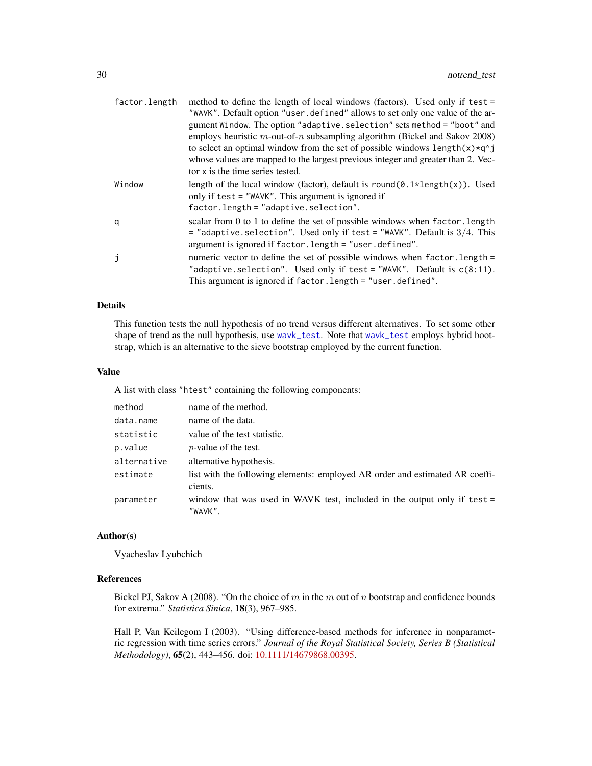| | |
|---|---|
| `factor.length` | method to define the length of local windows (factors). Used only if `test = "WAVK"`. Default option `"user.defined"` allows to set only one value of the argument `Window`. The option `"adaptive.selection"` sets `method = "boot"` and employs heuristic $m$-out-of-$n$ subsampling algorithm (Bickel and Sakov 2008) to select an optimal window from the set of possible windows `length(x)*q^j` whose values are mapped to the largest previous integer and greater than 2. Vector `x` is the time series tested. |
| `Window` | length of the local window (factor), default is `round(0.1*length(x))`. Used only if `test = "WAVK"`. This argument is ignored if `factor.length = "adaptive.selection"`. |
| `q` | scalar from 0 to 1 to define the set of possible windows when `factor.length = "adaptive.selection"`. Used only if `test = "WAVK"`. Default is $3/4$. This argument is ignored if `factor.length = "user.defined"`. |
| `j` | numeric vector to define the set of possible windows when `factor.length = "adaptive.selection"`. Used only if `test = "WAVK"`. Default is `c(8:11)`. This argument is ignored if `factor.length = "user.defined"`. |

## Details

This function tests the null hypothesis of no trend versus different alternatives. To set some other shape of trend as the null hypothesis, use `wavk_test`. Note that `wavk_test` employs hybrid bootstrap, which is an alternative to the sieve bootstrap employed by the current function.

## Value

A list with class `"htest"` containing the following components:

| | |
|---|---|
| `method` | name of the method. |
| `data.name` | name of the data. |
| `statistic` | value of the test statistic. |
| `p.value` | $p$-value of the test. |
| `alternative` | alternative hypothesis. |
| `estimate` | list with the following elements: employed AR order and estimated AR coefficients. |
| `parameter` | window that was used in WAVK test, included in the output only if `test = "WAVK"`. |

## Author(s)

Vyacheslav Lyubchich

## References

Bickel PJ, Sakov A (2008). "On the choice of $m$ in the $m$ out of $n$ bootstrap and confidence bounds for extrema." *Statistica Sinica*, **18**(3), 967–985.

Hall P, Van Keilegom I (2003). "Using difference-based methods for inference in nonparametric regression with time series errors." *Journal of the Royal Statistical Society, Series B (Statistical Methodology)*, **65**(2), 443–456. doi: 10.1111/14679868.00395.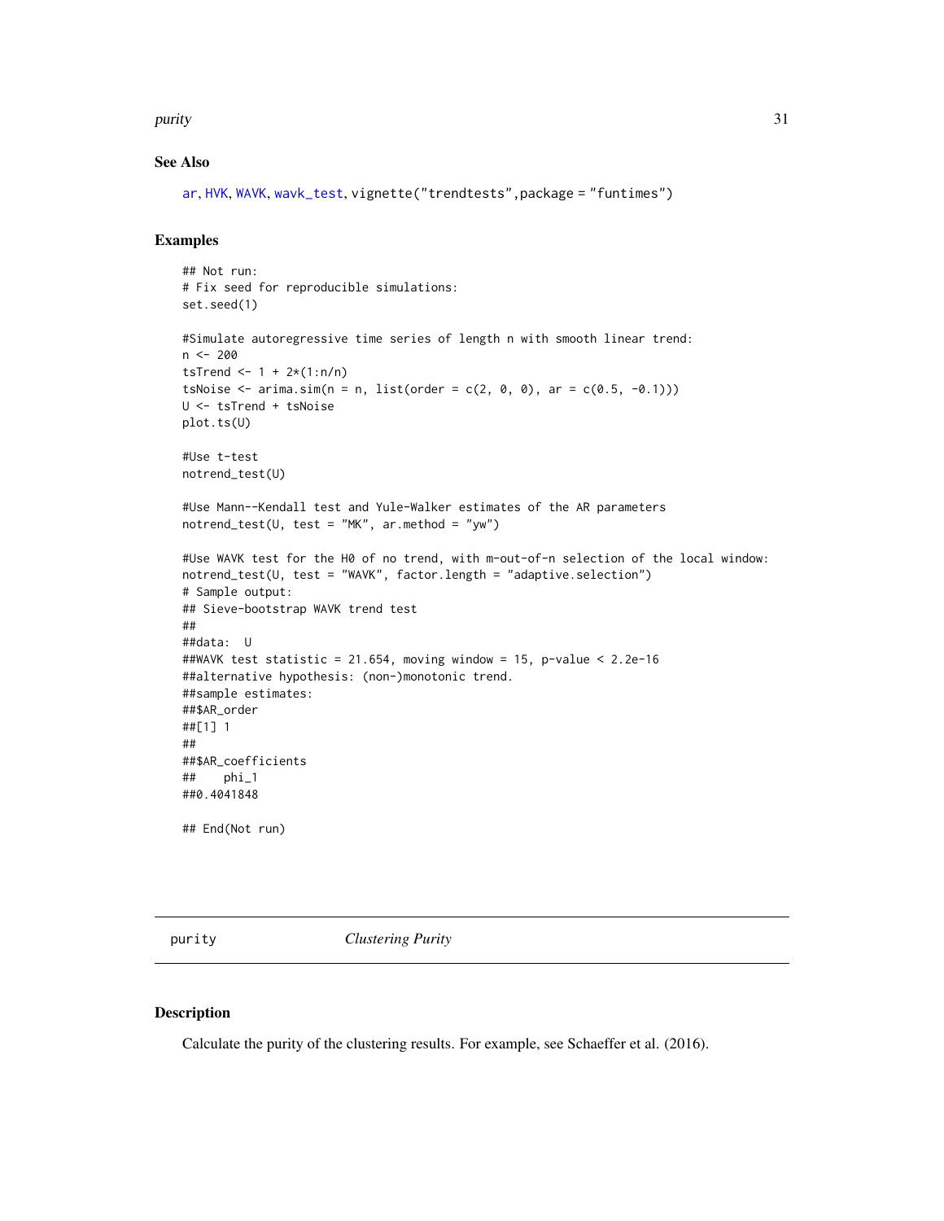### See Also

ar, HVK, WAVK, wavk_test, vignette("trendtests",package = "funtimes")

### Examples

```
## Not run:
# Fix seed for reproducible simulations:
set.seed(1)

#Simulate autoregressive time series of length n with smooth linear trend:
n <- 200
tsTrend <- 1 + 2*(1:n/n)
tsNoise <- arima.sim(n = n, list(order = c(2, 0, 0), ar = c(0.5, -0.1)))
U <- tsTrend + tsNoise
plot.ts(U)

#Use t-test
notrend_test(U)

#Use Mann--Kendall test and Yule-Walker estimates of the AR parameters
notrend_test(U, test = "MK", ar.method = "yw")

#Use WAVK test for the H0 of no trend, with m-out-of-n selection of the local window:
notrend_test(U, test = "WAVK", factor.length = "adaptive.selection")
# Sample output:
## Sieve-bootstrap WAVK trend test
##
##data:  U
##WAVK test statistic = 21.654, moving window = 15, p-value < 2.2e-16
##alternative hypothesis: (non-)monotonic trend.
##sample estimates:
##$AR_order
##[1] 1
##
##$AR_coefficients
##    phi_1
##0.4041848

## End(Not run)
```

---

## purity *Clustering Purity*

### Description

Calculate the purity of the clustering results. For example, see Schaeffer et al. (2016).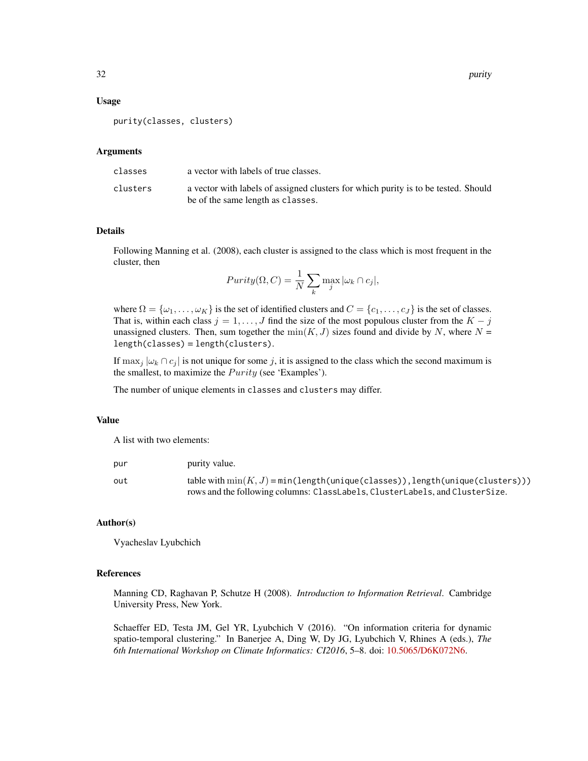## Usage

```
purity(classes, clusters)
```

## Arguments

| | |
|---|---|
| `classes` | a vector with labels of true classes. |
| `clusters` | a vector with labels of assigned clusters for which purity is to be tested. Should be of the same length as `classes`. |

## Details

Following Manning et al. (2008), each cluster is assigned to the class which is most frequent in the cluster, then

$$Purity(\Omega, C) = \frac{1}{N} \sum_k \max_j |\omega_k \cap c_j|,$$

where $\Omega = \{\omega_1, \ldots, \omega_K\}$ is the set of identified clusters and $C = \{c_1, \ldots, c_J\}$ is the set of classes. That is, within each class $j = 1, \ldots, J$ find the size of the most populous cluster from the $K - j$ unassigned clusters. Then, sum together the $\min(K, J)$ sizes found and divide by $N$, where $N$ = `length(classes)` = `length(clusters)`.

If $\max_j |\omega_k \cap c_j|$ is not unique for some $j$, it is assigned to the class which the second maximum is the smallest, to maximize the $Purity$ (see 'Examples').

The number of unique elements in `classes` and `clusters` may differ.

## Value

A list with two elements:

| | |
|---|---|
| `pur` | purity value. |
| `out` | table with $\min(K, J)$ = `min(length(unique(classes)),length(unique(clusters)))` rows and the following columns: `ClassLabels`, `ClusterLabels`, and `ClusterSize`. |

## Author(s)

Vyacheslav Lyubchich

## References

Manning CD, Raghavan P, Schutze H (2008). *Introduction to Information Retrieval*. Cambridge University Press, New York.

Schaeffer ED, Testa JM, Gel YR, Lyubchich V (2016). "On information criteria for dynamic spatio-temporal clustering." In Banerjee A, Ding W, Dy JG, Lyubchich V, Rhines A (eds.), *The 6th International Workshop on Climate Informatics: CI2016*, 5–8. doi: 10.5065/D6K072N6.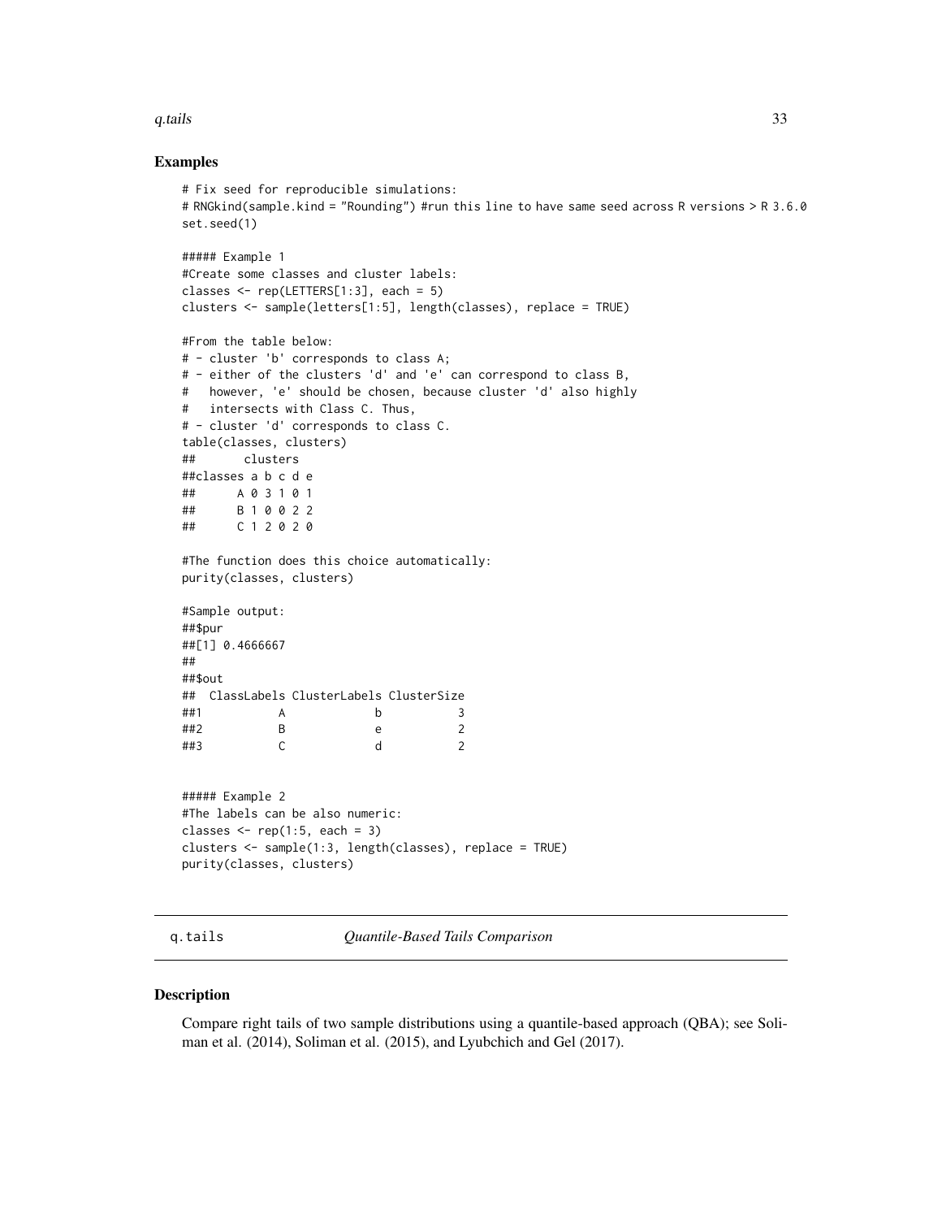## Examples

```
# Fix seed for reproducible simulations:
# RNGkind(sample.kind = "Rounding") #run this line to have same seed across R versions > R 3.6.0
set.seed(1)

##### Example 1
#Create some classes and cluster labels:
classes <- rep(LETTERS[1:3], each = 5)
clusters <- sample(letters[1:5], length(classes), replace = TRUE)

#From the table below:
# - cluster 'b' corresponds to class A;
# - either of the clusters 'd' and 'e' can correspond to class B,
#   however, 'e' should be chosen, because cluster 'd' also highly
#   intersects with Class C. Thus,
# - cluster 'd' corresponds to class C.
table(classes, clusters)
##       clusters
##classes a b c d e
##      A 0 3 1 0 1
##      B 1 0 0 2 2
##      C 1 2 0 2 0

#The function does this choice automatically:
purity(classes, clusters)

#Sample output:
##$pur
##[1] 0.4666667
##
##$out
##  ClassLabels ClusterLabels ClusterSize
##1           A             b           3
##2           B             e           2
##3           C             d           2


##### Example 2
#The labels can be also numeric:
classes <- rep(1:5, each = 3)
clusters <- sample(1:3, length(classes), replace = TRUE)
purity(classes, clusters)
```

---

# q.tails *Quantile-Based Tails Comparison*

---

## Description

Compare right tails of two sample distributions using a quantile-based approach (QBA); see Soliman et al. (2014), Soliman et al. (2015), and Lyubchich and Gel (2017).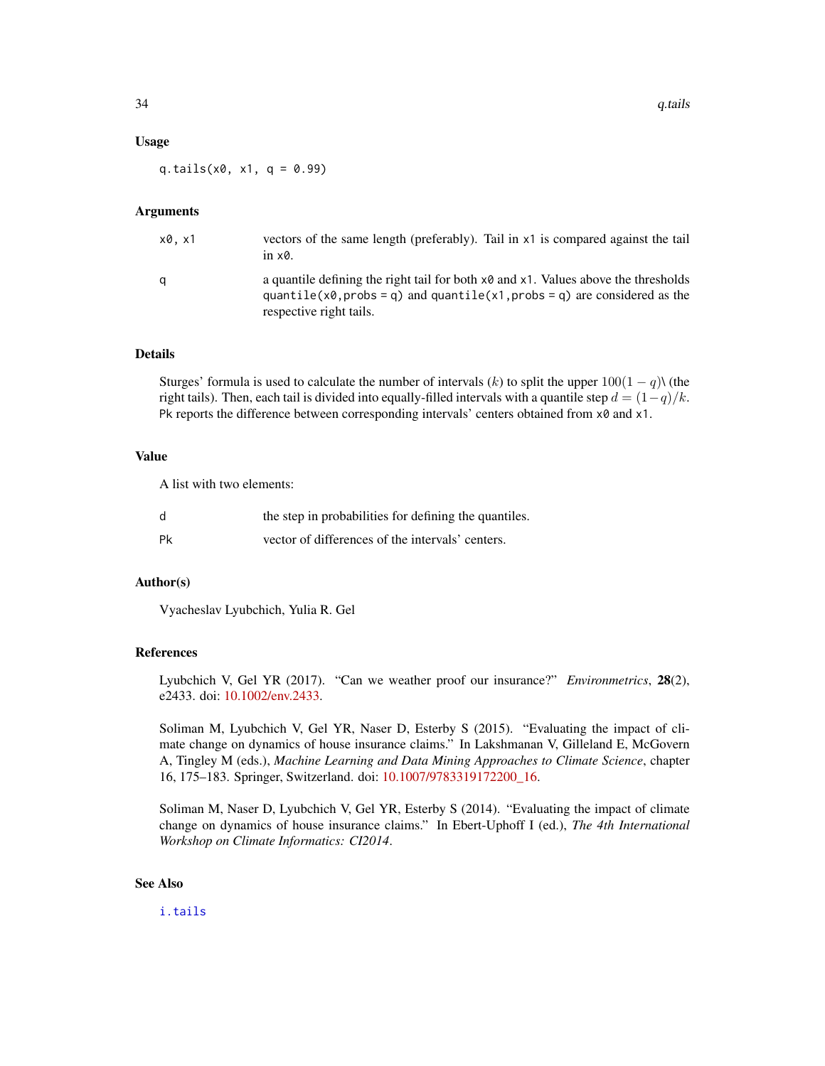### Usage

```
q.tails(x0, x1, q = 0.99)
```

### Arguments

| | |
|---|---|
| x0, x1 | vectors of the same length (preferably). Tail in x1 is compared against the tail in x0. |
| q | a quantile defining the right tail for both x0 and x1. Values above the thresholds quantile(x0,probs = q) and quantile(x1,probs = q) are considered as the respective right tails. |

### Details

Sturges' formula is used to calculate the number of intervals ($k$) to split the upper $100(1-q)$\ (the right tails). Then, each tail is divided into equally-filled intervals with a quantile step $d = (1-q)/k$. Pk reports the difference between corresponding intervals' centers obtained from x0 and x1.

### Value

A list with two elements:

| | |
|---|---|
| d | the step in probabilities for defining the quantiles. |
| Pk | vector of differences of the intervals' centers. |

### Author(s)

Vyacheslav Lyubchich, Yulia R. Gel

### References

Lyubchich V, Gel YR (2017). "Can we weather proof our insurance?" *Environmetrics*, **28**(2), e2433. doi: 10.1002/env.2433.

Soliman M, Lyubchich V, Gel YR, Naser D, Esterby S (2015). "Evaluating the impact of climate change on dynamics of house insurance claims." In Lakshmanan V, Gilleland E, McGovern A, Tingley M (eds.), *Machine Learning and Data Mining Approaches to Climate Science*, chapter 16, 175–183. Springer, Switzerland. doi: 10.1007/9783319172200_16.

Soliman M, Naser D, Lyubchich V, Gel YR, Esterby S (2014). "Evaluating the impact of climate change on dynamics of house insurance claims." In Ebert-Uphoff I (ed.), *The 4th International Workshop on Climate Informatics: CI2014*.

### See Also

i.tails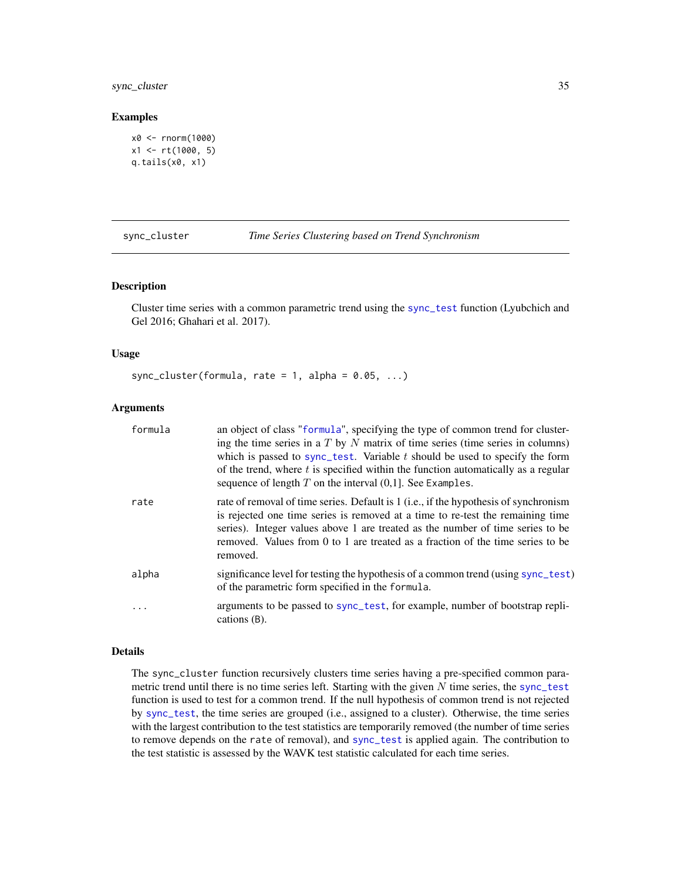## Examples

```
x0 <- rnorm(1000)
x1 <- rt(1000, 5)
q.tails(x0, x1)
```

---

# sync_cluster *Time Series Clustering based on Trend Synchronism*

## Description

Cluster time series with a common parametric trend using the sync_test function (Lyubchich and Gel 2016; Ghahari et al. 2017).

## Usage

```
sync_cluster(formula, rate = 1, alpha = 0.05, ...)
```

## Arguments

| | |
|---|---|
| formula | an object of class "formula", specifying the type of common trend for clustering the time series in a $T$ by $N$ matrix of time series (time series in columns) which is passed to sync_test. Variable $t$ should be used to specify the form of the trend, where $t$ is specified within the function automatically as a regular sequence of length $T$ on the interval (0,1]. See Examples. |
| rate | rate of removal of time series. Default is 1 (i.e., if the hypothesis of synchronism is rejected one time series is removed at a time to re-test the remaining time series). Integer values above 1 are treated as the number of time series to be removed. Values from 0 to 1 are treated as a fraction of the time series to be removed. |
| alpha | significance level for testing the hypothesis of a common trend (using sync_test) of the parametric form specified in the formula. |
| ... | arguments to be passed to sync_test, for example, number of bootstrap replications (B). |

## Details

The sync_cluster function recursively clusters time series having a pre-specified common parametric trend until there is no time series left. Starting with the given $N$ time series, the sync_test function is used to test for a common trend. If the null hypothesis of common trend is not rejected by sync_test, the time series are grouped (i.e., assigned to a cluster). Otherwise, the time series with the largest contribution to the test statistics are temporarily removed (the number of time series to remove depends on the rate of removal), and sync_test is applied again. The contribution to the test statistic is assessed by the WAVK test statistic calculated for each time series.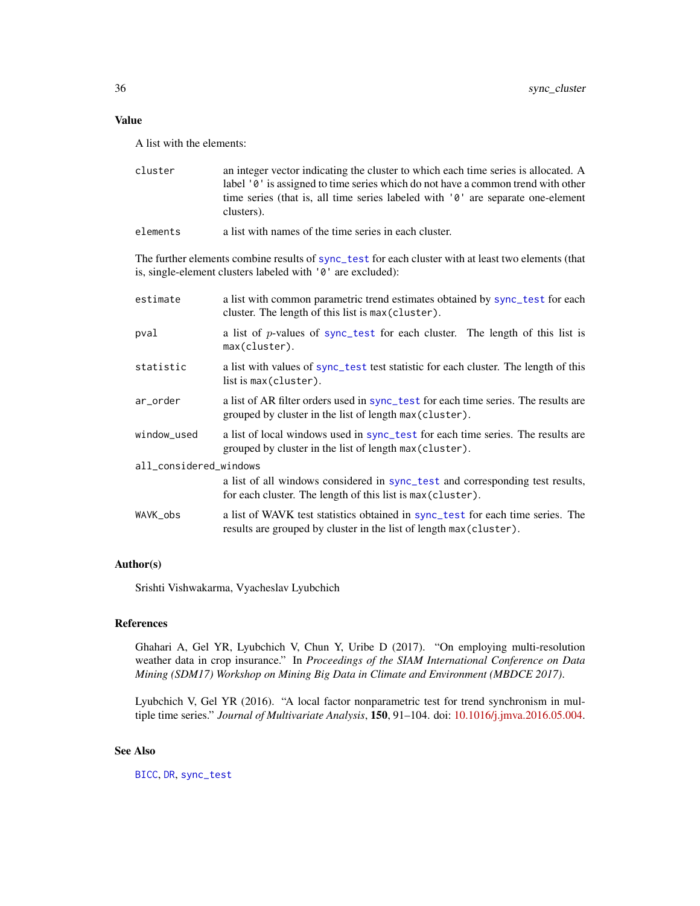### Value

A list with the elements:

- `cluster` — an integer vector indicating the cluster to which each time series is allocated. A label `'0'` is assigned to time series which do not have a common trend with other time series (that is, all time series labeled with `'0'` are separate one-element clusters).
- `elements` — a list with names of the time series in each cluster.

The further elements combine results of `sync_test` for each cluster with at least two elements (that is, single-element clusters labeled with `'0'` are excluded):

- `estimate` — a list with common parametric trend estimates obtained by `sync_test` for each cluster. The length of this list is `max(cluster)`.
- `pval` — a list of $p$-values of `sync_test` for each cluster. The length of this list is `max(cluster)`.
- `statistic` — a list with values of `sync_test` test statistic for each cluster. The length of this list is `max(cluster)`.
- `ar_order` — a list of AR filter orders used in `sync_test` for each time series. The results are grouped by cluster in the list of length `max(cluster)`.
- `window_used` — a list of local windows used in `sync_test` for each time series. The results are grouped by cluster in the list of length `max(cluster)`.
- `all_considered_windows` — a list of all windows considered in `sync_test` and corresponding test results, for each cluster. The length of this list is `max(cluster)`.
- `WAVK_obs` — a list of WAVK test statistics obtained in `sync_test` for each time series. The results are grouped by cluster in the list of length `max(cluster)`.

### Author(s)

Srishti Vishwakarma, Vyacheslav Lyubchich

### References

Ghahari A, Gel YR, Lyubchich V, Chun Y, Uribe D (2017). "On employing multi-resolution weather data in crop insurance." In *Proceedings of the SIAM International Conference on Data Mining (SDM17) Workshop on Mining Big Data in Climate and Environment (MBDCE 2017)*.

Lyubchich V, Gel YR (2016). "A local factor nonparametric test for trend synchronism in multiple time series." *Journal of Multivariate Analysis*, **150**, 91–104. doi: 10.1016/j.jmva.2016.05.004.

### See Also

`BICC`, `DR`, `sync_test`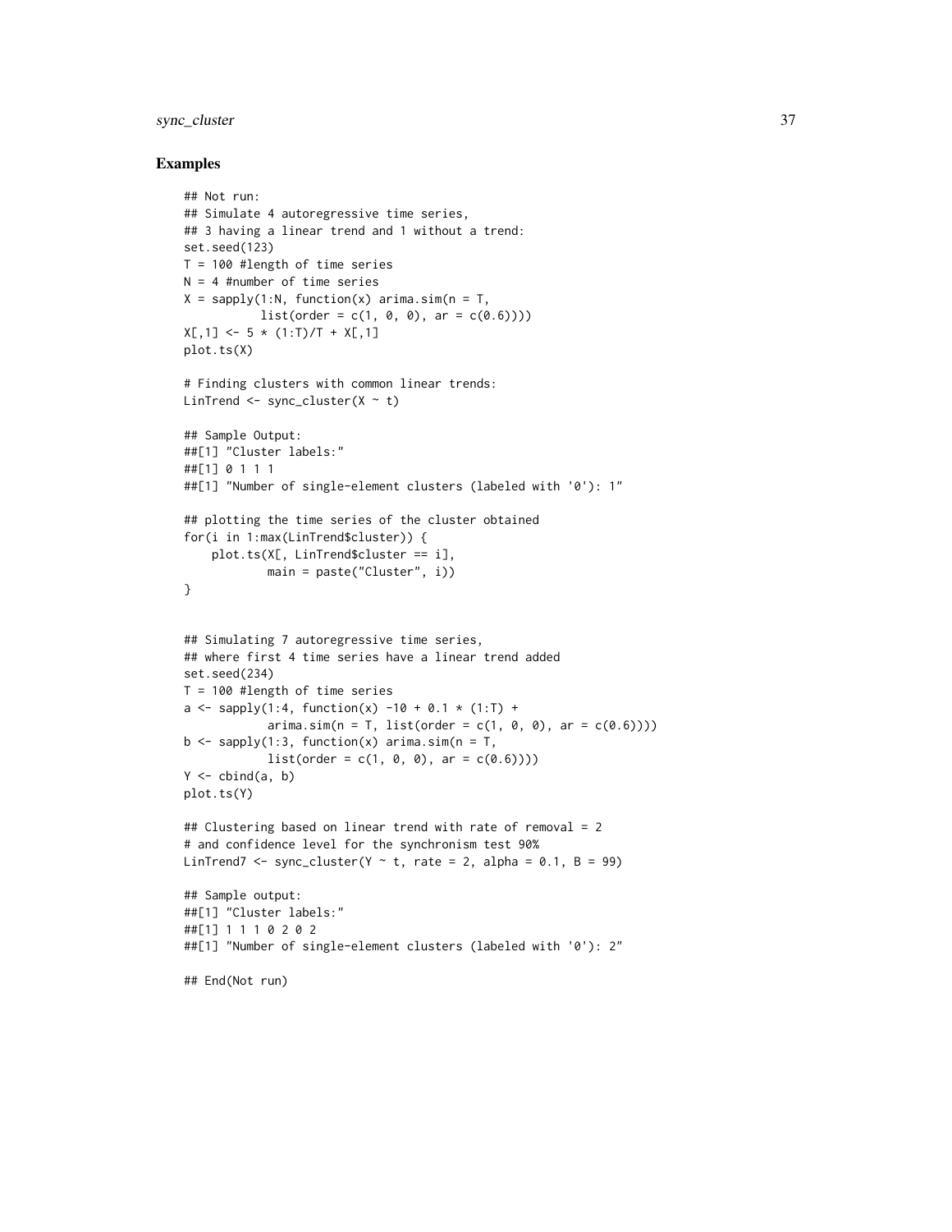### Examples

```
## Not run:
## Simulate 4 autoregressive time series,
## 3 having a linear trend and 1 without a trend:
set.seed(123)
T = 100 #length of time series
N = 4 #number of time series
X = sapply(1:N, function(x) arima.sim(n = T,
          list(order = c(1, 0, 0), ar = c(0.6))))
X[,1] <- 5 * (1:T)/T + X[,1]
plot.ts(X)

# Finding clusters with common linear trends:
LinTrend <- sync_cluster(X ~ t)

## Sample Output:
##[1] "Cluster labels:"
##[1] 0 1 1 1
##[1] "Number of single-element clusters (labeled with '0'): 1"

## plotting the time series of the cluster obtained
for(i in 1:max(LinTrend$cluster)) {
    plot.ts(X[, LinTrend$cluster == i],
            main = paste("Cluster", i))
}


## Simulating 7 autoregressive time series,
## where first 4 time series have a linear trend added
set.seed(234)
T = 100 #length of time series
a <- sapply(1:4, function(x) -10 + 0.1 * (1:T) +
            arima.sim(n = T, list(order = c(1, 0, 0), ar = c(0.6))))
b <- sapply(1:3, function(x) arima.sim(n = T,
            list(order = c(1, 0, 0), ar = c(0.6))))
Y <- cbind(a, b)
plot.ts(Y)

## Clustering based on linear trend with rate of removal = 2
# and confidence level for the synchronism test 90%
LinTrend7 <- sync_cluster(Y ~ t, rate = 2, alpha = 0.1, B = 99)

## Sample output:
##[1] "Cluster labels:"
##[1] 1 1 1 0 2 0 2
##[1] "Number of single-element clusters (labeled with '0'): 2"

## End(Not run)
```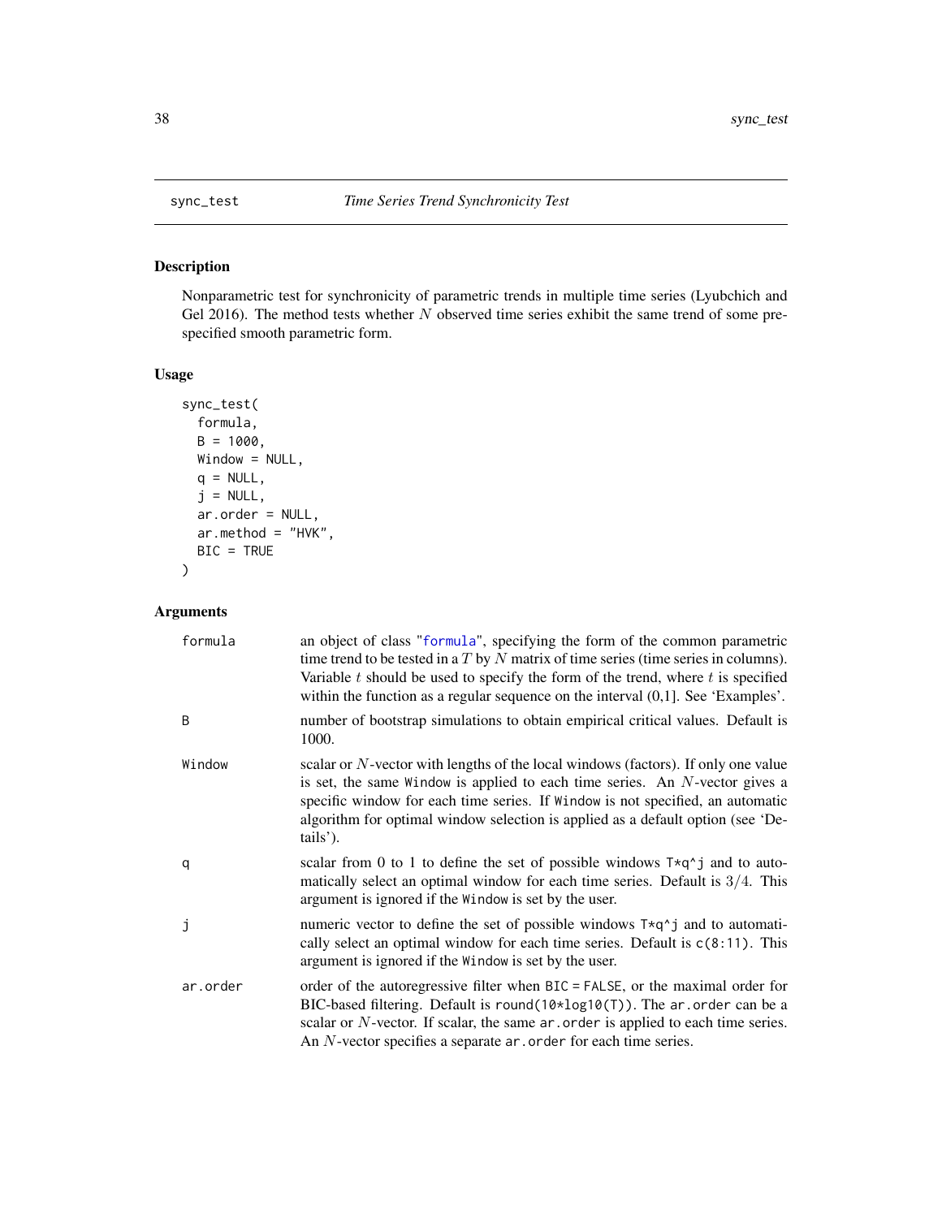# sync_test *Time Series Trend Synchronicity Test*

## Description

Nonparametric test for synchronicity of parametric trends in multiple time series (Lyubchich and Gel 2016). The method tests whether $N$ observed time series exhibit the same trend of some pre-specified smooth parametric form.

## Usage

```
sync_test(
  formula,
  B = 1000,
  Window = NULL,
  q = NULL,
  j = NULL,
  ar.order = NULL,
  ar.method = "HVK",
  BIC = TRUE
)
```

## Arguments

| | |
|---|---|
| formula | an object of class "formula", specifying the form of the common parametric time trend to be tested in a $T$ by $N$ matrix of time series (time series in columns). Variable $t$ should be used to specify the form of the trend, where $t$ is specified within the function as a regular sequence on the interval (0,1]. See 'Examples'. |
| B | number of bootstrap simulations to obtain empirical critical values. Default is 1000. |
| Window | scalar or $N$-vector with lengths of the local windows (factors). If only one value is set, the same Window is applied to each time series. An $N$-vector gives a specific window for each time series. If Window is not specified, an automatic algorithm for optimal window selection is applied as a default option (see 'Details'). |
| q | scalar from 0 to 1 to define the set of possible windows T*q^j and to automatically select an optimal window for each time series. Default is $3/4$. This argument is ignored if the Window is set by the user. |
| j | numeric vector to define the set of possible windows T*q^j and to automatically select an optimal window for each time series. Default is c(8:11). This argument is ignored if the Window is set by the user. |
| ar.order | order of the autoregressive filter when BIC = FALSE, or the maximal order for BIC-based filtering. Default is round(10*log10(T)). The ar.order can be a scalar or $N$-vector. If scalar, the same ar.order is applied to each time series. An $N$-vector specifies a separate ar.order for each time series. |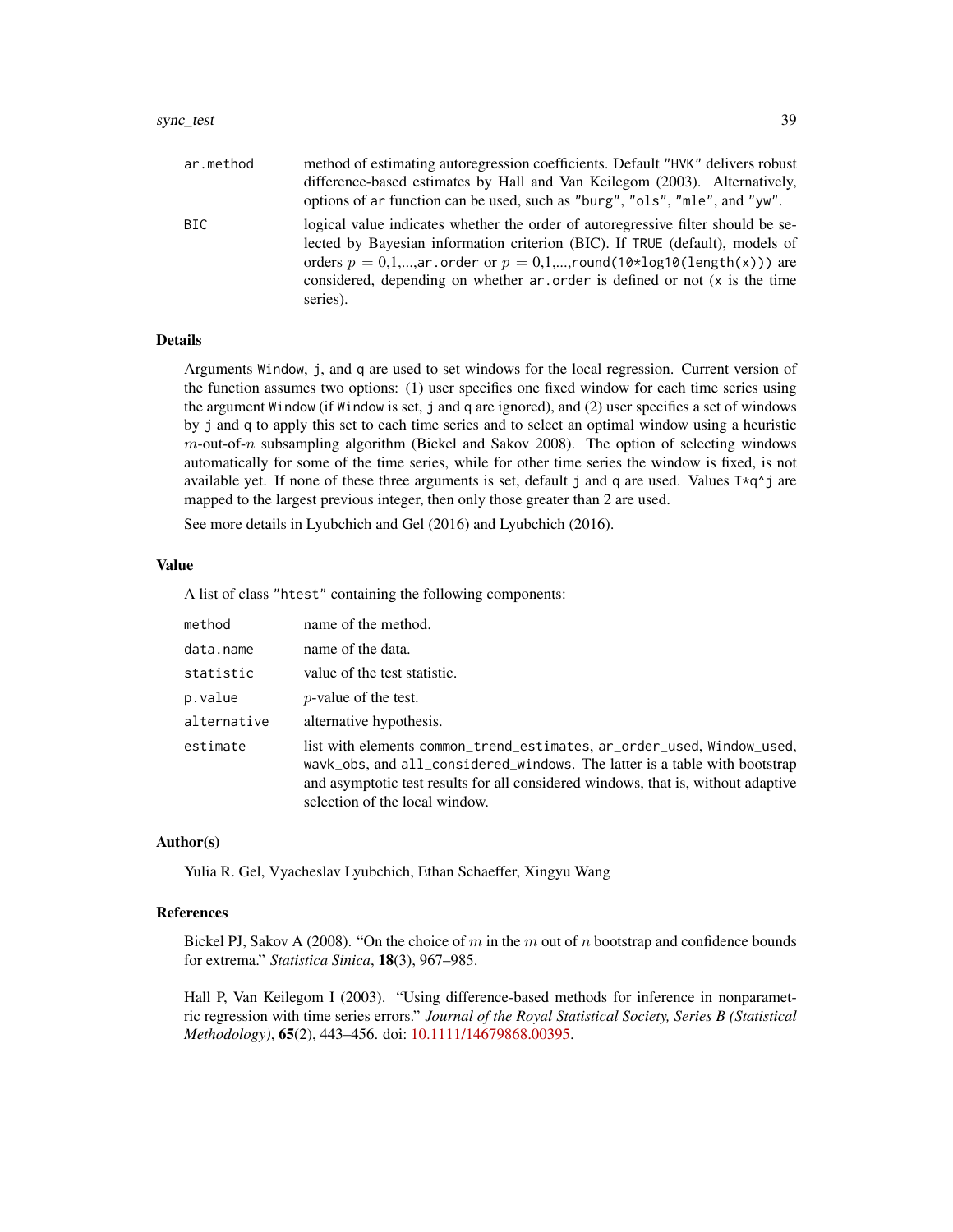| | |
|---|---|
| `ar.method` | method of estimating autoregression coefficients. Default `"HVK"` delivers robust difference-based estimates by Hall and Van Keilegom (2003). Alternatively, options of `ar` function can be used, such as `"burg"`, `"ols"`, `"mle"`, and `"yw"`. |
| `BIC` | logical value indicates whether the order of autoregressive filter should be selected by Bayesian information criterion (BIC). If `TRUE` (default), models of orders $p$ = 0,1,...,`ar.order` or $p$ = 0,1,...,`round(10*log10(length(x)))` are considered, depending on whether `ar.order` is defined or not (`x` is the time series). |

### Details

Arguments `Window`, `j`, and `q` are used to set windows for the local regression. Current version of the function assumes two options: (1) user specifies one fixed window for each time series using the argument `Window` (if `Window` is set, `j` and `q` are ignored), and (2) user specifies a set of windows by `j` and `q` to apply this set to each time series and to select an optimal window using a heuristic $m$-out-of-$n$ subsampling algorithm (Bickel and Sakov 2008). The option of selecting windows automatically for some of the time series, while for other time series the window is fixed, is not available yet. If none of these three arguments is set, default `j` and `q` are used. Values `T*q^j` are mapped to the largest previous integer, then only those greater than 2 are used.

See more details in Lyubchich and Gel (2016) and Lyubchich (2016).

### Value

A list of class `"htest"` containing the following components:

| | |
|---|---|
| `method` | name of the method. |
| `data.name` | name of the data. |
| `statistic` | value of the test statistic. |
| `p.value` | $p$-value of the test. |
| `alternative` | alternative hypothesis. |
| `estimate` | list with elements `common_trend_estimates`, `ar_order_used`, `Window_used`, `wavk_obs`, and `all_considered_windows`. The latter is a table with bootstrap and asymptotic test results for all considered windows, that is, without adaptive selection of the local window. |

### Author(s)

Yulia R. Gel, Vyacheslav Lyubchich, Ethan Schaeffer, Xingyu Wang

### References

Bickel PJ, Sakov A (2008). "On the choice of $m$ in the $m$ out of $n$ bootstrap and confidence bounds for extrema." *Statistica Sinica*, **18**(3), 967–985.

Hall P, Van Keilegom I (2003). "Using difference-based methods for inference in nonparametric regression with time series errors." *Journal of the Royal Statistical Society, Series B (Statistical Methodology)*, **65**(2), 443–456. doi: 10.1111/14679868.00395.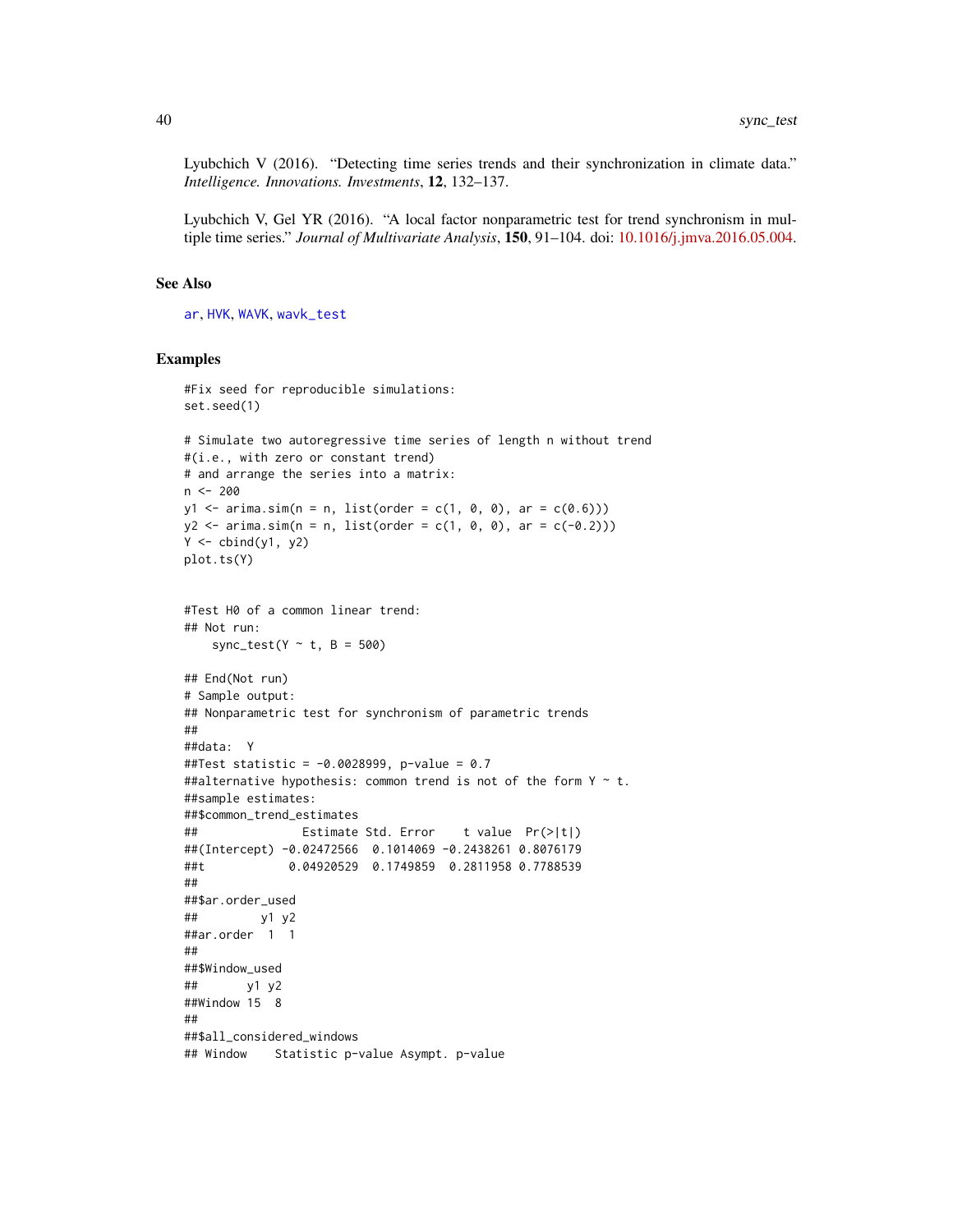Lyubchich V (2016). "Detecting time series trends and their synchronization in climate data." *Intelligence. Innovations. Investments*, **12**, 132–137.

Lyubchich V, Gel YR (2016). "A local factor nonparametric test for trend synchronism in multiple time series." *Journal of Multivariate Analysis*, **150**, 91–104. doi: 10.1016/j.jmva.2016.05.004.

## See Also

ar, HVK, WAVK, wavk_test

## Examples

```
#Fix seed for reproducible simulations:
set.seed(1)

# Simulate two autoregressive time series of length n without trend
#(i.e., with zero or constant trend)
# and arrange the series into a matrix:
n <- 200
y1 <- arima.sim(n = n, list(order = c(1, 0, 0), ar = c(0.6)))
y2 <- arima.sim(n = n, list(order = c(1, 0, 0), ar = c(-0.2)))
Y <- cbind(y1, y2)
plot.ts(Y)


#Test H0 of a common linear trend:
## Not run:
    sync_test(Y ~ t, B = 500)

## End(Not run)
# Sample output:
## Nonparametric test for synchronism of parametric trends
##
##data:  Y
##Test statistic = -0.0028999, p-value = 0.7
##alternative hypothesis: common trend is not of the form Y ~ t.
##sample estimates:
##$common_trend_estimates
##              Estimate Std. Error    t value  Pr(>|t|)
##(Intercept) -0.02472566  0.1014069 -0.2438261 0.8076179
##t            0.04920529  0.1749859  0.2811958 0.7788539
##
##$ar.order_used
##         y1 y2
##ar.order  1  1
##
##$Window_used
##       y1 y2
##Window 15  8
##
##$all_considered_windows
## Window    Statistic p-value Asympt. p-value
```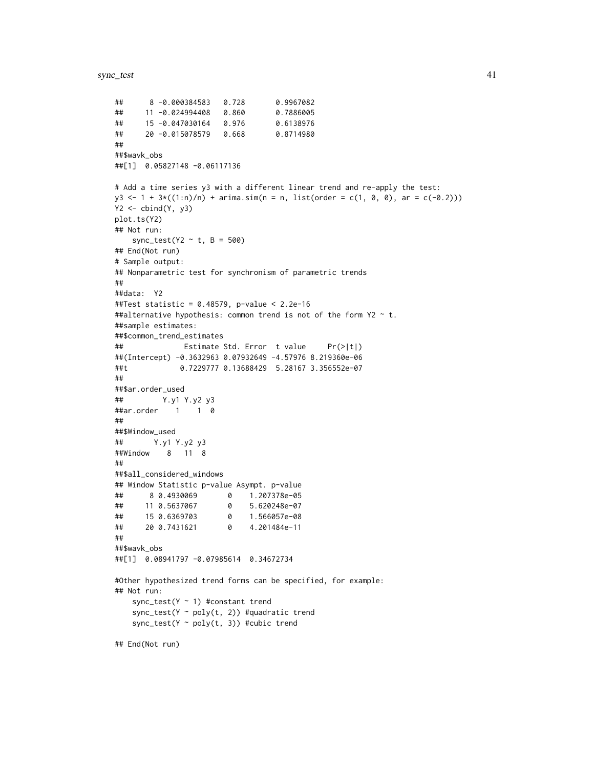```
##      8 -0.000384583   0.728       0.9967082
##     11 -0.024994408   0.860       0.7886005
##     15 -0.047030164   0.976       0.6138976
##     20 -0.015078579   0.668       0.8714980
##
##$wavk_obs
##[1]  0.05827148 -0.06117136

# Add a time series y3 with a different linear trend and re-apply the test:
y3 <- 1 + 3*((1:n)/n) + arima.sim(n = n, list(order = c(1, 0, 0), ar = c(-0.2)))
Y2 <- cbind(Y, y3)
plot.ts(Y2)
## Not run:
    sync_test(Y2 ~ t, B = 500)
## End(Not run)
# Sample output:
## Nonparametric test for synchronism of parametric trends
##
##data:  Y2
##Test statistic = 0.48579, p-value < 2.2e-16
##alternative hypothesis: common trend is not of the form Y2 ~ t.
##sample estimates:
##$common_trend_estimates
##              Estimate Std. Error  t value     Pr(>|t|)
##(Intercept) -0.3632963 0.07932649 -4.57976 8.219360e-06
##t            0.7229777 0.13688429  5.28167 3.356552e-07
##
##$ar.order_used
##         Y.y1 Y.y2 y3
##ar.order    1    1  0
##
##$Window_used
##       Y.y1 Y.y2 y3
##Window    8   11  8
##
##$all_considered_windows
## Window Statistic p-value Asympt. p-value
##      8 0.4930069       0    1.207378e-05
##     11 0.5637067       0    5.620248e-07
##     15 0.6369703       0    1.566057e-08
##     20 0.7431621       0    4.201484e-11
##
##$wavk_obs
##[1]  0.08941797 -0.07985614  0.34672734

#Other hypothesized trend forms can be specified, for example:
## Not run:
    sync_test(Y ~ 1) #constant trend
    sync_test(Y ~ poly(t, 2)) #quadratic trend
    sync_test(Y ~ poly(t, 3)) #cubic trend

## End(Not run)
```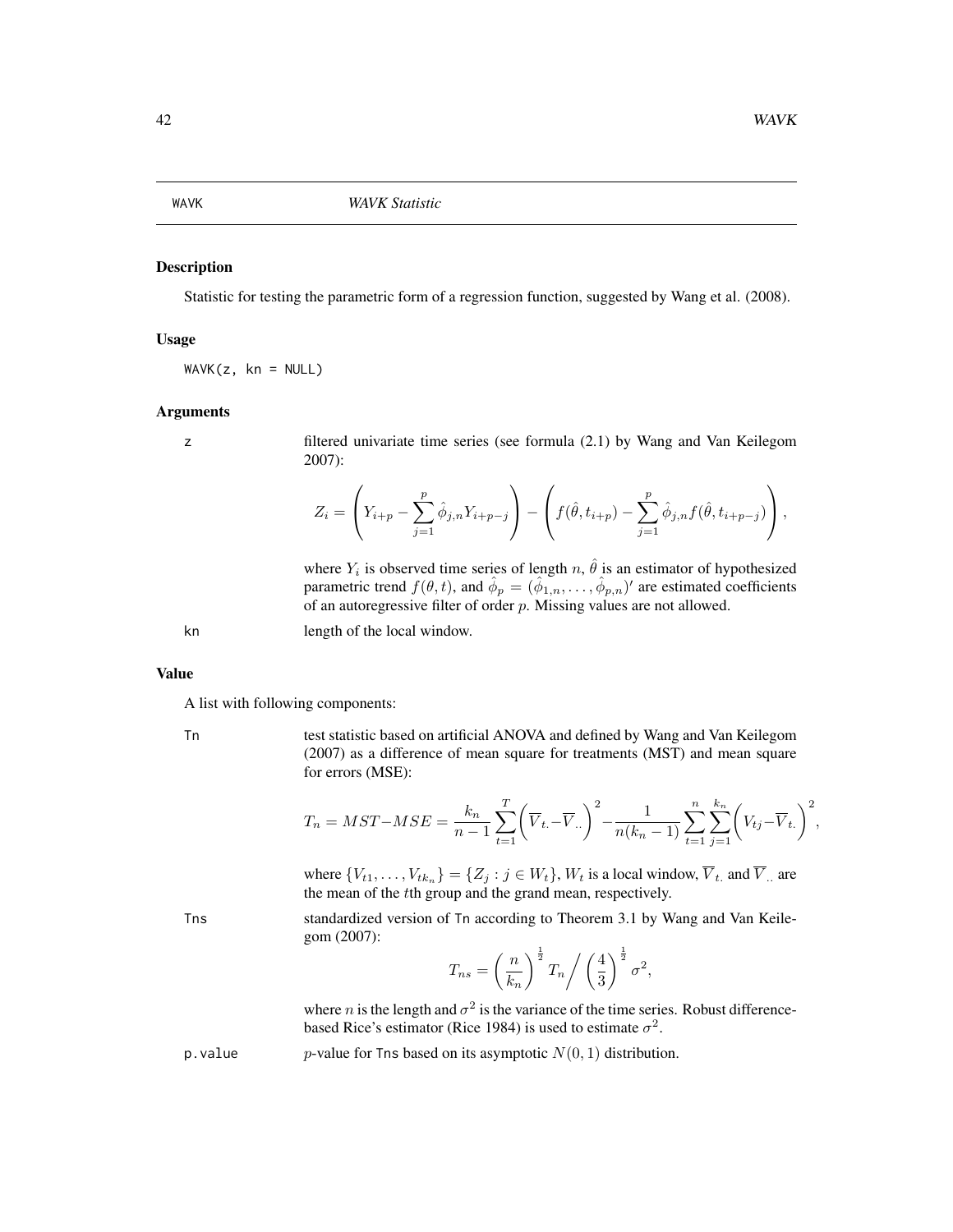## WAVK — *WAVK Statistic*

### Description

Statistic for testing the parametric form of a regression function, suggested by Wang et al. (2008).

### Usage

```
WAVK(z, kn = NULL)
```

### Arguments

`z` filtered univariate time series (see formula (2.1) by Wang and Van Keilegom 2007):

$$Z_i = \left(Y_{i+p} - \sum_{j=1}^{p} \hat{\phi}_{j,n} Y_{i+p-j}\right) - \left(f(\hat{\theta}, t_{i+p}) - \sum_{j=1}^{p} \hat{\phi}_{j,n} f(\hat{\theta}, t_{i+p-j})\right),$$

where $Y_i$ is observed time series of length $n$, $\hat{\theta}$ is an estimator of hypothesized parametric trend $f(\theta, t)$, and $\hat{\phi}_p = (\hat{\phi}_{1,n}, \ldots, \hat{\phi}_{p,n})'$ are estimated coefficients of an autoregressive filter of order $p$. Missing values are not allowed.

`kn` length of the local window.

### Value

A list with following components:

`Tn` test statistic based on artificial ANOVA and defined by Wang and Van Keilegom (2007) as a difference of mean square for treatments (MST) and mean square for errors (MSE):

$$T_n = MST - MSE = \frac{k_n}{n-1} \sum_{t=1}^{T} \left(\overline{V}_{t.} - \overline{V}_{..}\right)^2 - \frac{1}{n(k_n - 1)} \sum_{t=1}^{n} \sum_{j=1}^{k_n} \left(V_{tj} - \overline{V}_{t.}\right)^2,$$

where $\{V_{t1}, \ldots, V_{tk_n}\} = \{Z_j : j \in W_t\}$, $W_t$ is a local window, $\overline{V}_{t.}$ and $\overline{V}_{..}$ are the mean of the $t$th group and the grand mean, respectively.

`Tns` standardized version of `Tn` according to Theorem 3.1 by Wang and Van Keilegom (2007):

$$T_{ns} = \left(\frac{n}{k_n}\right)^{\frac{1}{2}} T_n \Big/ \left(\frac{4}{3}\right)^{\frac{1}{2}} \sigma^2,$$

where $n$ is the length and $\sigma^2$ is the variance of the time series. Robust difference-based Rice's estimator (Rice 1984) is used to estimate $\sigma^2$.

`p.value` $p$-value for `Tns` based on its asymptotic $N(0, 1)$ distribution.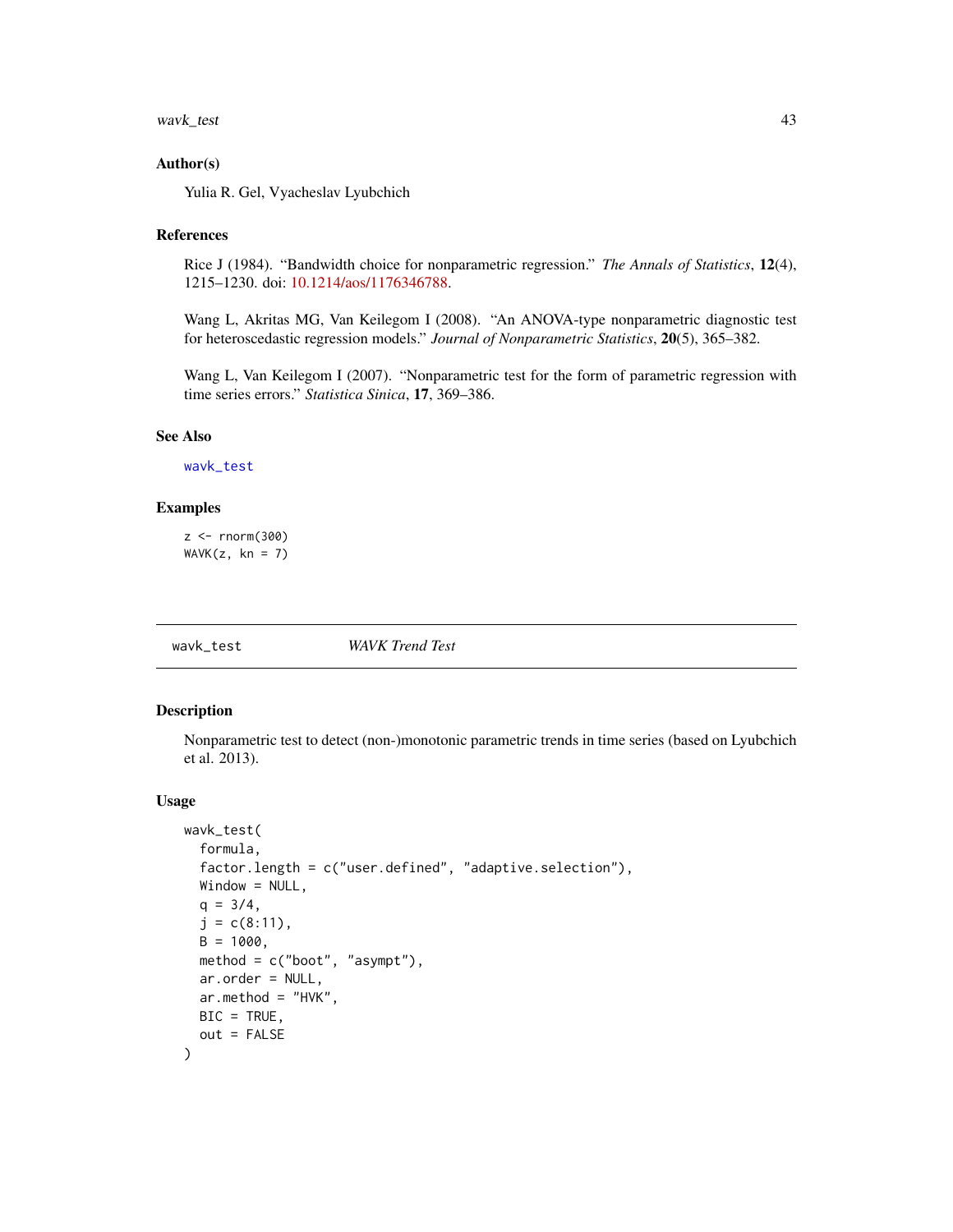### Author(s)

Yulia R. Gel, Vyacheslav Lyubchich

### References

Rice J (1984). "Bandwidth choice for nonparametric regression." *The Annals of Statistics*, **12**(4), 1215–1230. doi: 10.1214/aos/1176346788.

Wang L, Akritas MG, Van Keilegom I (2008). "An ANOVA-type nonparametric diagnostic test for heteroscedastic regression models." *Journal of Nonparametric Statistics*, **20**(5), 365–382.

Wang L, Van Keilegom I (2007). "Nonparametric test for the form of parametric regression with time series errors." *Statistica Sinica*, **17**, 369–386.

### See Also

`wavk_test`

### Examples

```
z <- rnorm(300)
WAVK(z, kn = 7)
```

---

## wavk_test — *WAVK Trend Test*

### Description

Nonparametric test to detect (non-)monotonic parametric trends in time series (based on Lyubchich et al. 2013).

### Usage

```
wavk_test(
  formula,
  factor.length = c("user.defined", "adaptive.selection"),
  Window = NULL,
  q = 3/4,
  j = c(8:11),
  B = 1000,
  method = c("boot", "asympt"),
  ar.order = NULL,
  ar.method = "HVK",
  BIC = TRUE,
  out = FALSE
)
```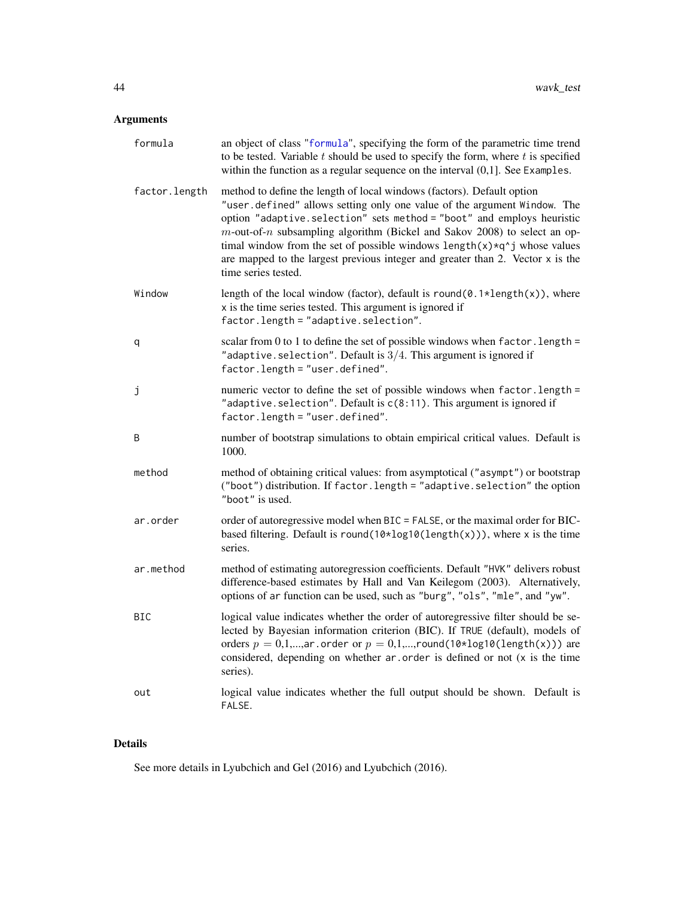## Arguments

**formula** — an object of class "formula", specifying the form of the parametric time trend to be tested. Variable $t$ should be used to specify the form, where $t$ is specified within the function as a regular sequence on the interval (0,1]. See Examples.

**factor.length** — method to define the length of local windows (factors). Default option "user.defined" allows setting only one value of the argument Window. The option "adaptive.selection" sets method = "boot" and employs heuristic $m$-out-of-$n$ subsampling algorithm (Bickel and Sakov 2008) to select an optimal window from the set of possible windows length(x)*q^j whose values are mapped to the largest previous integer and greater than 2. Vector x is the time series tested.

**Window** — length of the local window (factor), default is round(0.1*length(x)), where x is the time series tested. This argument is ignored if factor.length = "adaptive.selection".

**q** — scalar from 0 to 1 to define the set of possible windows when factor.length = "adaptive.selection". Default is $3/4$. This argument is ignored if factor.length = "user.defined".

**j** — numeric vector to define the set of possible windows when factor.length = "adaptive.selection". Default is c(8:11). This argument is ignored if factor.length = "user.defined".

**B** — number of bootstrap simulations to obtain empirical critical values. Default is 1000.

**method** — method of obtaining critical values: from asymptotical ("asympt") or bootstrap ("boot") distribution. If factor.length = "adaptive.selection" the option "boot" is used.

**ar.order** — order of autoregressive model when BIC = FALSE, or the maximal order for BIC-based filtering. Default is round(10*log10(length(x))), where x is the time series.

**ar.method** — method of estimating autoregression coefficients. Default "HVK" delivers robust difference-based estimates by Hall and Van Keilegom (2003). Alternatively, options of ar function can be used, such as "burg", "ols", "mle", and "yw".

**BIC** — logical value indicates whether the order of autoregressive filter should be selected by Bayesian information criterion (BIC). If TRUE (default), models of orders $p$ = 0,1,...,ar.order or $p$ = 0,1,...,round(10*log10(length(x))) are considered, depending on whether ar.order is defined or not (x is the time series).

**out** — logical value indicates whether the full output should be shown. Default is FALSE.

## Details

See more details in Lyubchich and Gel (2016) and Lyubchich (2016).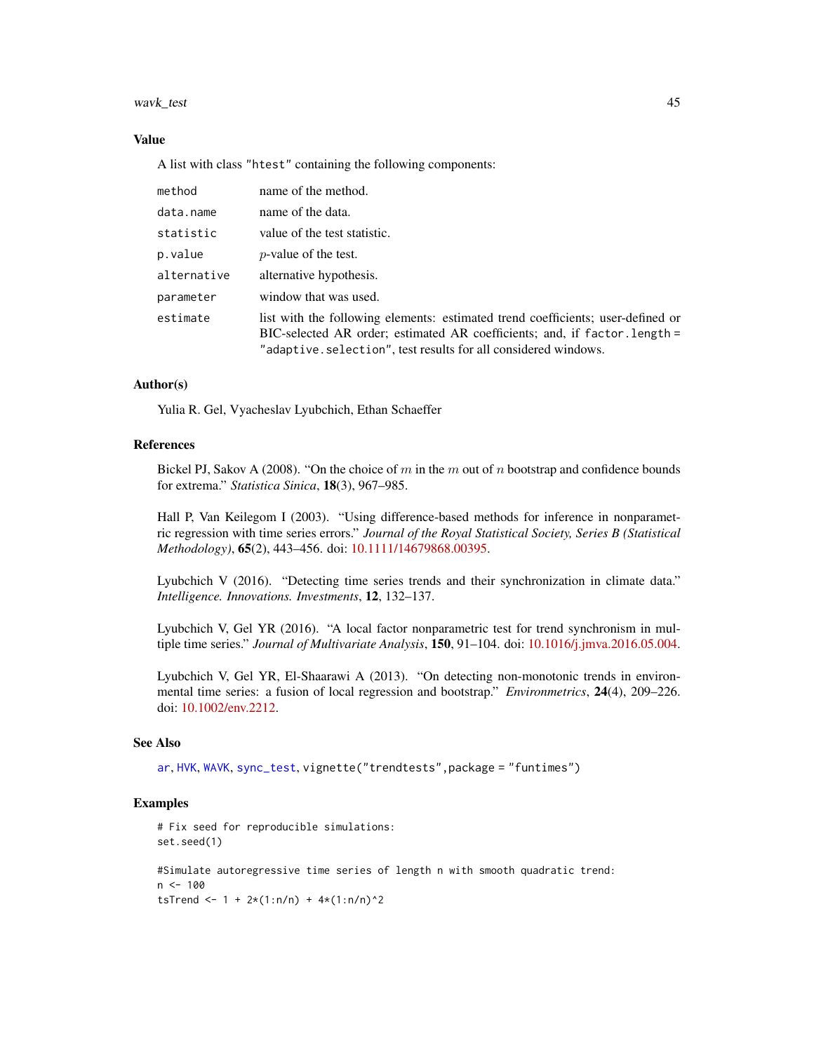### Value

A list with class "htest" containing the following components:

| | |
|---|---|
| `method` | name of the method. |
| `data.name` | name of the data. |
| `statistic` | value of the test statistic. |
| `p.value` | $p$-value of the test. |
| `alternative` | alternative hypothesis. |
| `parameter` | window that was used. |
| `estimate` | list with the following elements: estimated trend coefficients; user-defined or BIC-selected AR order; estimated AR coefficients; and, if `factor.length = "adaptive.selection"`, test results for all considered windows. |

### Author(s)

Yulia R. Gel, Vyacheslav Lyubchich, Ethan Schaeffer

### References

Bickel PJ, Sakov A (2008). "On the choice of $m$ in the $m$ out of $n$ bootstrap and confidence bounds for extrema." *Statistica Sinica*, **18**(3), 967–985.

Hall P, Van Keilegom I (2003). "Using difference-based methods for inference in nonparametric regression with time series errors." *Journal of the Royal Statistical Society, Series B (Statistical Methodology)*, **65**(2), 443–456. doi: 10.1111/14679868.00395.

Lyubchich V (2016). "Detecting time series trends and their synchronization in climate data." *Intelligence. Innovations. Investments*, **12**, 132–137.

Lyubchich V, Gel YR (2016). "A local factor nonparametric test for trend synchronism in multiple time series." *Journal of Multivariate Analysis*, **150**, 91–104. doi: 10.1016/j.jmva.2016.05.004.

Lyubchich V, Gel YR, El-Shaarawi A (2013). "On detecting non-monotonic trends in environmental time series: a fusion of local regression and bootstrap." *Environmetrics*, **24**(4), 209–226. doi: 10.1002/env.2212.

### See Also

`ar`, `HVK`, `WAVK`, `sync_test`, `vignette("trendtests",package = "funtimes")`

### Examples

```
# Fix seed for reproducible simulations:
set.seed(1)

#Simulate autoregressive time series of length n with smooth quadratic trend:
n <- 100
tsTrend <- 1 + 2*(1:n/n) + 4*(1:n/n)^2
```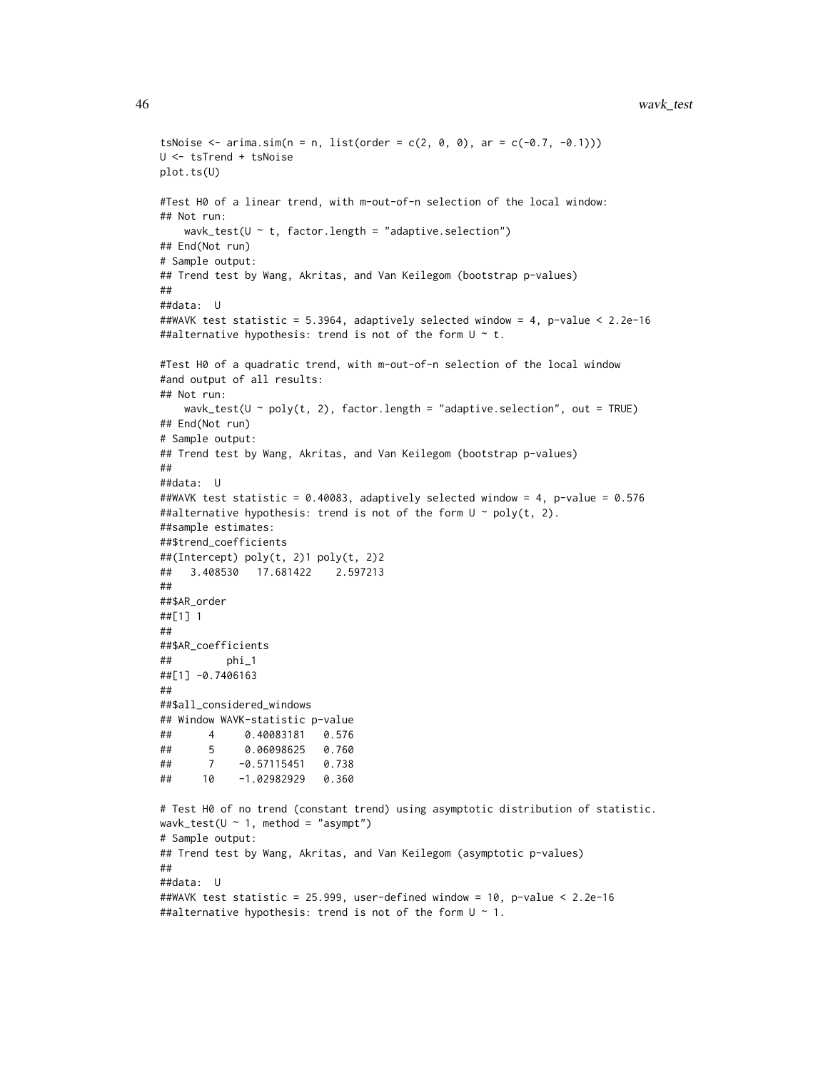```
tsNoise <- arima.sim(n = n, list(order = c(2, 0, 0), ar = c(-0.7, -0.1)))
U <- tsTrend + tsNoise
plot.ts(U)

#Test H0 of a linear trend, with m-out-of-n selection of the local window:
## Not run:
    wavk_test(U ~ t, factor.length = "adaptive.selection")
## End(Not run)
# Sample output:
## Trend test by Wang, Akritas, and Van Keilegom (bootstrap p-values)
##
##data:  U
##WAVK test statistic = 5.3964, adaptively selected window = 4, p-value < 2.2e-16
##alternative hypothesis: trend is not of the form U ~ t.

#Test H0 of a quadratic trend, with m-out-of-n selection of the local window
#and output of all results:
## Not run:
    wavk_test(U ~ poly(t, 2), factor.length = "adaptive.selection", out = TRUE)
## End(Not run)
# Sample output:
## Trend test by Wang, Akritas, and Van Keilegom (bootstrap p-values)
##
##data:  U
##WAVK test statistic = 0.40083, adaptively selected window = 4, p-value = 0.576
##alternative hypothesis: trend is not of the form U ~ poly(t, 2).
##sample estimates:
##$trend_coefficients
##(Intercept) poly(t, 2)1 poly(t, 2)2
##   3.408530   17.681422    2.597213
##
##$AR_order
##[1] 1
##
##$AR_coefficients
##         phi_1
##[1] -0.7406163
##
##$all_considered_windows
## Window WAVK-statistic p-value
##      4     0.40083181   0.576
##      5     0.06098625   0.760
##      7    -0.57115451   0.738
##     10    -1.02982929   0.360

# Test H0 of no trend (constant trend) using asymptotic distribution of statistic.
wavk_test(U ~ 1, method = "asympt")
# Sample output:
## Trend test by Wang, Akritas, and Van Keilegom (asymptotic p-values)
##
##data:  U
##WAVK test statistic = 25.999, user-defined window = 10, p-value < 2.2e-16
##alternative hypothesis: trend is not of the form U ~ 1.
```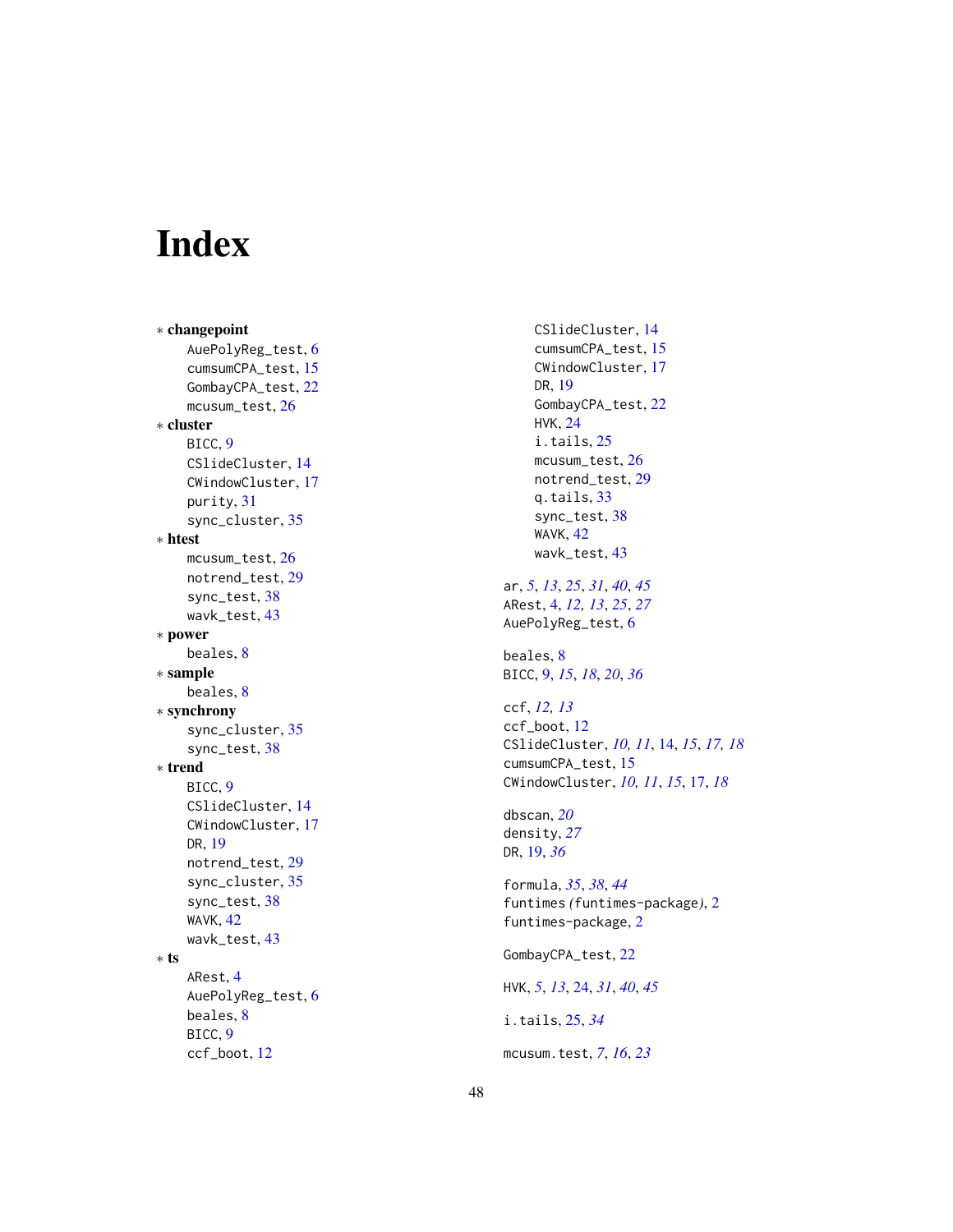# Index

∗ **changepoint**
AuePolyReg_test, 6
cumsumCPA_test, 15
GombayCPA_test, 22
mcusum_test, 26

∗ **cluster**
BICC, 9
CSlideCluster, 14
CWindowCluster, 17
purity, 31
sync_cluster, 35

∗ **htest**
mcusum_test, 26
notrend_test, 29
sync_test, 38
wavk_test, 43

∗ **power**
beales, 8

∗ **sample**
beales, 8

∗ **synchrony**
sync_cluster, 35
sync_test, 38

∗ **trend**
BICC, 9
CSlideCluster, 14
CWindowCluster, 17
DR, 19
notrend_test, 29
sync_cluster, 35
sync_test, 38
WAVK, 42
wavk_test, 43

∗ **ts**
ARest, 4
AuePolyReg_test, 6
beales, 8
BICC, 9
ccf_boot, 12
CSlideCluster, 14
cumsumCPA_test, 15
CWindowCluster, 17
DR, 19
GombayCPA_test, 22
HVK, 24
i.tails, 25
mcusum_test, 26
notrend_test, 29
q.tails, 33
sync_test, 38
WAVK, 42
wavk_test, 43

ar, *5*, *13*, *25*, *31*, *40*, *45*
ARest, 4, *12*, *13*, *25*, *27*
AuePolyReg_test, 6

beales, 8
BICC, 9, *15*, *18*, *20*, *36*

ccf, *12*, *13*
ccf_boot, 12
CSlideCluster, *10*, *11*, 14, *15*, *17*, *18*
cumsumCPA_test, 15
CWindowCluster, *10*, *11*, *15*, 17, *18*

dbscan, *20*
density, *27*
DR, 19, *36*

formula, *35*, *38*, *44*
funtimes *(*funtimes-package*)*, 2
funtimes-package, 2

GombayCPA_test, 22

HVK, *5*, *13*, 24, *31*, *40*, *45*

i.tails, 25, *34*

mcusum.test, *7*, *16*, *23*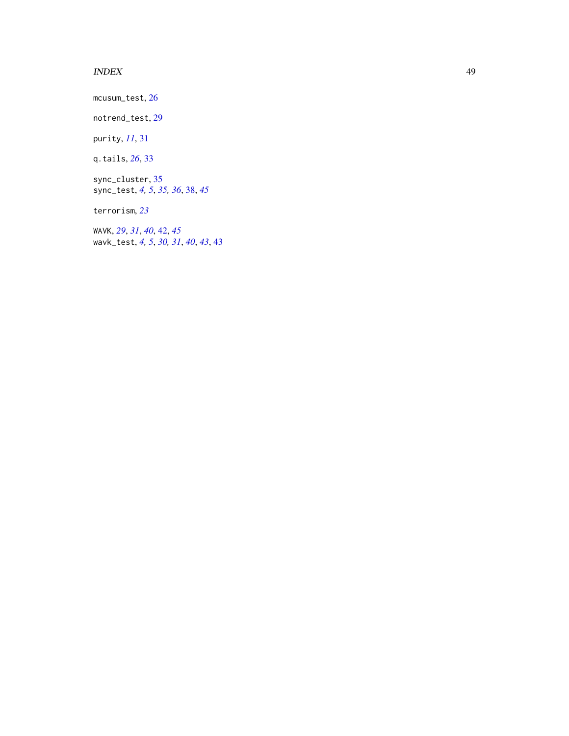mcusum_test, 26

notrend_test, 29

purity, *11*, 31

q.tails, *26*, 33

sync_cluster, 35
sync_test, *4, 5*, *35, 36*, 38, *45*

terrorism, *23*

WAVK, *29*, *31*, *40*, 42, *45*
wavk_test, *4, 5*, *30, 31*, *40*, *43*, 43